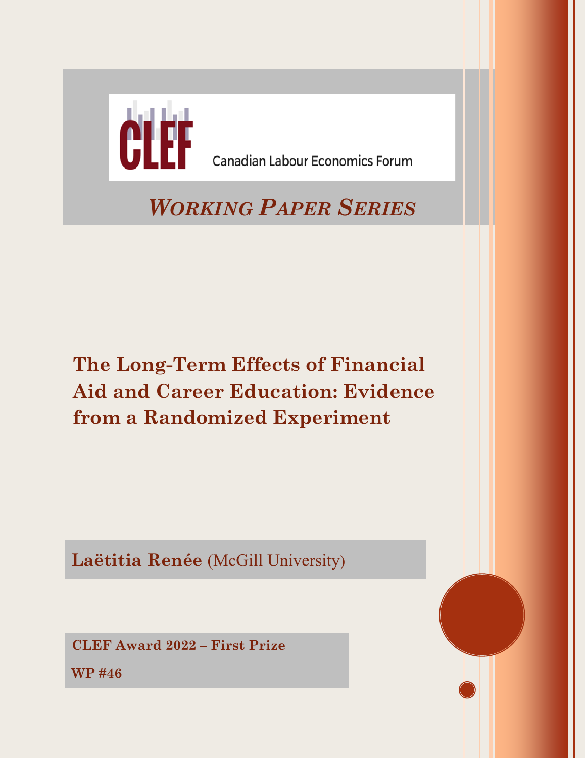CLEF

Canadian Labour Economics Forum

*WORKING PAPER SERIES*

# The Long-Term Effects of Financial Aid and Career Education: Evidence from a Randomized Experiment

**Laëtitia Renée** (McGill University)

**CLEF Award 2022 – First Prize**

**WP #46**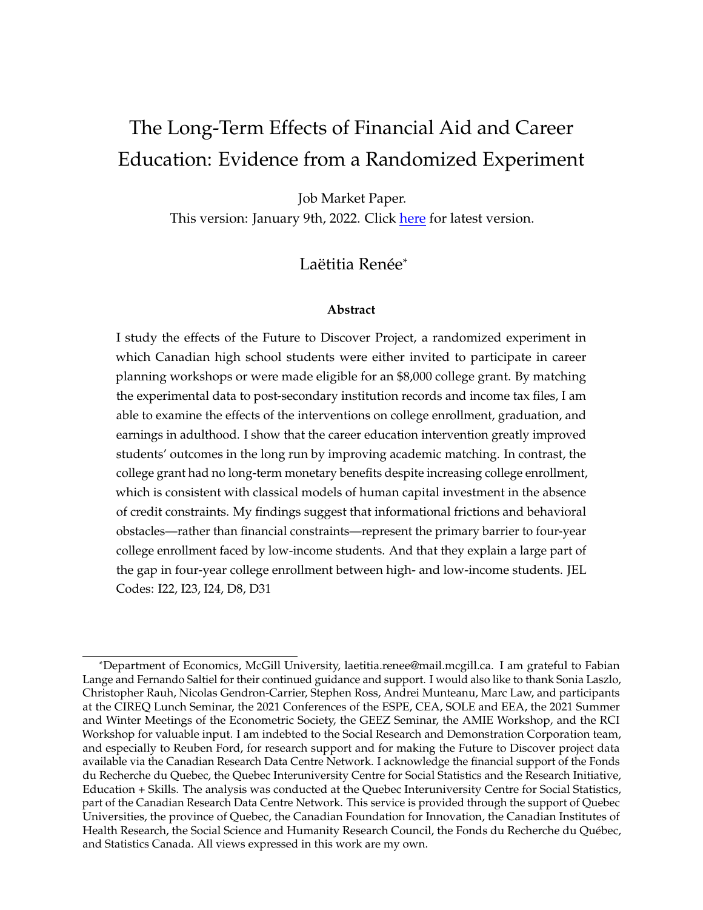# The Long-Term Effects of Financial Aid and Career Education: Evidence from a Randomized Experiment

Job Market Paper.

This version: January 9th, 2022. Click here for latest version.

Laëtitia Renée*

**Abstract**

I study the effects of the Future to Discover Project, a randomized experiment in which Canadian high school students were either invited to participate in career planning workshops or were made eligible for an $8,000 college grant. By matching the experimental data to post-secondary institution records and income tax files, I am able to examine the effects of the interventions on college enrollment, graduation, and earnings in adulthood. I show that the career education intervention greatly improved students' outcomes in the long run by improving academic matching. In contrast, the college grant had no long-term monetary benefits despite increasing college enrollment, which is consistent with classical models of human capital investment in the absence of credit constraints. My findings suggest that informational frictions and behavioral obstacles—rather than financial constraints—represent the primary barrier to four-year college enrollment faced by low-income students. And that they explain a large part of the gap in four-year college enrollment between high- and low-income students. JEL Codes: I22, I23, I24, D8, D31

*Department of Economics, McGill University, laetitia.renee@mail.mcgill.ca. I am grateful to Fabian Lange and Fernando Saltiel for their continued guidance and support. I would also like to thank Sonia Laszlo, Christopher Rauh, Nicolas Gendron-Carrier, Stephen Ross, Andrei Munteanu, Marc Law, and participants at the CIREQ Lunch Seminar, the 2021 Conferences of the ESPE, CEA, SOLE and EEA, the 2021 Summer and Winter Meetings of the Econometric Society, the GEEZ Seminar, the AMIE Workshop, and the RCI Workshop for valuable input. I am indebted to the Social Research and Demonstration Corporation team, and especially to Reuben Ford, for research support and for making the Future to Discover project data available via the Canadian Research Data Centre Network. I acknowledge the financial support of the Fonds du Recherche du Quebec, the Quebec Interuniversity Centre for Social Statistics and the Research Initiative, Education + Skills. The analysis was conducted at the Quebec Interuniversity Centre for Social Statistics, part of the Canadian Research Data Centre Network. This service is provided through the support of Quebec Universities, the province of Quebec, the Canadian Foundation for Innovation, the Canadian Institutes of Health Research, the Social Science and Humanity Research Council, the Fonds du Recherche du Québec, and Statistics Canada. All views expressed in this work are my own.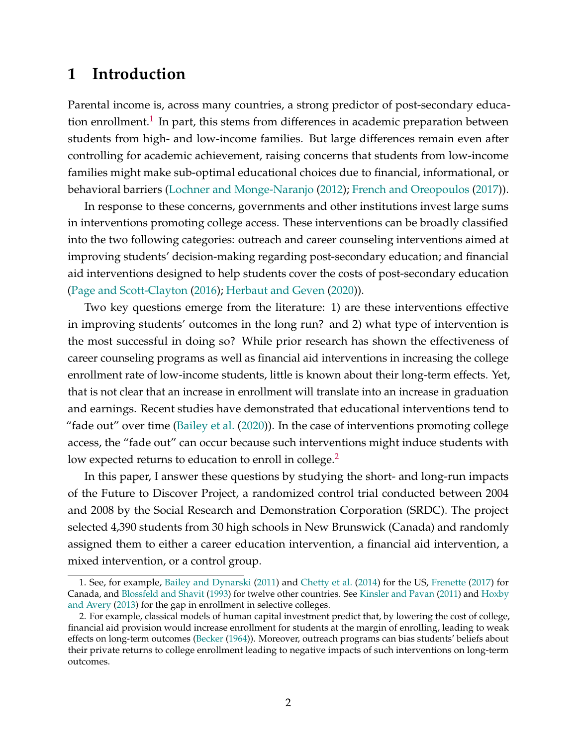# 1 Introduction

Parental income is, across many countries, a strong predictor of post-secondary education enrollment.[1] In part, this stems from differences in academic preparation between students from high- and low-income families. But large differences remain even after controlling for academic achievement, raising concerns that students from low-income families might make sub-optimal educational choices due to financial, informational, or behavioral barriers (Lochner and Monge-Naranjo (2012); French and Oreopoulos (2017)).

In response to these concerns, governments and other institutions invest large sums in interventions promoting college access. These interventions can be broadly classified into the two following categories: outreach and career counseling interventions aimed at improving students' decision-making regarding post-secondary education; and financial aid interventions designed to help students cover the costs of post-secondary education (Page and Scott-Clayton (2016); Herbaut and Geven (2020)).

Two key questions emerge from the literature: 1) are these interventions effective in improving students' outcomes in the long run? and 2) what type of intervention is the most successful in doing so? While prior research has shown the effectiveness of career counseling programs as well as financial aid interventions in increasing the college enrollment rate of low-income students, little is known about their long-term effects. Yet, that is not clear that an increase in enrollment will translate into an increase in graduation and earnings. Recent studies have demonstrated that educational interventions tend to "fade out" over time (Bailey et al. (2020)). In the case of interventions promoting college access, the "fade out" can occur because such interventions might induce students with low expected returns to education to enroll in college.[2]

In this paper, I answer these questions by studying the short- and long-run impacts of the Future to Discover Project, a randomized control trial conducted between 2004 and 2008 by the Social Research and Demonstration Corporation (SRDC). The project selected 4,390 students from 30 high schools in New Brunswick (Canada) and randomly assigned them to either a career education intervention, a financial aid intervention, a mixed intervention, or a control group.

1. See, for example, Bailey and Dynarski (2011) and Chetty et al. (2014) for the US, Frenette (2017) for Canada, and Blossfeld and Shavit (1993) for twelve other countries. See Kinsler and Pavan (2011) and Hoxby and Avery (2013) for the gap in enrollment in selective colleges.

2. For example, classical models of human capital investment predict that, by lowering the cost of college, financial aid provision would increase enrollment for students at the margin of enrolling, leading to weak effects on long-term outcomes (Becker (1964)). Moreover, outreach programs can bias students' beliefs about their private returns to college enrollment leading to negative impacts of such interventions on long-term outcomes.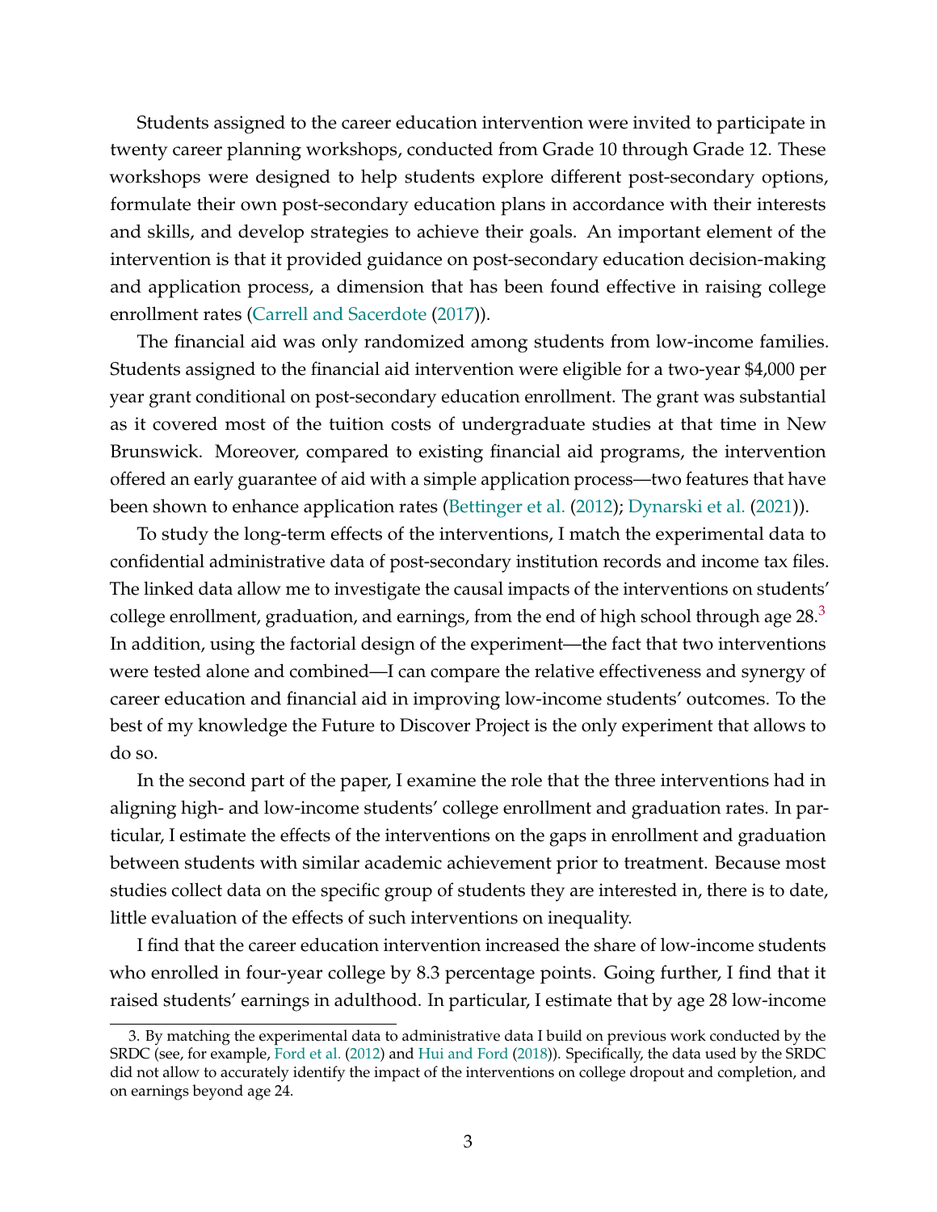Students assigned to the career education intervention were invited to participate in twenty career planning workshops, conducted from Grade 10 through Grade 12. These workshops were designed to help students explore different post-secondary options, formulate their own post-secondary education plans in accordance with their interests and skills, and develop strategies to achieve their goals. An important element of the intervention is that it provided guidance on post-secondary education decision-making and application process, a dimension that has been found effective in raising college enrollment rates (Carrell and Sacerdote (2017)).

The financial aid was only randomized among students from low-income families. Students assigned to the financial aid intervention were eligible for a two-year $4,000 per year grant conditional on post-secondary education enrollment. The grant was substantial as it covered most of the tuition costs of undergraduate studies at that time in New Brunswick. Moreover, compared to existing financial aid programs, the intervention offered an early guarantee of aid with a simple application process—two features that have been shown to enhance application rates (Bettinger et al. (2012); Dynarski et al. (2021)).

To study the long-term effects of the interventions, I match the experimental data to confidential administrative data of post-secondary institution records and income tax files. The linked data allow me to investigate the causal impacts of the interventions on students' college enrollment, graduation, and earnings, from the end of high school through age 28.[3] In addition, using the factorial design of the experiment—the fact that two interventions were tested alone and combined—I can compare the relative effectiveness and synergy of career education and financial aid in improving low-income students' outcomes. To the best of my knowledge the Future to Discover Project is the only experiment that allows to do so.

In the second part of the paper, I examine the role that the three interventions had in aligning high- and low-income students' college enrollment and graduation rates. In particular, I estimate the effects of the interventions on the gaps in enrollment and graduation between students with similar academic achievement prior to treatment. Because most studies collect data on the specific group of students they are interested in, there is to date, little evaluation of the effects of such interventions on inequality.

I find that the career education intervention increased the share of low-income students who enrolled in four-year college by 8.3 percentage points. Going further, I find that it raised students' earnings in adulthood. In particular, I estimate that by age 28 low-income

3. By matching the experimental data to administrative data I build on previous work conducted by the SRDC (see, for example, Ford et al. (2012) and Hui and Ford (2018)). Specifically, the data used by the SRDC did not allow to accurately identify the impact of the interventions on college dropout and completion, and on earnings beyond age 24.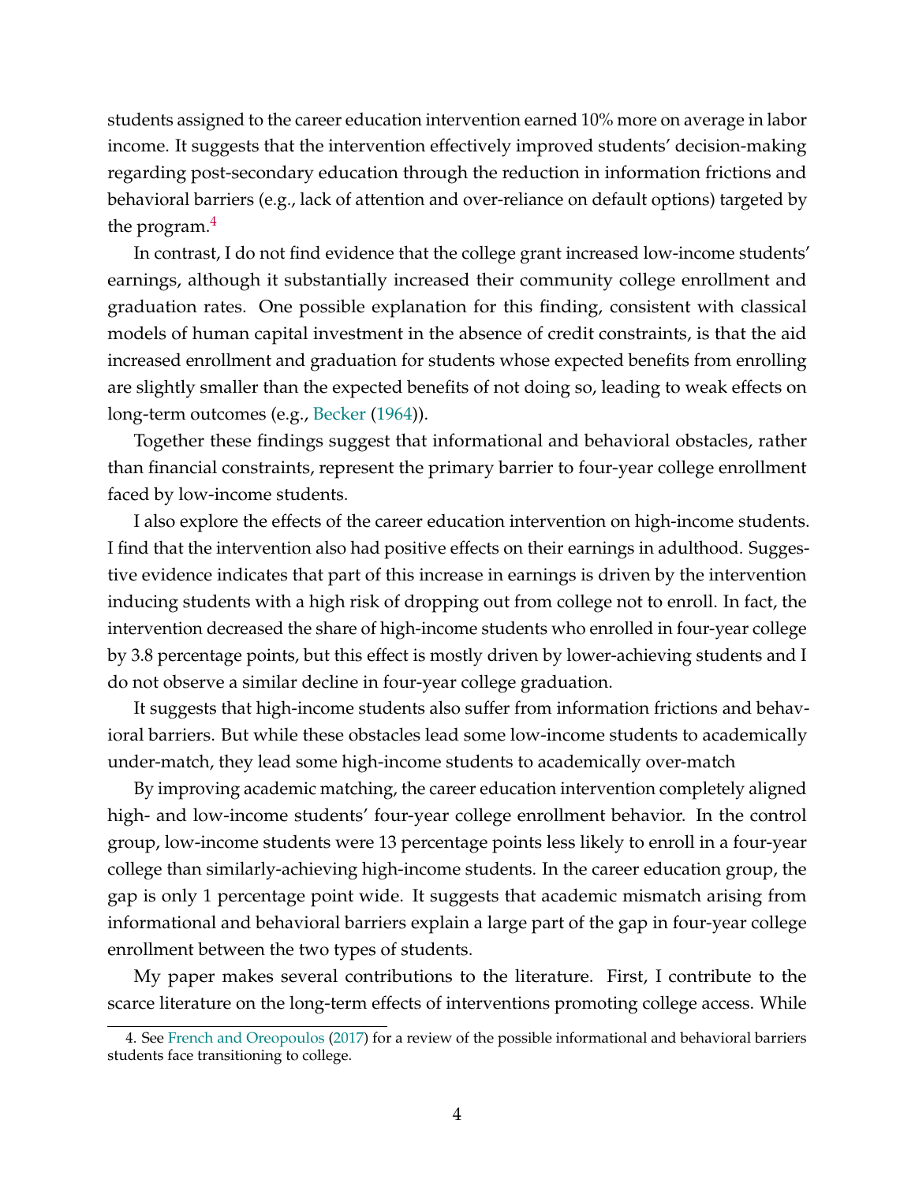students assigned to the career education intervention earned 10% more on average in labor income. It suggests that the intervention effectively improved students' decision-making regarding post-secondary education through the reduction in information frictions and behavioral barriers (e.g., lack of attention and over-reliance on default options) targeted by the program.[4]

In contrast, I do not find evidence that the college grant increased low-income students' earnings, although it substantially increased their community college enrollment and graduation rates. One possible explanation for this finding, consistent with classical models of human capital investment in the absence of credit constraints, is that the aid increased enrollment and graduation for students whose expected benefits from enrolling are slightly smaller than the expected benefits of not doing so, leading to weak effects on long-term outcomes (e.g., Becker (1964)).

Together these findings suggest that informational and behavioral obstacles, rather than financial constraints, represent the primary barrier to four-year college enrollment faced by low-income students.

I also explore the effects of the career education intervention on high-income students. I find that the intervention also had positive effects on their earnings in adulthood. Suggestive evidence indicates that part of this increase in earnings is driven by the intervention inducing students with a high risk of dropping out from college not to enroll. In fact, the intervention decreased the share of high-income students who enrolled in four-year college by 3.8 percentage points, but this effect is mostly driven by lower-achieving students and I do not observe a similar decline in four-year college graduation.

It suggests that high-income students also suffer from information frictions and behavioral barriers. But while these obstacles lead some low-income students to academically under-match, they lead some high-income students to academically over-match

By improving academic matching, the career education intervention completely aligned high- and low-income students' four-year college enrollment behavior. In the control group, low-income students were 13 percentage points less likely to enroll in a four-year college than similarly-achieving high-income students. In the career education group, the gap is only 1 percentage point wide. It suggests that academic mismatch arising from informational and behavioral barriers explain a large part of the gap in four-year college enrollment between the two types of students.

My paper makes several contributions to the literature. First, I contribute to the scarce literature on the long-term effects of interventions promoting college access. While

4. See French and Oreopoulos (2017) for a review of the possible informational and behavioral barriers students face transitioning to college.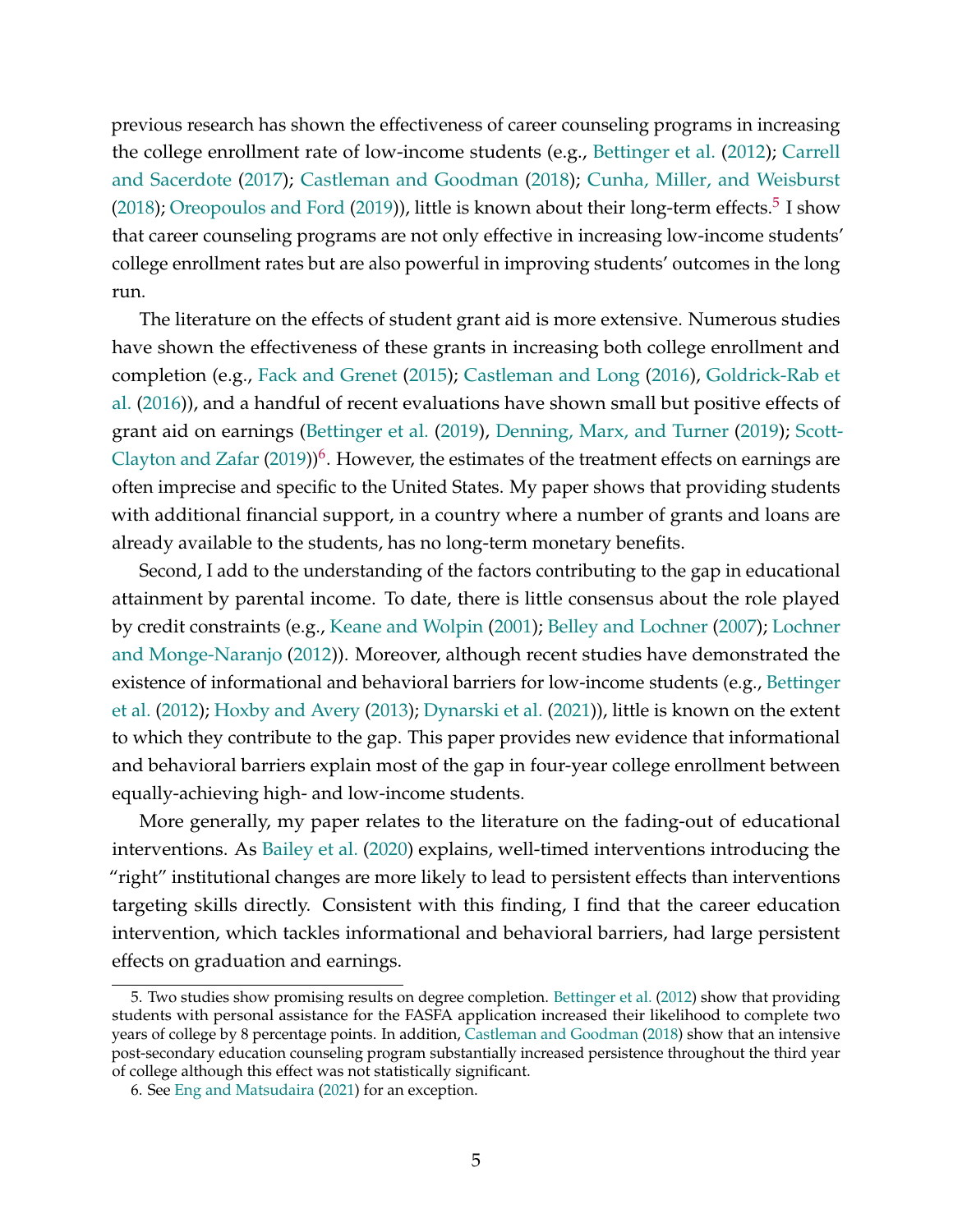previous research has shown the effectiveness of career counseling programs in increasing the college enrollment rate of low-income students (e.g., Bettinger et al. (2012); Carrell and Sacerdote (2017); Castleman and Goodman (2018); Cunha, Miller, and Weisburst (2018); Oreopoulos and Ford (2019)), little is known about their long-term effects.[5] I show that career counseling programs are not only effective in increasing low-income students' college enrollment rates but are also powerful in improving students' outcomes in the long run.

The literature on the effects of student grant aid is more extensive. Numerous studies have shown the effectiveness of these grants in increasing both college enrollment and completion (e.g., Fack and Grenet (2015); Castleman and Long (2016), Goldrick-Rab et al. (2016)), and a handful of recent evaluations have shown small but positive effects of grant aid on earnings (Bettinger et al. (2019), Denning, Marx, and Turner (2019); Scott-Clayton and Zafar (2019))[6]. However, the estimates of the treatment effects on earnings are often imprecise and specific to the United States. My paper shows that providing students with additional financial support, in a country where a number of grants and loans are already available to the students, has no long-term monetary benefits.

Second, I add to the understanding of the factors contributing to the gap in educational attainment by parental income. To date, there is little consensus about the role played by credit constraints (e.g., Keane and Wolpin (2001); Belley and Lochner (2007); Lochner and Monge-Naranjo (2012)). Moreover, although recent studies have demonstrated the existence of informational and behavioral barriers for low-income students (e.g., Bettinger et al. (2012); Hoxby and Avery (2013); Dynarski et al. (2021)), little is known on the extent to which they contribute to the gap. This paper provides new evidence that informational and behavioral barriers explain most of the gap in four-year college enrollment between equally-achieving high- and low-income students.

More generally, my paper relates to the literature on the fading-out of educational interventions. As Bailey et al. (2020) explains, well-timed interventions introducing the "right" institutional changes are more likely to lead to persistent effects than interventions targeting skills directly. Consistent with this finding, I find that the career education intervention, which tackles informational and behavioral barriers, had large persistent effects on graduation and earnings.

5. Two studies show promising results on degree completion. Bettinger et al. (2012) show that providing students with personal assistance for the FASFA application increased their likelihood to complete two years of college by 8 percentage points. In addition, Castleman and Goodman (2018) show that an intensive post-secondary education counseling program substantially increased persistence throughout the third year of college although this effect was not statistically significant.

6. See Eng and Matsudaira (2021) for an exception.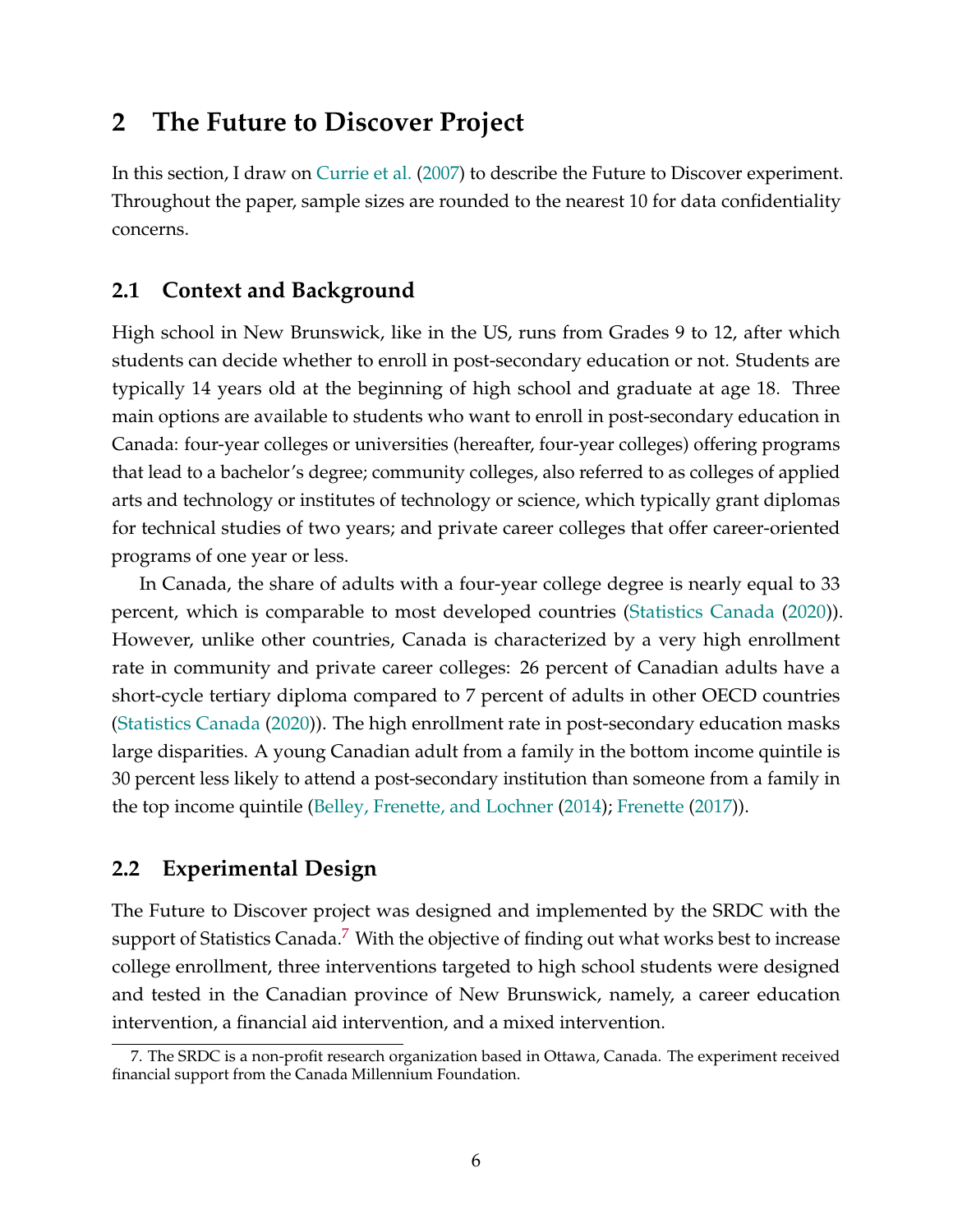## 2 The Future to Discover Project

In this section, I draw on Currie et al. (2007) to describe the Future to Discover experiment. Throughout the paper, sample sizes are rounded to the nearest 10 for data confidentiality concerns.

### 2.1 Context and Background

High school in New Brunswick, like in the US, runs from Grades 9 to 12, after which students can decide whether to enroll in post-secondary education or not. Students are typically 14 years old at the beginning of high school and graduate at age 18. Three main options are available to students who want to enroll in post-secondary education in Canada: four-year colleges or universities (hereafter, four-year colleges) offering programs that lead to a bachelor's degree; community colleges, also referred to as colleges of applied arts and technology or institutes of technology or science, which typically grant diplomas for technical studies of two years; and private career colleges that offer career-oriented programs of one year or less.

In Canada, the share of adults with a four-year college degree is nearly equal to 33 percent, which is comparable to most developed countries (Statistics Canada (2020)). However, unlike other countries, Canada is characterized by a very high enrollment rate in community and private career colleges: 26 percent of Canadian adults have a short-cycle tertiary diploma compared to 7 percent of adults in other OECD countries (Statistics Canada (2020)). The high enrollment rate in post-secondary education masks large disparities. A young Canadian adult from a family in the bottom income quintile is 30 percent less likely to attend a post-secondary institution than someone from a family in the top income quintile (Belley, Frenette, and Lochner (2014); Frenette (2017)).

### 2.2 Experimental Design

The Future to Discover project was designed and implemented by the SRDC with the support of Statistics Canada.[7] With the objective of finding out what works best to increase college enrollment, three interventions targeted to high school students were designed and tested in the Canadian province of New Brunswick, namely, a career education intervention, a financial aid intervention, and a mixed intervention.

7. The SRDC is a non-profit research organization based in Ottawa, Canada. The experiment received financial support from the Canada Millennium Foundation.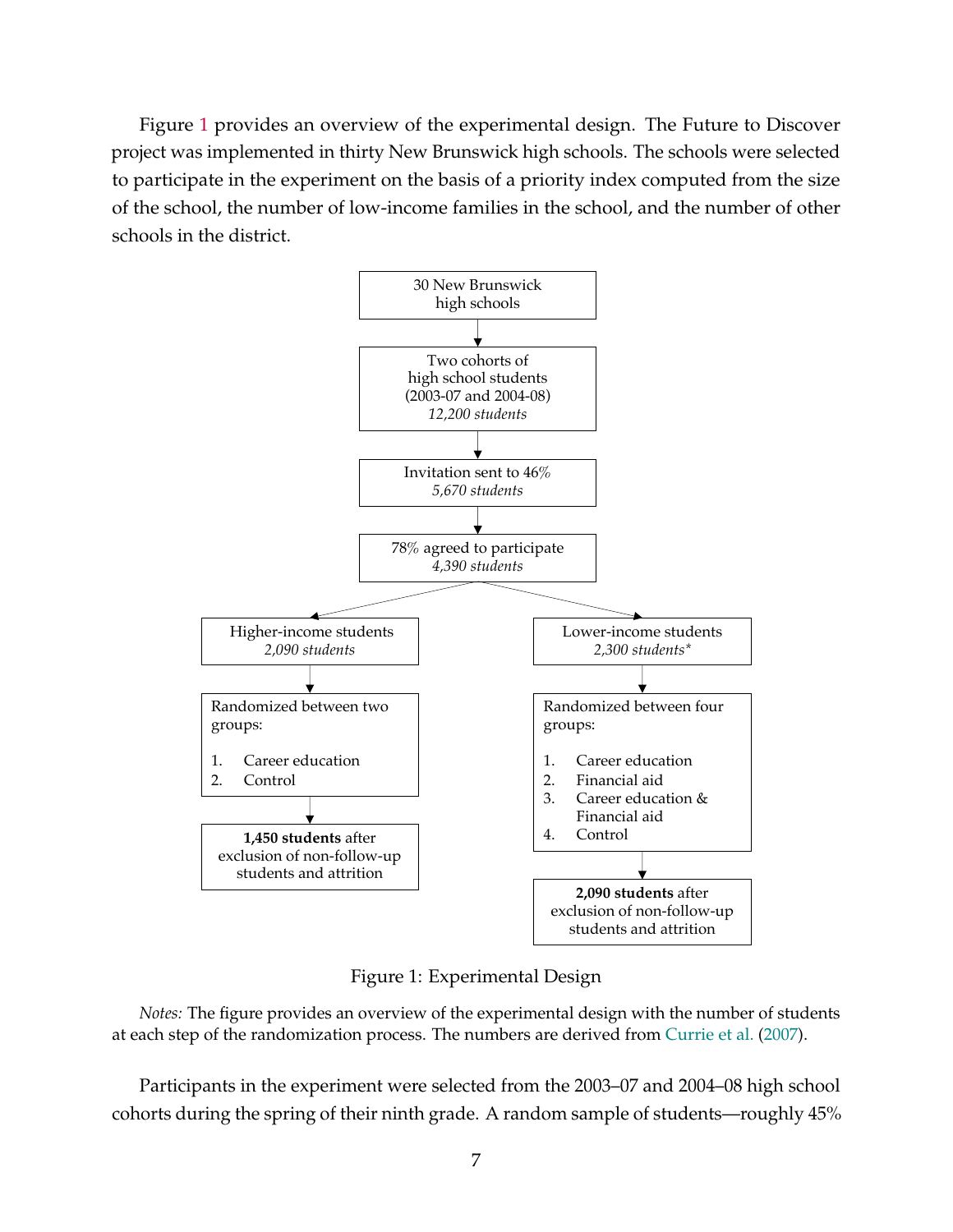Figure 1 provides an overview of the experimental design. The Future to Discover project was implemented in thirty New Brunswick high schools. The schools were selected to participate in the experiment on the basis of a priority index computed from the size of the school, the number of low-income families in the school, and the number of other schools in the district.

30 New Brunswick high schools

Two cohorts of high school students (2003-07 and 2004-08)
*12,200 students*

Invitation sent to 46%
*5,670 students*

78% agreed to participate
*4,390 students*

Higher-income students
*2,090 students*

Randomized between two groups:

1. Career education
2. Control

**1,450 students** after exclusion of non-follow-up students and attrition

Lower-income students
*2,300 students**

Randomized between four groups:

1. Career education
2. Financial aid
3. Career education & Financial aid
4. Control

**2,090 students** after exclusion of non-follow-up students and attrition

Figure 1: Experimental Design

*Notes:* The figure provides an overview of the experimental design with the number of students at each step of the randomization process. The numbers are derived from Currie et al. (2007).

Participants in the experiment were selected from the 2003–07 and 2004–08 high school cohorts during the spring of their ninth grade. A random sample of students—roughly 45%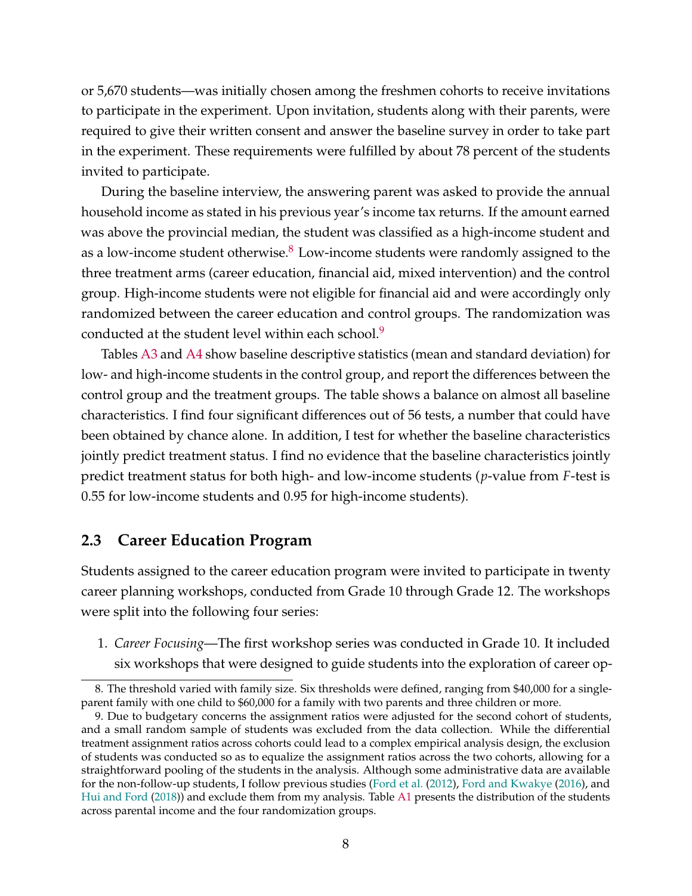or 5,670 students—was initially chosen among the freshmen cohorts to receive invitations to participate in the experiment. Upon invitation, students along with their parents, were required to give their written consent and answer the baseline survey in order to take part in the experiment. These requirements were fulfilled by about 78 percent of the students invited to participate.

During the baseline interview, the answering parent was asked to provide the annual household income as stated in his previous year's income tax returns. If the amount earned was above the provincial median, the student was classified as a high-income student and as a low-income student otherwise.[8] Low-income students were randomly assigned to the three treatment arms (career education, financial aid, mixed intervention) and the control group. High-income students were not eligible for financial aid and were accordingly only randomized between the career education and control groups. The randomization was conducted at the student level within each school.[9]

Tables A3 and A4 show baseline descriptive statistics (mean and standard deviation) for low- and high-income students in the control group, and report the differences between the control group and the treatment groups. The table shows a balance on almost all baseline characteristics. I find four significant differences out of 56 tests, a number that could have been obtained by chance alone. In addition, I test for whether the baseline characteristics jointly predict treatment status. I find no evidence that the baseline characteristics jointly predict treatment status for both high- and low-income students ($p$-value from $F$-test is 0.55 for low-income students and 0.95 for high-income students).

## 2.3 Career Education Program

Students assigned to the career education program were invited to participate in twenty career planning workshops, conducted from Grade 10 through Grade 12. The workshops were split into the following four series:

1. *Career Focusing*—The first workshop series was conducted in Grade 10. It included six workshops that were designed to guide students into the exploration of career op-

8. The threshold varied with family size. Six thresholds were defined, ranging from $40,000 for a single-parent family with one child to $60,000 for a family with two parents and three children or more.

9. Due to budgetary concerns the assignment ratios were adjusted for the second cohort of students, and a small random sample of students was excluded from the data collection. While the differential treatment assignment ratios across cohorts could lead to a complex empirical analysis design, the exclusion of students was conducted so as to equalize the assignment ratios across the two cohorts, allowing for a straightforward pooling of the students in the analysis. Although some administrative data are available for the non-follow-up students, I follow previous studies (Ford et al. (2012), Ford and Kwakye (2016), and Hui and Ford (2018)) and exclude them from my analysis. Table A1 presents the distribution of the students across parental income and the four randomization groups.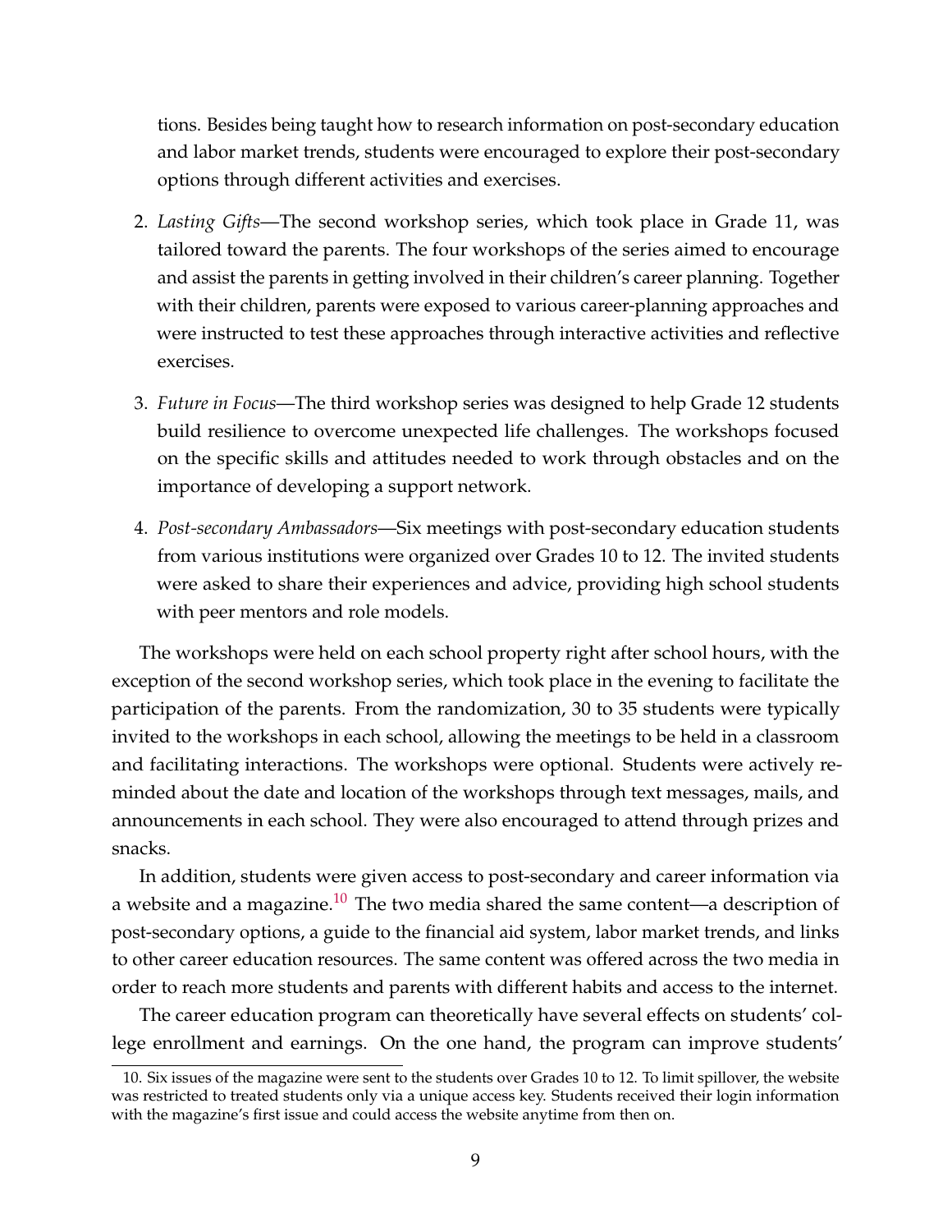tions. Besides being taught how to research information on post-secondary education and labor market trends, students were encouraged to explore their post-secondary options through different activities and exercises.

2. *Lasting Gifts*—The second workshop series, which took place in Grade 11, was tailored toward the parents. The four workshops of the series aimed to encourage and assist the parents in getting involved in their children's career planning. Together with their children, parents were exposed to various career-planning approaches and were instructed to test these approaches through interactive activities and reflective exercises.

3. *Future in Focus*—The third workshop series was designed to help Grade 12 students build resilience to overcome unexpected life challenges. The workshops focused on the specific skills and attitudes needed to work through obstacles and on the importance of developing a support network.

4. *Post-secondary Ambassadors*—Six meetings with post-secondary education students from various institutions were organized over Grades 10 to 12. The invited students were asked to share their experiences and advice, providing high school students with peer mentors and role models.

The workshops were held on each school property right after school hours, with the exception of the second workshop series, which took place in the evening to facilitate the participation of the parents. From the randomization, 30 to 35 students were typically invited to the workshops in each school, allowing the meetings to be held in a classroom and facilitating interactions. The workshops were optional. Students were actively reminded about the date and location of the workshops through text messages, mails, and announcements in each school. They were also encouraged to attend through prizes and snacks.

In addition, students were given access to post-secondary and career information via a website and a magazine.[10] The two media shared the same content—a description of post-secondary options, a guide to the financial aid system, labor market trends, and links to other career education resources. The same content was offered across the two media in order to reach more students and parents with different habits and access to the internet.

The career education program can theoretically have several effects on students' college enrollment and earnings. On the one hand, the program can improve students'

10. Six issues of the magazine were sent to the students over Grades 10 to 12. To limit spillover, the website was restricted to treated students only via a unique access key. Students received their login information with the magazine's first issue and could access the website anytime from then on.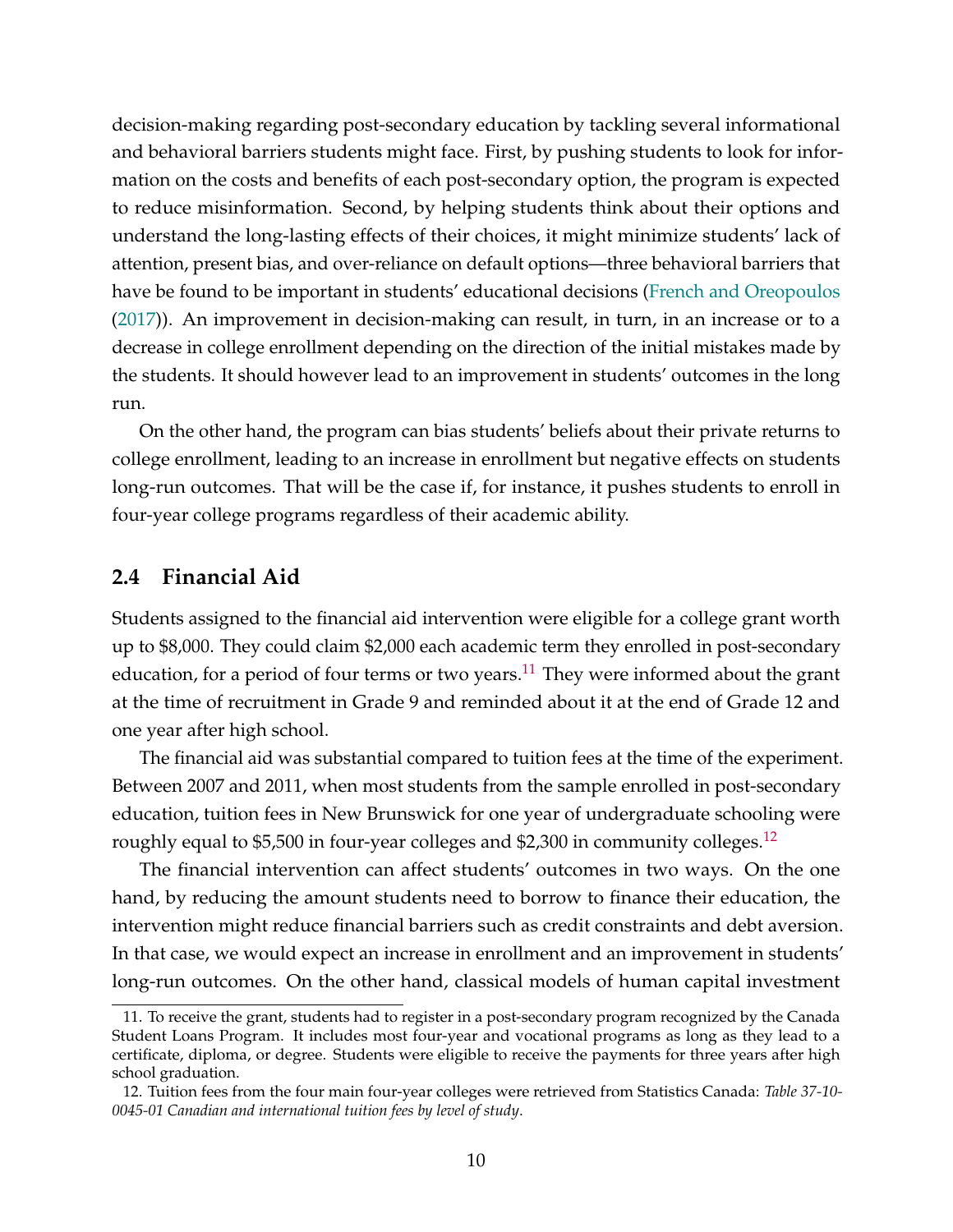decision-making regarding post-secondary education by tackling several informational and behavioral barriers students might face. First, by pushing students to look for information on the costs and benefits of each post-secondary option, the program is expected to reduce misinformation. Second, by helping students think about their options and understand the long-lasting effects of their choices, it might minimize students' lack of attention, present bias, and over-reliance on default options—three behavioral barriers that have be found to be important in students' educational decisions (French and Oreopoulos (2017)). An improvement in decision-making can result, in turn, in an increase or to a decrease in college enrollment depending on the direction of the initial mistakes made by the students. It should however lead to an improvement in students' outcomes in the long run.

On the other hand, the program can bias students' beliefs about their private returns to college enrollment, leading to an increase in enrollment but negative effects on students long-run outcomes. That will be the case if, for instance, it pushes students to enroll in four-year college programs regardless of their academic ability.

## 2.4 Financial Aid

Students assigned to the financial aid intervention were eligible for a college grant worth up to $8,000. They could claim $2,000 each academic term they enrolled in post-secondary education, for a period of four terms or two years.[11] They were informed about the grant at the time of recruitment in Grade 9 and reminded about it at the end of Grade 12 and one year after high school.

The financial aid was substantial compared to tuition fees at the time of the experiment. Between 2007 and 2011, when most students from the sample enrolled in post-secondary education, tuition fees in New Brunswick for one year of undergraduate schooling were roughly equal to $5,500 in four-year colleges and $2,300 in community colleges.[12]

The financial intervention can affect students' outcomes in two ways. On the one hand, by reducing the amount students need to borrow to finance their education, the intervention might reduce financial barriers such as credit constraints and debt aversion. In that case, we would expect an increase in enrollment and an improvement in students' long-run outcomes. On the other hand, classical models of human capital investment

11. To receive the grant, students had to register in a post-secondary program recognized by the Canada Student Loans Program. It includes most four-year and vocational programs as long as they lead to a certificate, diploma, or degree. Students were eligible to receive the payments for three years after high school graduation.

12. Tuition fees from the four main four-year colleges were retrieved from Statistics Canada: *Table 37-10-0045-01 Canadian and international tuition fees by level of study*.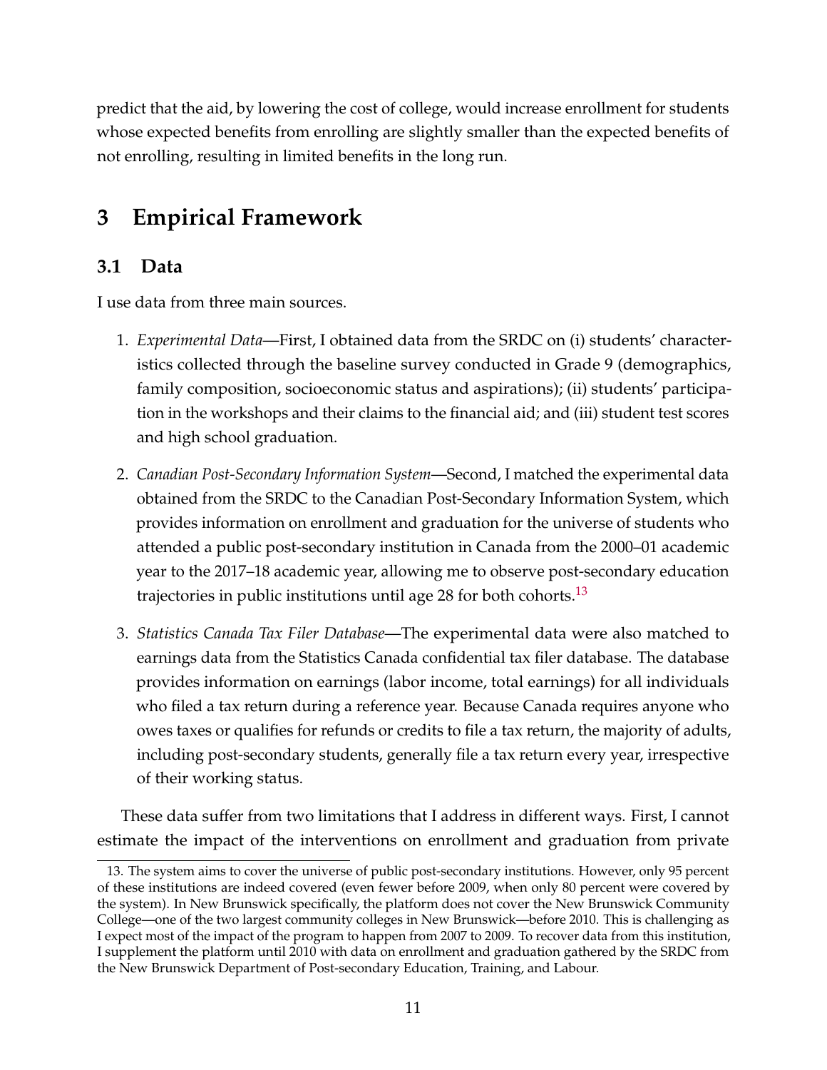predict that the aid, by lowering the cost of college, would increase enrollment for students whose expected benefits from enrolling are slightly smaller than the expected benefits of not enrolling, resulting in limited benefits in the long run.

# 3 Empirical Framework

## 3.1 Data

I use data from three main sources.

1. *Experimental Data*—First, I obtained data from the SRDC on (i) students' characteristics collected through the baseline survey conducted in Grade 9 (demographics, family composition, socioeconomic status and aspirations); (ii) students' participation in the workshops and their claims to the financial aid; and (iii) student test scores and high school graduation.

2. *Canadian Post-Secondary Information System*—Second, I matched the experimental data obtained from the SRDC to the Canadian Post-Secondary Information System, which provides information on enrollment and graduation for the universe of students who attended a public post-secondary institution in Canada from the 2000–01 academic year to the 2017–18 academic year, allowing me to observe post-secondary education trajectories in public institutions until age 28 for both cohorts.[13]

3. *Statistics Canada Tax Filer Database*—The experimental data were also matched to earnings data from the Statistics Canada confidential tax filer database. The database provides information on earnings (labor income, total earnings) for all individuals who filed a tax return during a reference year. Because Canada requires anyone who owes taxes or qualifies for refunds or credits to file a tax return, the majority of adults, including post-secondary students, generally file a tax return every year, irrespective of their working status.

These data suffer from two limitations that I address in different ways. First, I cannot estimate the impact of the interventions on enrollment and graduation from private

13. The system aims to cover the universe of public post-secondary institutions. However, only 95 percent of these institutions are indeed covered (even fewer before 2009, when only 80 percent were covered by the system). In New Brunswick specifically, the platform does not cover the New Brunswick Community College—one of the two largest community colleges in New Brunswick—before 2010. This is challenging as I expect most of the impact of the program to happen from 2007 to 2009. To recover data from this institution, I supplement the platform until 2010 with data on enrollment and graduation gathered by the SRDC from the New Brunswick Department of Post-secondary Education, Training, and Labour.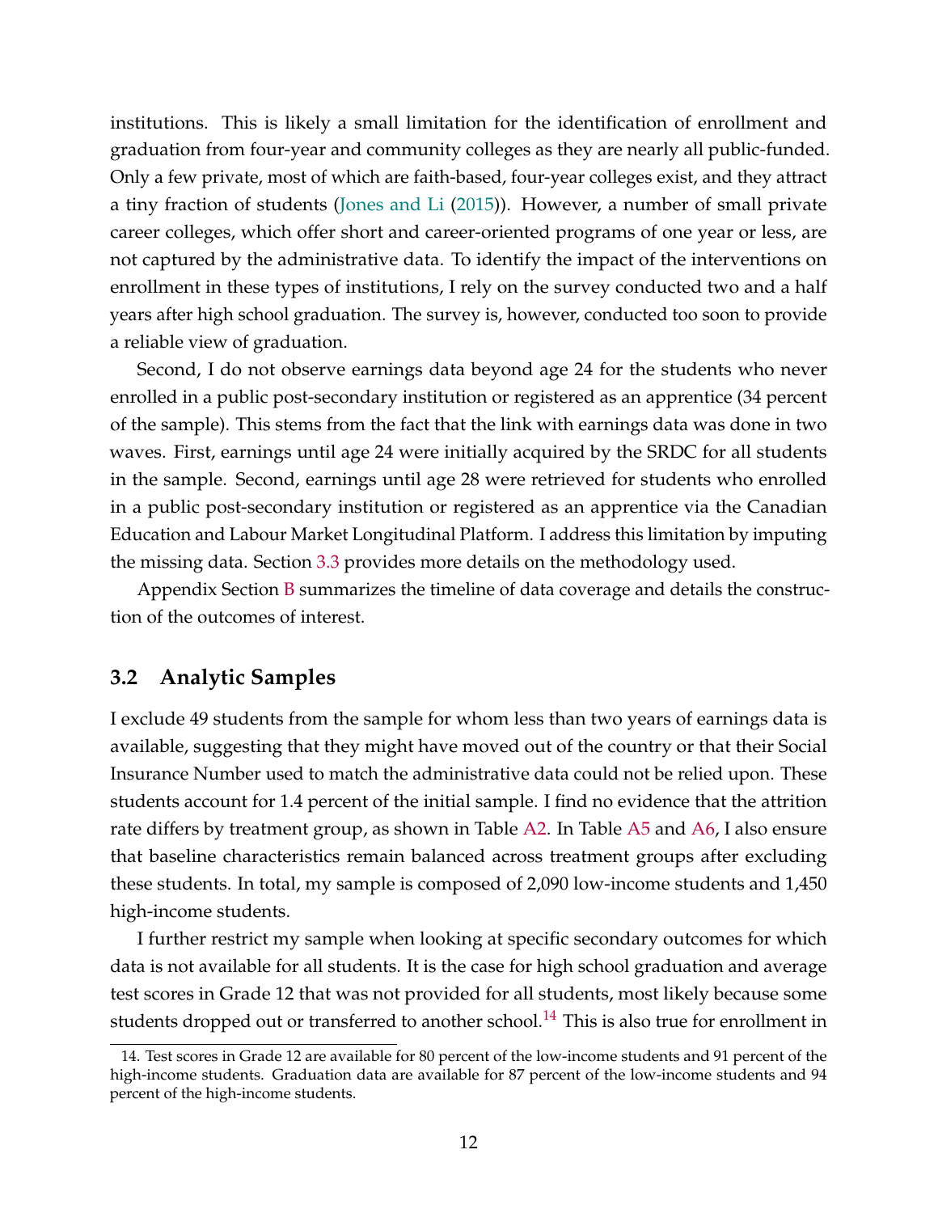institutions. This is likely a small limitation for the identification of enrollment and graduation from four-year and community colleges as they are nearly all public-funded. Only a few private, most of which are faith-based, four-year colleges exist, and they attract a tiny fraction of students (Jones and Li (2015)). However, a number of small private career colleges, which offer short and career-oriented programs of one year or less, are not captured by the administrative data. To identify the impact of the interventions on enrollment in these types of institutions, I rely on the survey conducted two and a half years after high school graduation. The survey is, however, conducted too soon to provide a reliable view of graduation.

Second, I do not observe earnings data beyond age 24 for the students who never enrolled in a public post-secondary institution or registered as an apprentice (34 percent of the sample). This stems from the fact that the link with earnings data was done in two waves. First, earnings until age 24 were initially acquired by the SRDC for all students in the sample. Second, earnings until age 28 were retrieved for students who enrolled in a public post-secondary institution or registered as an apprentice via the Canadian Education and Labour Market Longitudinal Platform. I address this limitation by imputing the missing data. Section 3.3 provides more details on the methodology used.

Appendix Section B summarizes the timeline of data coverage and details the construction of the outcomes of interest.

## 3.2 Analytic Samples

I exclude 49 students from the sample for whom less than two years of earnings data is available, suggesting that they might have moved out of the country or that their Social Insurance Number used to match the administrative data could not be relied upon. These students account for 1.4 percent of the initial sample. I find no evidence that the attrition rate differs by treatment group, as shown in Table A2. In Table A5 and A6, I also ensure that baseline characteristics remain balanced across treatment groups after excluding these students. In total, my sample is composed of 2,090 low-income students and 1,450 high-income students.

I further restrict my sample when looking at specific secondary outcomes for which data is not available for all students. It is the case for high school graduation and average test scores in Grade 12 that was not provided for all students, most likely because some students dropped out or transferred to another school.[14] This is also true for enrollment in

14. Test scores in Grade 12 are available for 80 percent of the low-income students and 91 percent of the high-income students. Graduation data are available for 87 percent of the low-income students and 94 percent of the high-income students.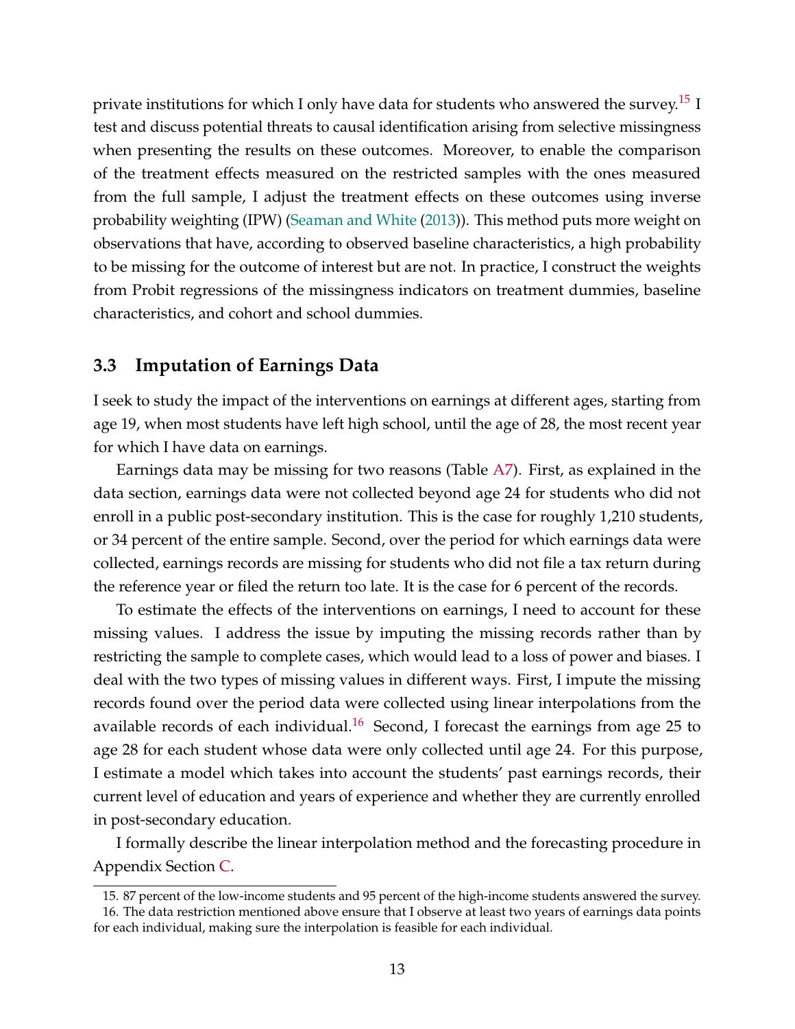private institutions for which I only have data for students who answered the survey.[15] I test and discuss potential threats to causal identification arising from selective missingness when presenting the results on these outcomes. Moreover, to enable the comparison of the treatment effects measured on the restricted samples with the ones measured from the full sample, I adjust the treatment effects on these outcomes using inverse probability weighting (IPW) (Seaman and White (2013)). This method puts more weight on observations that have, according to observed baseline characteristics, a high probability to be missing for the outcome of interest but are not. In practice, I construct the weights from Probit regressions of the missingness indicators on treatment dummies, baseline characteristics, and cohort and school dummies.

### 3.3 Imputation of Earnings Data

I seek to study the impact of the interventions on earnings at different ages, starting from age 19, when most students have left high school, until the age of 28, the most recent year for which I have data on earnings.

Earnings data may be missing for two reasons (Table A7). First, as explained in the data section, earnings data were not collected beyond age 24 for students who did not enroll in a public post-secondary institution. This is the case for roughly 1,210 students, or 34 percent of the entire sample. Second, over the period for which earnings data were collected, earnings records are missing for students who did not file a tax return during the reference year or filed the return too late. It is the case for 6 percent of the records.

To estimate the effects of the interventions on earnings, I need to account for these missing values. I address the issue by imputing the missing records rather than by restricting the sample to complete cases, which would lead to a loss of power and biases. I deal with the two types of missing values in different ways. First, I impute the missing records found over the period data were collected using linear interpolations from the available records of each individual.[16] Second, I forecast the earnings from age 25 to age 28 for each student whose data were only collected until age 24. For this purpose, I estimate a model which takes into account the students' past earnings records, their current level of education and years of experience and whether they are currently enrolled in post-secondary education.

I formally describe the linear interpolation method and the forecasting procedure in Appendix Section C.

15. 87 percent of the low-income students and 95 percent of the high-income students answered the survey.

16. The data restriction mentioned above ensure that I observe at least two years of earnings data points for each individual, making sure the interpolation is feasible for each individual.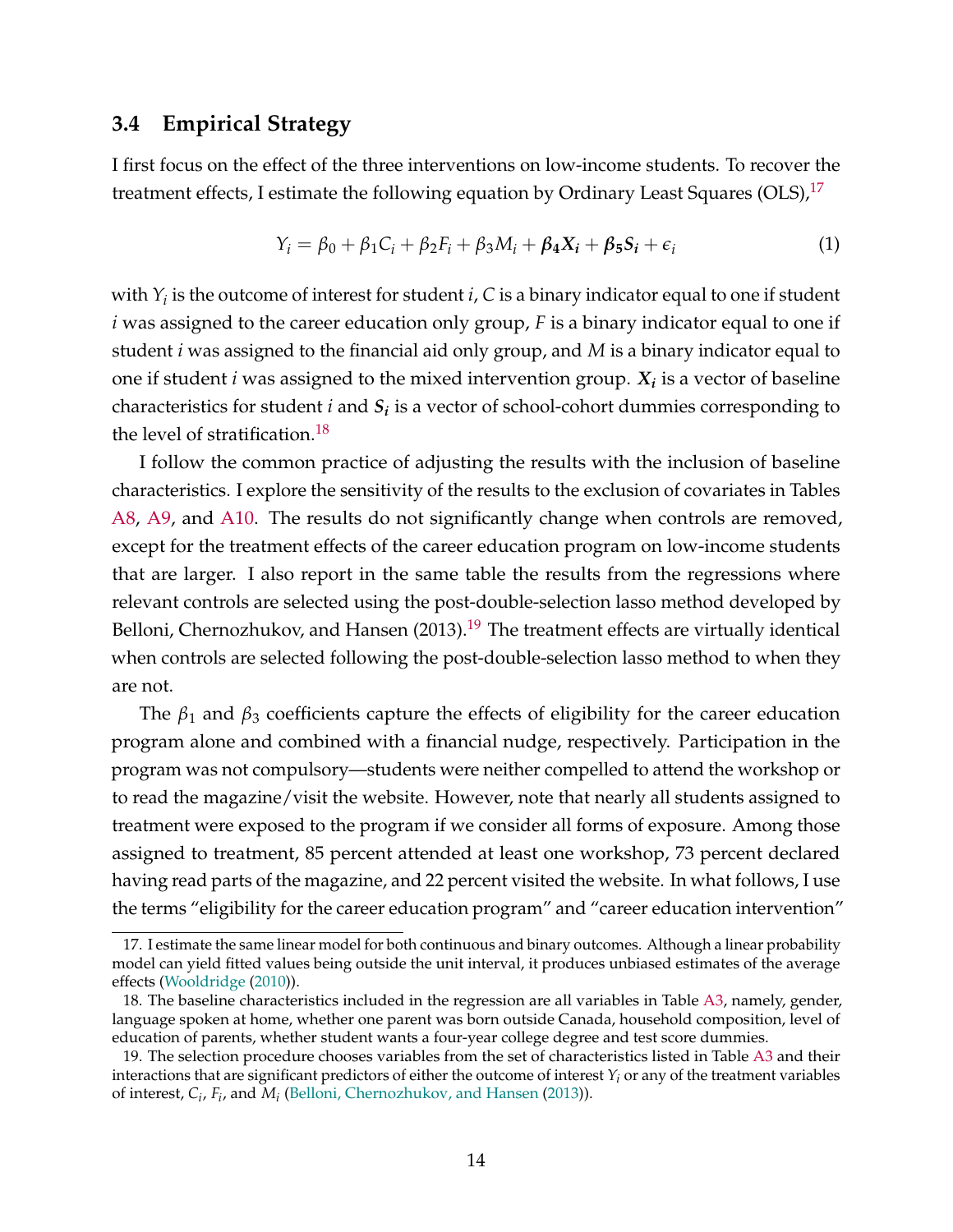### 3.4 Empirical Strategy

I first focus on the effect of the three interventions on low-income students. To recover the treatment effects, I estimate the following equation by Ordinary Least Squares (OLS),[17]

$$Y_i = \beta_0 + \beta_1 C_i + \beta_2 F_i + \beta_3 M_i + \boldsymbol{\beta_4 X_i} + \boldsymbol{\beta_5 S_i} + \epsilon_i \tag{1}$$

with $Y_i$ is the outcome of interest for student $i$, $C$ is a binary indicator equal to one if student $i$ was assigned to the career education only group, $F$ is a binary indicator equal to one if student $i$ was assigned to the financial aid only group, and $M$ is a binary indicator equal to one if student $i$ was assigned to the mixed intervention group. $\boldsymbol{X_i}$ is a vector of baseline characteristics for student $i$ and $\boldsymbol{S_i}$ is a vector of school-cohort dummies corresponding to the level of stratification.[18]

I follow the common practice of adjusting the results with the inclusion of baseline characteristics. I explore the sensitivity of the results to the exclusion of covariates in Tables A8, A9, and A10. The results do not significantly change when controls are removed, except for the treatment effects of the career education program on low-income students that are larger. I also report in the same table the results from the regressions where relevant controls are selected using the post-double-selection lasso method developed by Belloni, Chernozhukov, and Hansen (2013).[19] The treatment effects are virtually identical when controls are selected following the post-double-selection lasso method to when they are not.

The $\beta_1$ and $\beta_3$ coefficients capture the effects of eligibility for the career education program alone and combined with a financial nudge, respectively. Participation in the program was not compulsory—students were neither compelled to attend the workshop or to read the magazine/visit the website. However, note that nearly all students assigned to treatment were exposed to the program if we consider all forms of exposure. Among those assigned to treatment, 85 percent attended at least one workshop, 73 percent declared having read parts of the magazine, and 22 percent visited the website. In what follows, I use the terms "eligibility for the career education program" and "career education intervention"

17. I estimate the same linear model for both continuous and binary outcomes. Although a linear probability model can yield fitted values being outside the unit interval, it produces unbiased estimates of the average effects (Wooldridge (2010)).

18. The baseline characteristics included in the regression are all variables in Table A3, namely, gender, language spoken at home, whether one parent was born outside Canada, household composition, level of education of parents, whether student wants a four-year college degree and test score dummies.

19. The selection procedure chooses variables from the set of characteristics listed in Table A3 and their interactions that are significant predictors of either the outcome of interest $Y_i$ or any of the treatment variables of interest, $C_i$, $F_i$, and $M_i$ (Belloni, Chernozhukov, and Hansen (2013)).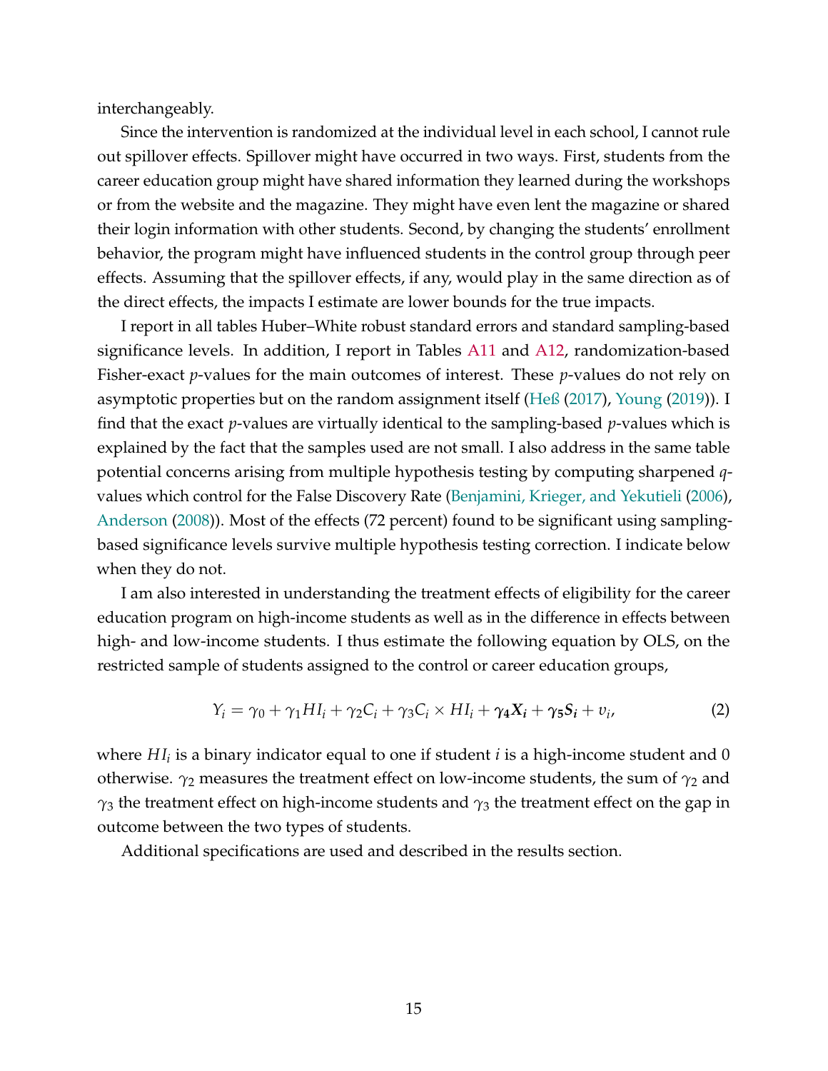interchangeably.

Since the intervention is randomized at the individual level in each school, I cannot rule out spillover effects. Spillover might have occurred in two ways. First, students from the career education group might have shared information they learned during the workshops or from the website and the magazine. They might have even lent the magazine or shared their login information with other students. Second, by changing the students' enrollment behavior, the program might have influenced students in the control group through peer effects. Assuming that the spillover effects, if any, would play in the same direction as of the direct effects, the impacts I estimate are lower bounds for the true impacts.

I report in all tables Huber–White robust standard errors and standard sampling-based significance levels. In addition, I report in Tables A11 and A12, randomization-based Fisher-exact *p*-values for the main outcomes of interest. These *p*-values do not rely on asymptotic properties but on the random assignment itself (Heß (2017), Young (2019)). I find that the exact *p*-values are virtually identical to the sampling-based *p*-values which is explained by the fact that the samples used are not small. I also address in the same table potential concerns arising from multiple hypothesis testing by computing sharpened *q*-values which control for the False Discovery Rate (Benjamini, Krieger, and Yekutieli (2006), Anderson (2008)). Most of the effects (72 percent) found to be significant using sampling-based significance levels survive multiple hypothesis testing correction. I indicate below when they do not.

I am also interested in understanding the treatment effects of eligibility for the career education program on high-income students as well as in the difference in effects between high- and low-income students. I thus estimate the following equation by OLS, on the restricted sample of students assigned to the control or career education groups,

$$Y_i = \gamma_0 + \gamma_1 HI_i + \gamma_2 C_i + \gamma_3 C_i \times HI_i + \boldsymbol{\gamma_4 X_i} + \boldsymbol{\gamma_5 S_i} + v_i, \tag{2}$$

where $HI_i$ is a binary indicator equal to one if student $i$ is a high-income student and 0 otherwise. $\gamma_2$ measures the treatment effect on low-income students, the sum of $\gamma_2$ and $\gamma_3$ the treatment effect on high-income students and $\gamma_3$ the treatment effect on the gap in outcome between the two types of students.

Additional specifications are used and described in the results section.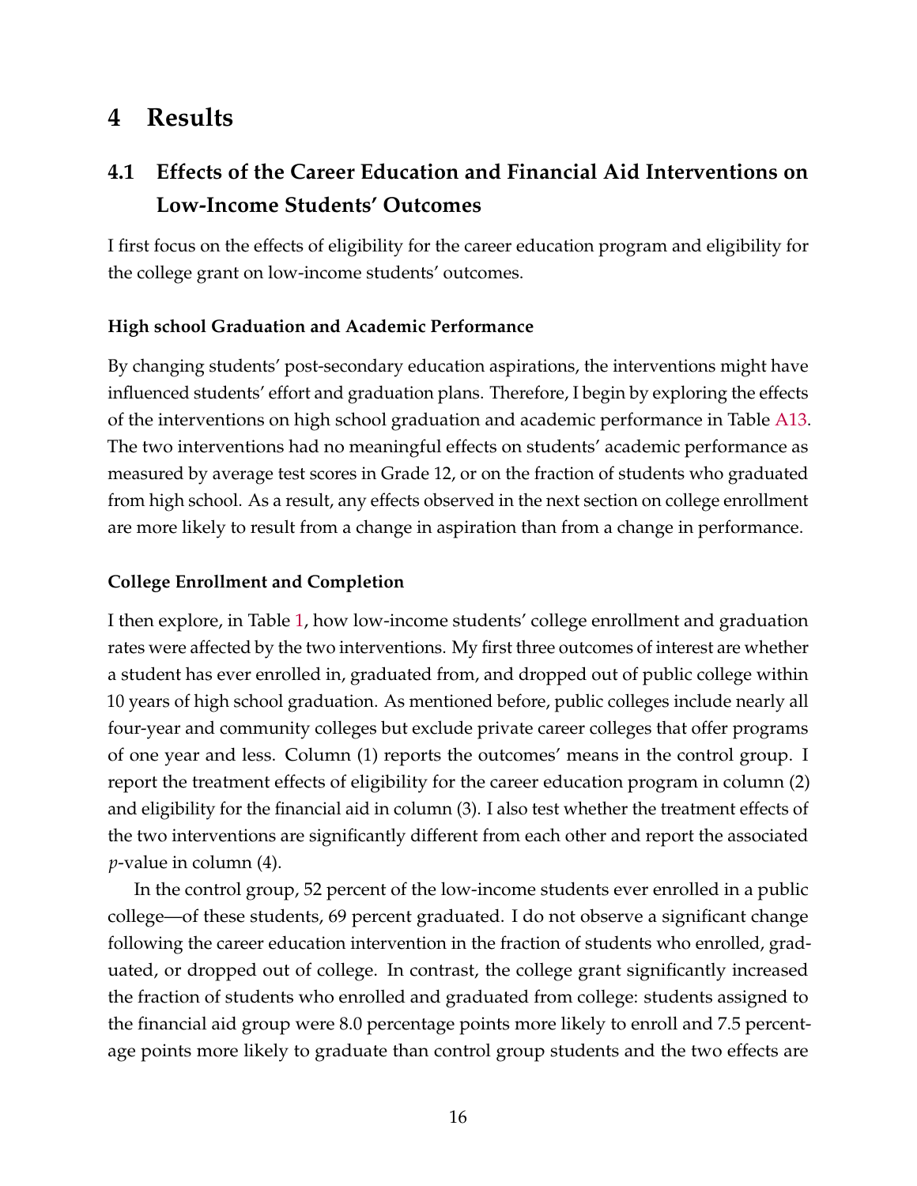# 4 Results

## 4.1 Effects of the Career Education and Financial Aid Interventions on Low-Income Students' Outcomes

I first focus on the effects of eligibility for the career education program and eligibility for the college grant on low-income students' outcomes.

### High school Graduation and Academic Performance

By changing students' post-secondary education aspirations, the interventions might have influenced students' effort and graduation plans. Therefore, I begin by exploring the effects of the interventions on high school graduation and academic performance in Table A13. The two interventions had no meaningful effects on students' academic performance as measured by average test scores in Grade 12, or on the fraction of students who graduated from high school. As a result, any effects observed in the next section on college enrollment are more likely to result from a change in aspiration than from a change in performance.

### College Enrollment and Completion

I then explore, in Table 1, how low-income students' college enrollment and graduation rates were affected by the two interventions. My first three outcomes of interest are whether a student has ever enrolled in, graduated from, and dropped out of public college within 10 years of high school graduation. As mentioned before, public colleges include nearly all four-year and community colleges but exclude private career colleges that offer programs of one year and less. Column (1) reports the outcomes' means in the control group. I report the treatment effects of eligibility for the career education program in column (2) and eligibility for the financial aid in column (3). I also test whether the treatment effects of the two interventions are significantly different from each other and report the associated *p*-value in column (4).

In the control group, 52 percent of the low-income students ever enrolled in a public college—of these students, 69 percent graduated. I do not observe a significant change following the career education intervention in the fraction of students who enrolled, graduated, or dropped out of college. In contrast, the college grant significantly increased the fraction of students who enrolled and graduated from college: students assigned to the financial aid group were 8.0 percentage points more likely to enroll and 7.5 percentage points more likely to graduate than control group students and the two effects are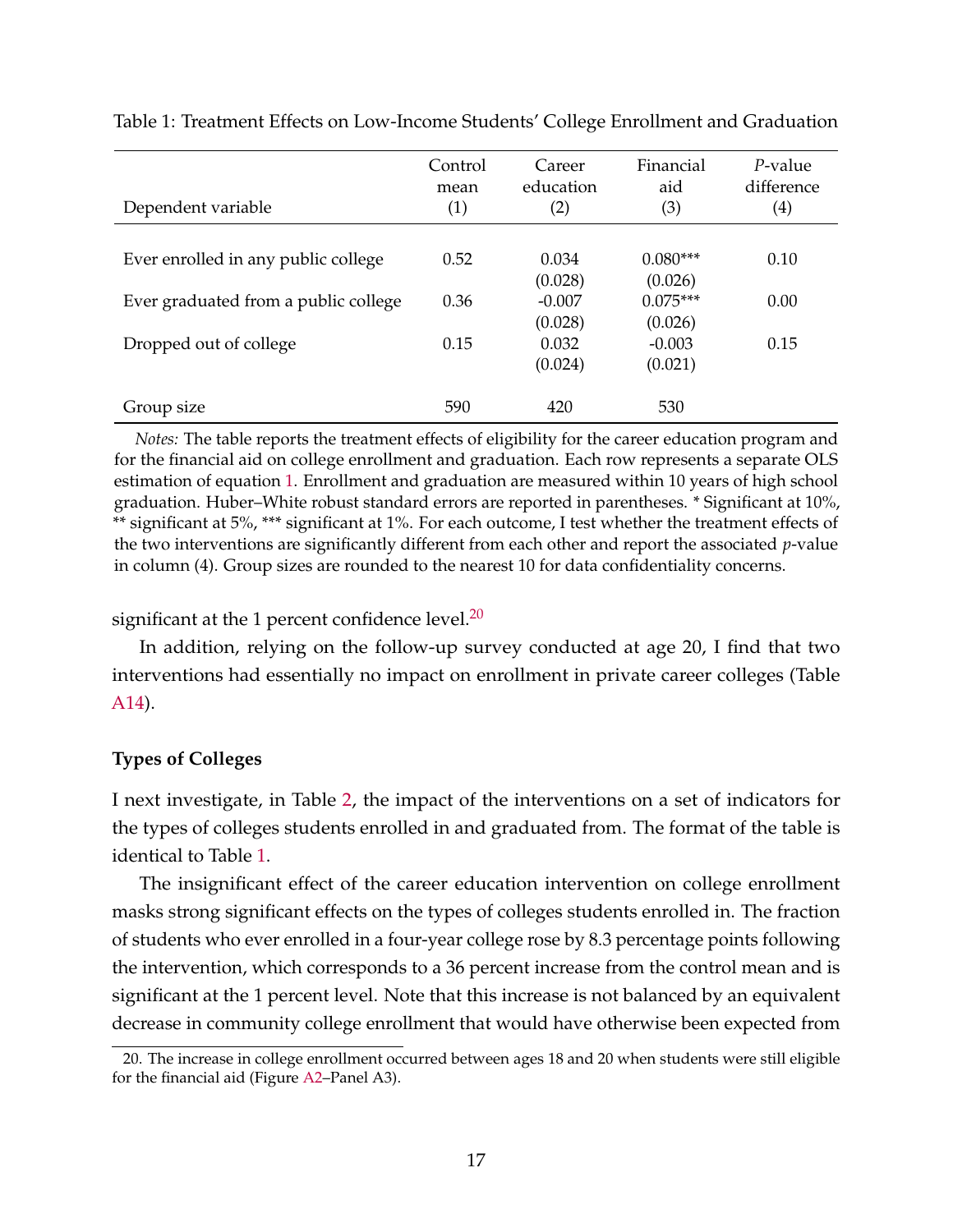Table 1: Treatment Effects on Low-Income Students' College Enrollment and Graduation

| Dependent variable | Control mean (1) | Career education (2) | Financial aid (3) | *P*-value difference (4) |
|---|---|---|---|---|
| Ever enrolled in any public college | 0.52 | 0.034 | 0.080*** | 0.10 |
| | | (0.028) | (0.026) | |
| Ever graduated from a public college | 0.36 | -0.007 | 0.075*** | 0.00 |
| | | (0.028) | (0.026) | |
| Dropped out of college | 0.15 | 0.032 | -0.003 | 0.15 |
| | | (0.024) | (0.021) | |
| Group size | 590 | 420 | 530 | |

*Notes:* The table reports the treatment effects of eligibility for the career education program and for the financial aid on college enrollment and graduation. Each row represents a separate OLS estimation of equation 1. Enrollment and graduation are measured within 10 years of high school graduation. Huber–White robust standard errors are reported in parentheses. * Significant at 10%, ** significant at 5%, *** significant at 1%. For each outcome, I test whether the treatment effects of the two interventions are significantly different from each other and report the associated *p*-value in column (4). Group sizes are rounded to the nearest 10 for data confidentiality concerns.

significant at the 1 percent confidence level.[20]

In addition, relying on the follow-up survey conducted at age 20, I find that two interventions had essentially no impact on enrollment in private career colleges (Table A14).

**Types of Colleges**

I next investigate, in Table 2, the impact of the interventions on a set of indicators for the types of colleges students enrolled in and graduated from. The format of the table is identical to Table 1.

The insignificant effect of the career education intervention on college enrollment masks strong significant effects on the types of colleges students enrolled in. The fraction of students who ever enrolled in a four-year college rose by 8.3 percentage points following the intervention, which corresponds to a 36 percent increase from the control mean and is significant at the 1 percent level. Note that this increase is not balanced by an equivalent decrease in community college enrollment that would have otherwise been expected from

20. The increase in college enrollment occurred between ages 18 and 20 when students were still eligible for the financial aid (Figure A2–Panel A3).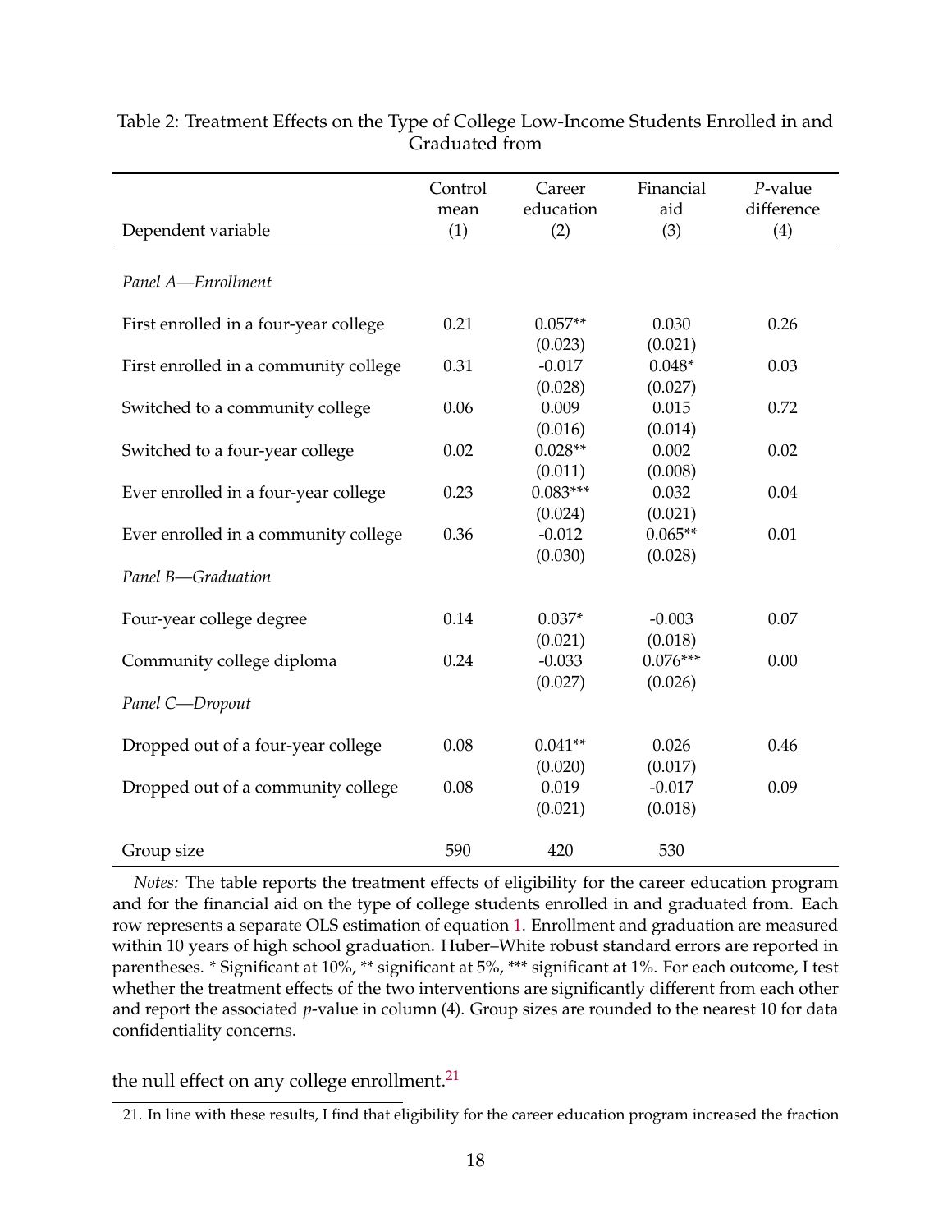Table 2: Treatment Effects on the Type of College Low-Income Students Enrolled in and Graduated from

| Dependent variable | Control mean (1) | Career education (2) | Financial aid (3) | *P*-value difference (4) |
|---|---|---|---|---|
| *Panel A—Enrollment* | | | | |
| First enrolled in a four-year college | 0.21 | 0.057** | 0.030 | 0.26 |
| | | (0.023) | (0.021) | |
| First enrolled in a community college | 0.31 | -0.017 | 0.048* | 0.03 |
| | | (0.028) | (0.027) | |
| Switched to a community college | 0.06 | 0.009 | 0.015 | 0.72 |
| | | (0.016) | (0.014) | |
| Switched to a four-year college | 0.02 | 0.028** | 0.002 | 0.02 |
| | | (0.011) | (0.008) | |
| Ever enrolled in a four-year college | 0.23 | 0.083*** | 0.032 | 0.04 |
| | | (0.024) | (0.021) | |
| Ever enrolled in a community college | 0.36 | -0.012 | 0.065** | 0.01 |
| | | (0.030) | (0.028) | |
| *Panel B—Graduation* | | | | |
| Four-year college degree | 0.14 | 0.037* | -0.003 | 0.07 |
| | | (0.021) | (0.018) | |
| Community college diploma | 0.24 | -0.033 | 0.076*** | 0.00 |
| | | (0.027) | (0.026) | |
| *Panel C—Dropout* | | | | |
| Dropped out of a four-year college | 0.08 | 0.041** | 0.026 | 0.46 |
| | | (0.020) | (0.017) | |
| Dropped out of a community college | 0.08 | 0.019 | -0.017 | 0.09 |
| | | (0.021) | (0.018) | |
| Group size | 590 | 420 | 530 | |

*Notes:* The table reports the treatment effects of eligibility for the career education program and for the financial aid on the type of college students enrolled in and graduated from. Each row represents a separate OLS estimation of equation 1. Enrollment and graduation are measured within 10 years of high school graduation. Huber–White robust standard errors are reported in parentheses. * Significant at 10%, ** significant at 5%, *** significant at 1%. For each outcome, I test whether the treatment effects of the two interventions are significantly different from each other and report the associated *p*-value in column (4). Group sizes are rounded to the nearest 10 for data confidentiality concerns.

the null effect on any college enrollment.[21]

21. In line with these results, I find that eligibility for the career education program increased the fraction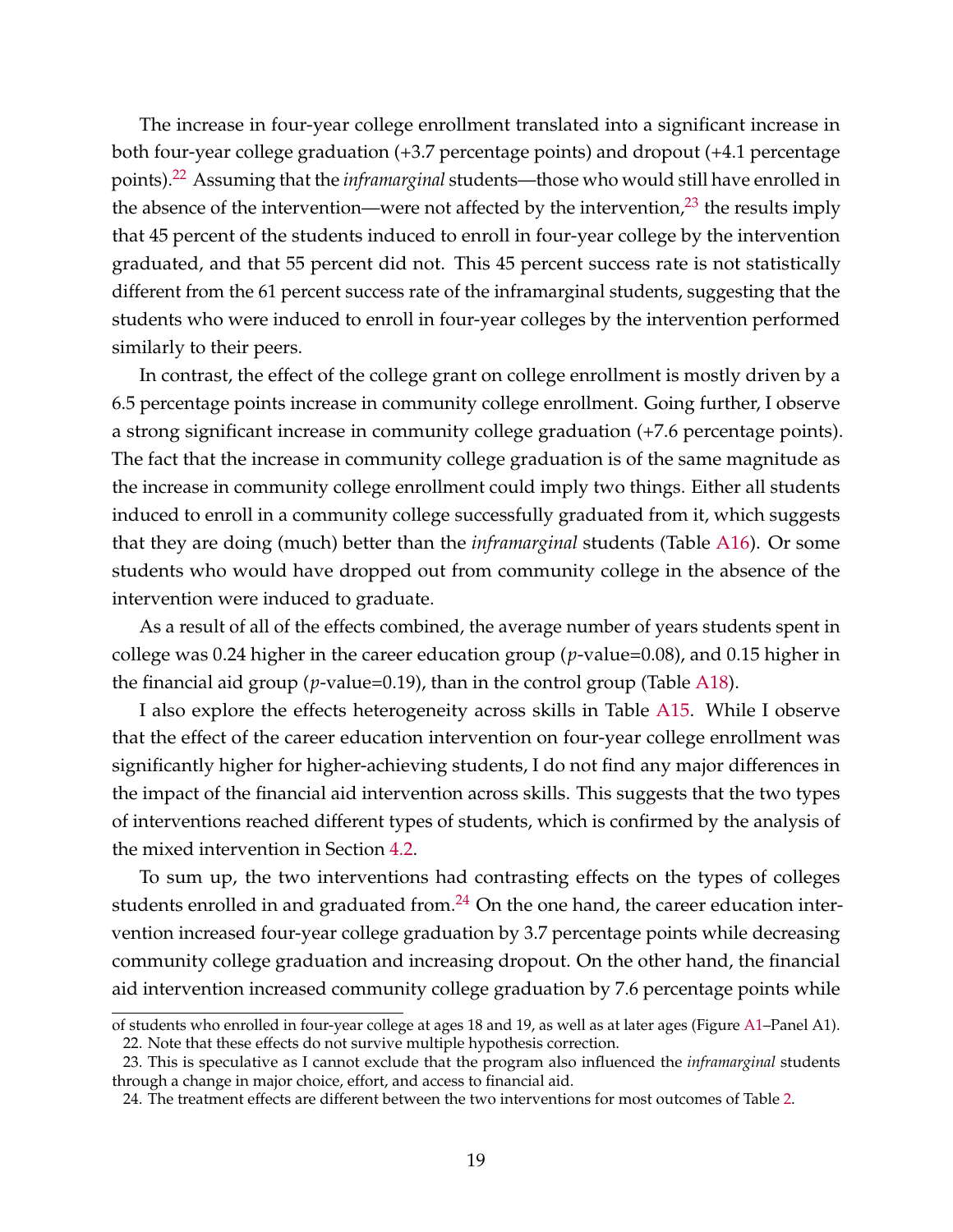The increase in four-year college enrollment translated into a significant increase in both four-year college graduation (+3.7 percentage points) and dropout (+4.1 percentage points).[22] Assuming that the *inframarginal* students—those who would still have enrolled in the absence of the intervention—were not affected by the intervention,[23] the results imply that 45 percent of the students induced to enroll in four-year college by the intervention graduated, and that 55 percent did not. This 45 percent success rate is not statistically different from the 61 percent success rate of the inframarginal students, suggesting that the students who were induced to enroll in four-year colleges by the intervention performed similarly to their peers.

In contrast, the effect of the college grant on college enrollment is mostly driven by a 6.5 percentage points increase in community college enrollment. Going further, I observe a strong significant increase in community college graduation (+7.6 percentage points). The fact that the increase in community college graduation is of the same magnitude as the increase in community college enrollment could imply two things. Either all students induced to enroll in a community college successfully graduated from it, which suggests that they are doing (much) better than the *inframarginal* students (Table A16). Or some students who would have dropped out from community college in the absence of the intervention were induced to graduate.

As a result of all of the effects combined, the average number of years students spent in college was 0.24 higher in the career education group ($p$-value=0.08), and 0.15 higher in the financial aid group ($p$-value=0.19), than in the control group (Table A18).

I also explore the effects heterogeneity across skills in Table A15. While I observe that the effect of the career education intervention on four-year college enrollment was significantly higher for higher-achieving students, I do not find any major differences in the impact of the financial aid intervention across skills. This suggests that the two types of interventions reached different types of students, which is confirmed by the analysis of the mixed intervention in Section 4.2.

To sum up, the two interventions had contrasting effects on the types of colleges students enrolled in and graduated from.[24] On the one hand, the career education intervention increased four-year college graduation by 3.7 percentage points while decreasing community college graduation and increasing dropout. On the other hand, the financial aid intervention increased community college graduation by 7.6 percentage points while

of students who enrolled in four-year college at ages 18 and 19, as well as at later ages (Figure A1–Panel A1).

22. Note that these effects do not survive multiple hypothesis correction.

23. This is speculative as I cannot exclude that the program also influenced the *inframarginal* students through a change in major choice, effort, and access to financial aid.

24. The treatment effects are different between the two interventions for most outcomes of Table 2.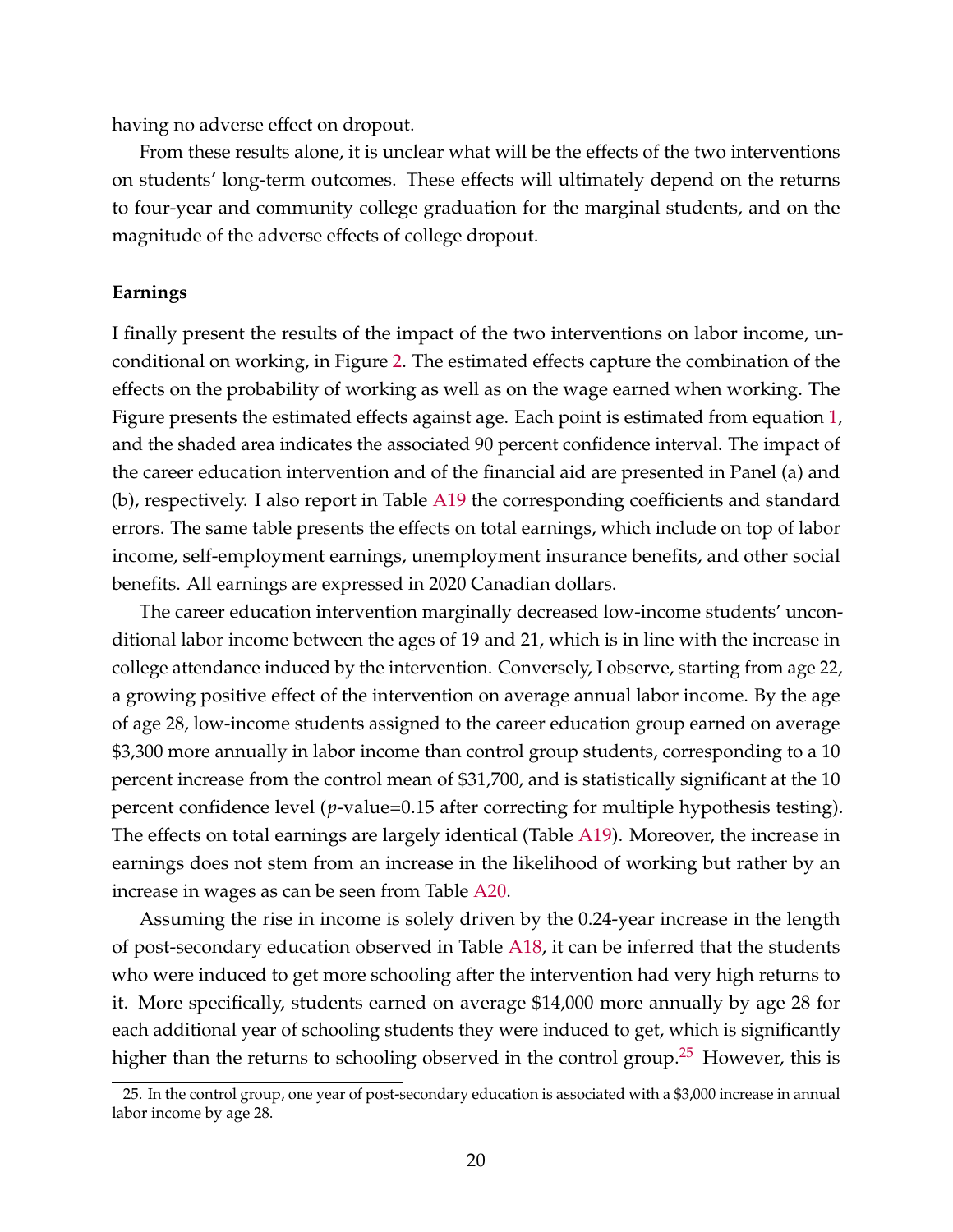having no adverse effect on dropout.

From these results alone, it is unclear what will be the effects of the two interventions on students' long-term outcomes. These effects will ultimately depend on the returns to four-year and community college graduation for the marginal students, and on the magnitude of the adverse effects of college dropout.

**Earnings**

I finally present the results of the impact of the two interventions on labor income, unconditional on working, in Figure 2. The estimated effects capture the combination of the effects on the probability of working as well as on the wage earned when working. The Figure presents the estimated effects against age. Each point is estimated from equation 1, and the shaded area indicates the associated 90 percent confidence interval. The impact of the career education intervention and of the financial aid are presented in Panel (a) and (b), respectively. I also report in Table A19 the corresponding coefficients and standard errors. The same table presents the effects on total earnings, which include on top of labor income, self-employment earnings, unemployment insurance benefits, and other social benefits. All earnings are expressed in 2020 Canadian dollars.

The career education intervention marginally decreased low-income students' unconditional labor income between the ages of 19 and 21, which is in line with the increase in college attendance induced by the intervention. Conversely, I observe, starting from age 22, a growing positive effect of the intervention on average annual labor income. By the age of age 28, low-income students assigned to the career education group earned on average \$3,300 more annually in labor income than control group students, corresponding to a 10 percent increase from the control mean of \$31,700, and is statistically significant at the 10 percent confidence level ($p$-value=0.15 after correcting for multiple hypothesis testing). The effects on total earnings are largely identical (Table A19). Moreover, the increase in earnings does not stem from an increase in the likelihood of working but rather by an increase in wages as can be seen from Table A20.

Assuming the rise in income is solely driven by the 0.24-year increase in the length of post-secondary education observed in Table A18, it can be inferred that the students who were induced to get more schooling after the intervention had very high returns to it. More specifically, students earned on average \$14,000 more annually by age 28 for each additional year of schooling students they were induced to get, which is significantly higher than the returns to schooling observed in the control group.[25] However, this is

---

25. In the control group, one year of post-secondary education is associated with a \$3,000 increase in annual labor income by age 28.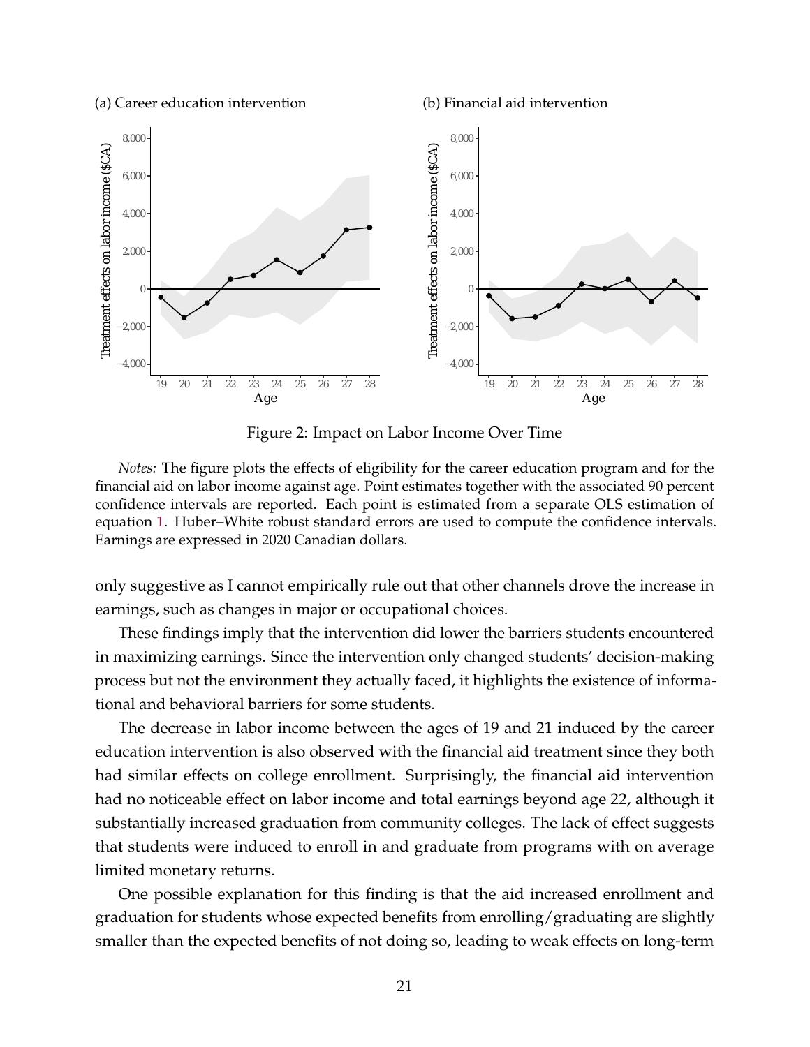Figure 2: Impact on Labor Income Over Time

*Notes:* The figure plots the effects of eligibility for the career education program and for the financial aid on labor income against age. Point estimates together with the associated 90 percent confidence intervals are reported. Each point is estimated from a separate OLS estimation of equation 1. Huber–White robust standard errors are used to compute the confidence intervals. Earnings are expressed in 2020 Canadian dollars.

only suggestive as I cannot empirically rule out that other channels drove the increase in earnings, such as changes in major or occupational choices.

These findings imply that the intervention did lower the barriers students encountered in maximizing earnings. Since the intervention only changed students' decision-making process but not the environment they actually faced, it highlights the existence of informational and behavioral barriers for some students.

The decrease in labor income between the ages of 19 and 21 induced by the career education intervention is also observed with the financial aid treatment since they both had similar effects on college enrollment. Surprisingly, the financial aid intervention had no noticeable effect on labor income and total earnings beyond age 22, although it substantially increased graduation from community colleges. The lack of effect suggests that students were induced to enroll in and graduate from programs with on average limited monetary returns.

One possible explanation for this finding is that the aid increased enrollment and graduation for students whose expected benefits from enrolling/graduating are slightly smaller than the expected benefits of not doing so, leading to weak effects on long-term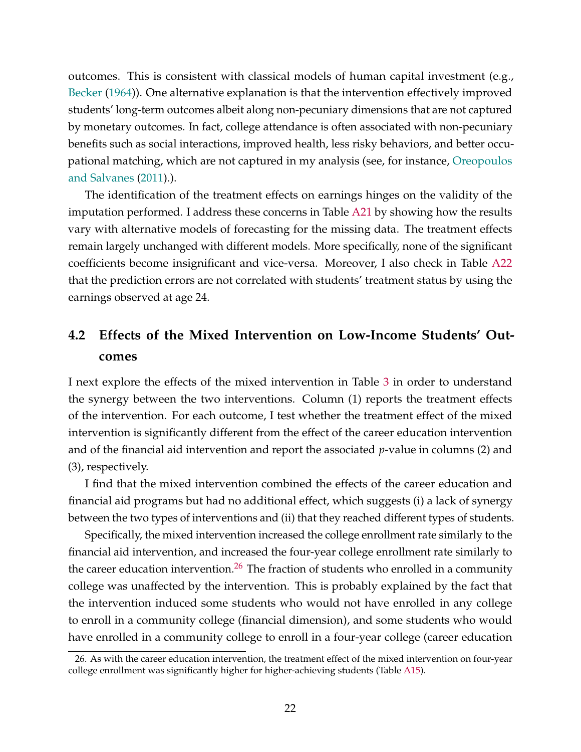outcomes. This is consistent with classical models of human capital investment (e.g., Becker (1964)). One alternative explanation is that the intervention effectively improved students' long-term outcomes albeit along non-pecuniary dimensions that are not captured by monetary outcomes. In fact, college attendance is often associated with non-pecuniary benefits such as social interactions, improved health, less risky behaviors, and better occupational matching, which are not captured in my analysis (see, for instance, Oreopoulos and Salvanes (2011).).

The identification of the treatment effects on earnings hinges on the validity of the imputation performed. I address these concerns in Table A21 by showing how the results vary with alternative models of forecasting for the missing data. The treatment effects remain largely unchanged with different models. More specifically, none of the significant coefficients become insignificant and vice-versa. Moreover, I also check in Table A22 that the prediction errors are not correlated with students' treatment status by using the earnings observed at age 24.

## 4.2 Effects of the Mixed Intervention on Low-Income Students' Outcomes

I next explore the effects of the mixed intervention in Table 3 in order to understand the synergy between the two interventions. Column (1) reports the treatment effects of the intervention. For each outcome, I test whether the treatment effect of the mixed intervention is significantly different from the effect of the career education intervention and of the financial aid intervention and report the associated *p*-value in columns (2) and (3), respectively.

I find that the mixed intervention combined the effects of the career education and financial aid programs but had no additional effect, which suggests (i) a lack of synergy between the two types of interventions and (ii) that they reached different types of students.

Specifically, the mixed intervention increased the college enrollment rate similarly to the financial aid intervention, and increased the four-year college enrollment rate similarly to the career education intervention.[26] The fraction of students who enrolled in a community college was unaffected by the intervention. This is probably explained by the fact that the intervention induced some students who would not have enrolled in any college to enroll in a community college (financial dimension), and some students who would have enrolled in a community college to enroll in a four-year college (career education

26. As with the career education intervention, the treatment effect of the mixed intervention on four-year college enrollment was significantly higher for higher-achieving students (Table A15).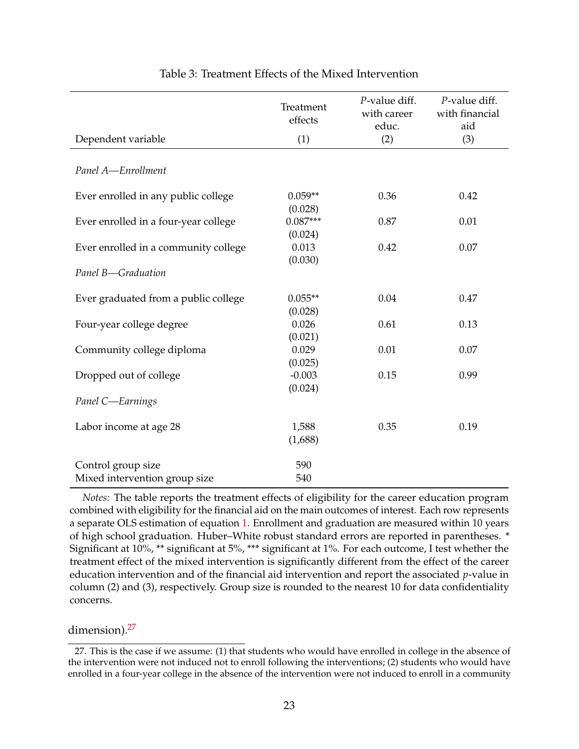Table 3: Treatment Effects of the Mixed Intervention

| Dependent variable | Treatment effects (1) | *P*-value diff. with career educ. (2) | *P*-value diff. with financial aid (3) |
|---|---|---|---|
| *Panel A—Enrollment* | | | |
| Ever enrolled in any public college | 0.059** | 0.36 | 0.42 |
| | (0.028) | | |
| Ever enrolled in a four-year college | 0.087*** | 0.87 | 0.01 |
| | (0.024) | | |
| Ever enrolled in a community college | 0.013 | 0.42 | 0.07 |
| | (0.030) | | |
| *Panel B—Graduation* | | | |
| Ever graduated from a public college | 0.055** | 0.04 | 0.47 |
| | (0.028) | | |
| Four-year college degree | 0.026 | 0.61 | 0.13 |
| | (0.021) | | |
| Community college diploma | 0.029 | 0.01 | 0.07 |
| | (0.025) | | |
| Dropped out of college | -0.003 | 0.15 | 0.99 |
| | (0.024) | | |
| *Panel C—Earnings* | | | |
| Labor income at age 28 | 1,588 | 0.35 | 0.19 |
| | (1,688) | | |
| Control group size | 590 | | |
| Mixed intervention group size | 540 | | |

*Notes:* The table reports the treatment effects of eligibility for the career education program combined with eligibility for the financial aid on the main outcomes of interest. Each row represents a separate OLS estimation of equation 1. Enrollment and graduation are measured within 10 years of high school graduation. Huber–White robust standard errors are reported in parentheses. * Significant at 10%, ** significant at 5%, *** significant at 1%. For each outcome, I test whether the treatment effect of the mixed intervention is significantly different from the effect of the career education intervention and of the financial aid intervention and report the associated *p*-value in column (2) and (3), respectively. Group size is rounded to the nearest 10 for data confidentiality concerns.

dimension).[27]

27. This is the case if we assume: (1) that students who would have enrolled in college in the absence of the intervention were not induced not to enroll following the interventions; (2) students who would have enrolled in a four-year college in the absence of the intervention were not induced to enroll in a community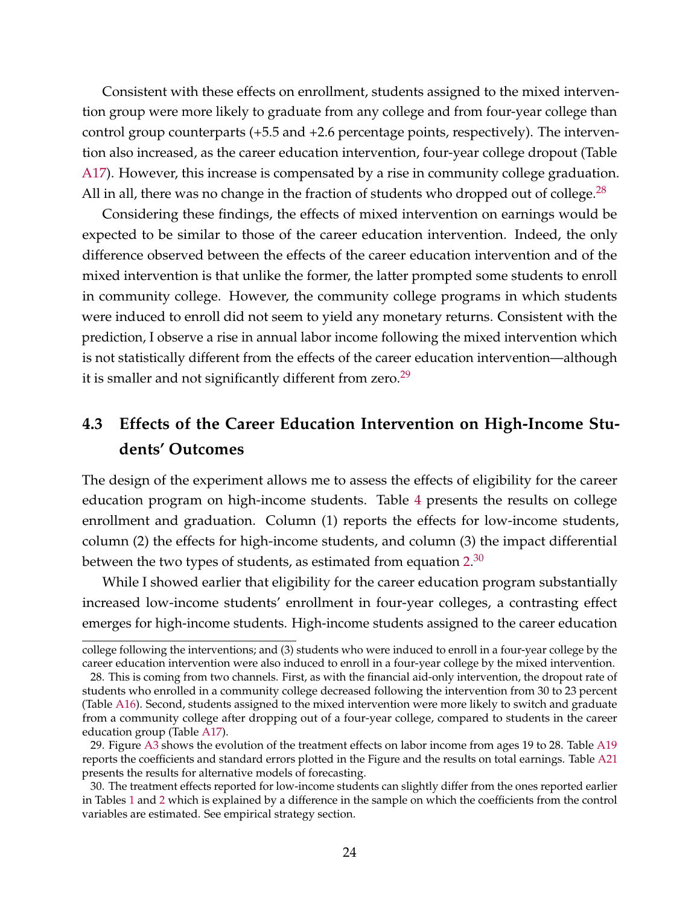Consistent with these effects on enrollment, students assigned to the mixed intervention group were more likely to graduate from any college and from four-year college than control group counterparts (+5.5 and +2.6 percentage points, respectively). The intervention also increased, as the career education intervention, four-year college dropout (Table A17). However, this increase is compensated by a rise in community college graduation. All in all, there was no change in the fraction of students who dropped out of college.[28]

Considering these findings, the effects of mixed intervention on earnings would be expected to be similar to those of the career education intervention. Indeed, the only difference observed between the effects of the career education intervention and of the mixed intervention is that unlike the former, the latter prompted some students to enroll in community college. However, the community college programs in which students were induced to enroll did not seem to yield any monetary returns. Consistent with the prediction, I observe a rise in annual labor income following the mixed intervention which is not statistically different from the effects of the career education intervention—although it is smaller and not significantly different from zero.[29]

## 4.3 Effects of the Career Education Intervention on High-Income Students' Outcomes

The design of the experiment allows me to assess the effects of eligibility for the career education program on high-income students. Table 4 presents the results on college enrollment and graduation. Column (1) reports the effects for low-income students, column (2) the effects for high-income students, and column (3) the impact differential between the two types of students, as estimated from equation 2.[30]

While I showed earlier that eligibility for the career education program substantially increased low-income students' enrollment in four-year colleges, a contrasting effect emerges for high-income students. High-income students assigned to the career education

---

college following the interventions; and (3) students who were induced to enroll in a four-year college by the career education intervention were also induced to enroll in a four-year college by the mixed intervention.

28. This is coming from two channels. First, as with the financial aid-only intervention, the dropout rate of students who enrolled in a community college decreased following the intervention from 30 to 23 percent (Table A16). Second, students assigned to the mixed intervention were more likely to switch and graduate from a community college after dropping out of a four-year college, compared to students in the career education group (Table A17).

29. Figure A3 shows the evolution of the treatment effects on labor income from ages 19 to 28. Table A19 reports the coefficients and standard errors plotted in the Figure and the results on total earnings. Table A21 presents the results for alternative models of forecasting.

30. The treatment effects reported for low-income students can slightly differ from the ones reported earlier in Tables 1 and 2 which is explained by a difference in the sample on which the coefficients from the control variables are estimated. See empirical strategy section.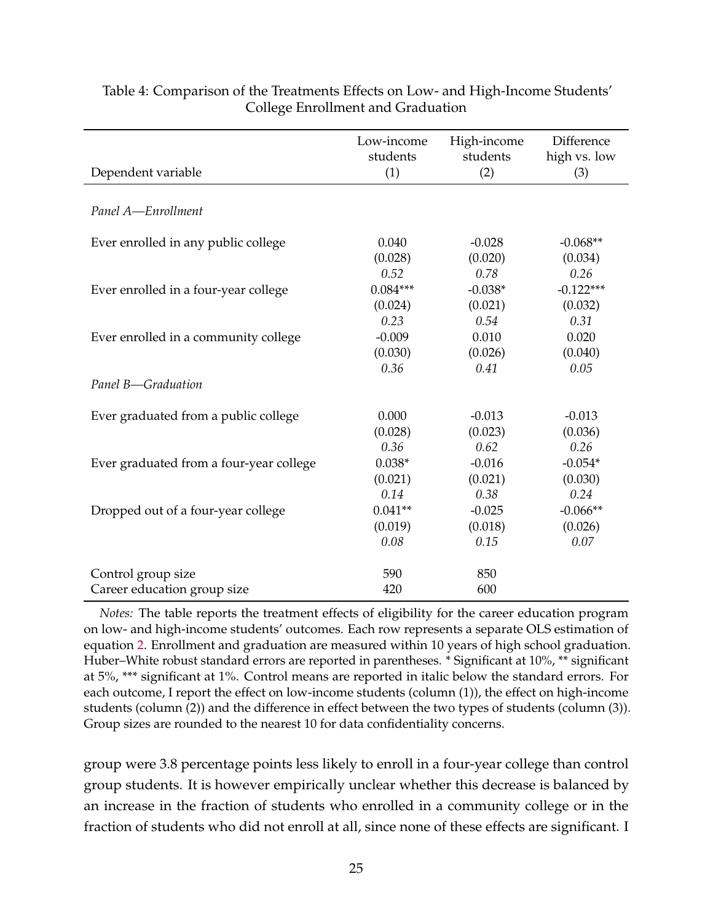Table 4: Comparison of the Treatments Effects on Low- and High-Income Students' College Enrollment and Graduation

| Dependent variable | Low-income students (1) | High-income students (2) | Difference high vs. low (3) |
|---|---|---|---|
| *Panel A—Enrollment* | | | |
| Ever enrolled in any public college | 0.040 | -0.028 | -0.068** |
| | (0.028) | (0.020) | (0.034) |
| | *0.52* | *0.78* | *0.26* |
| Ever enrolled in a four-year college | 0.084*** | -0.038* | -0.122*** |
| | (0.024) | (0.021) | (0.032) |
| | *0.23* | *0.54* | *0.31* |
| Ever enrolled in a community college | -0.009 | 0.010 | 0.020 |
| | (0.030) | (0.026) | (0.040) |
| | *0.36* | *0.41* | *0.05* |
| *Panel B—Graduation* | | | |
| Ever graduated from a public college | 0.000 | -0.013 | -0.013 |
| | (0.028) | (0.023) | (0.036) |
| | *0.36* | *0.62* | *0.26* |
| Ever graduated from four-year college | 0.038* | -0.016 | -0.054* |
| | (0.021) | (0.021) | (0.030) |
| | *0.14* | *0.38* | *0.24* |
| Dropped out of a four-year college | 0.041** | -0.025 | -0.066** |
| | (0.019) | (0.018) | (0.026) |
| | *0.08* | *0.15* | *0.07* |
| Control group size | 590 | 850 | |
| Career education group size | 420 | 600 | |

*Notes:* The table reports the treatment effects of eligibility for the career education program on low- and high-income students' outcomes. Each row represents a separate OLS estimation of equation 2. Enrollment and graduation are measured within 10 years of high school graduation. Huber–White robust standard errors are reported in parentheses. * Significant at 10%, ** significant at 5%, *** significant at 1%. Control means are reported in italic below the standard errors. For each outcome, I report the effect on low-income students (column (1)), the effect on high-income students (column (2)) and the difference in effect between the two types of students (column (3)). Group sizes are rounded to the nearest 10 for data confidentiality concerns.

group were 3.8 percentage points less likely to enroll in a four-year college than control group students. It is however empirically unclear whether this decrease is balanced by an increase in the fraction of students who enrolled in a community college or in the fraction of students who did not enroll at all, since none of these effects are significant. I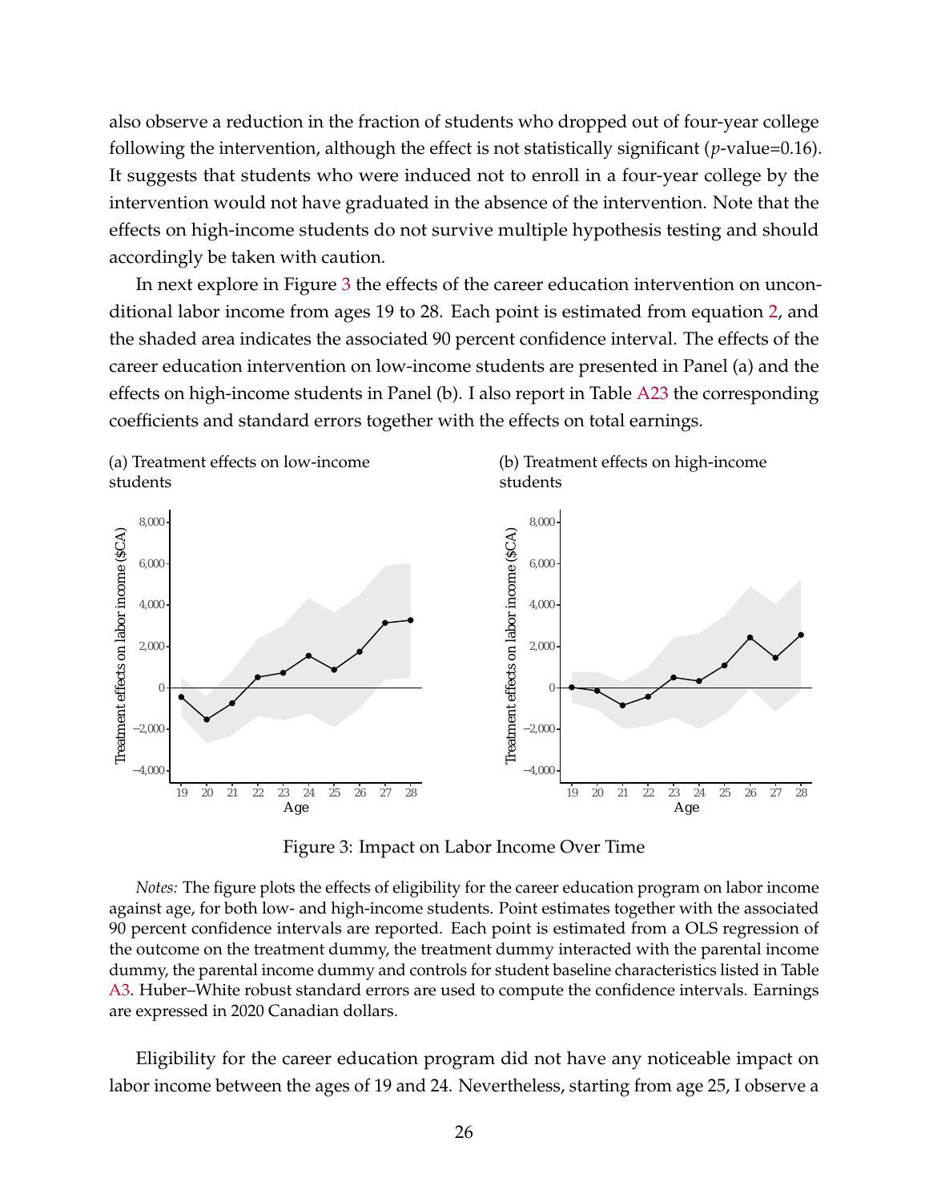also observe a reduction in the fraction of students who dropped out of four-year college following the intervention, although the effect is not statistically significant ($p$-value=0.16). It suggests that students who were induced not to enroll in a four-year college by the intervention would not have graduated in the absence of the intervention. Note that the effects on high-income students do not survive multiple hypothesis testing and should accordingly be taken with caution.

In next explore in Figure 3 the effects of the career education intervention on unconditional labor income from ages 19 to 28. Each point is estimated from equation 2, and the shaded area indicates the associated 90 percent confidence interval. The effects of the career education intervention on low-income students are presented in Panel (a) and the effects on high-income students in Panel (b). I also report in Table A23 the corresponding coefficients and standard errors together with the effects on total earnings.

(a) Treatment effects on low-income students

(b) Treatment effects on high-income students

Figure 3: Impact on Labor Income Over Time

*Notes:* The figure plots the effects of eligibility for the career education program on labor income against age, for both low- and high-income students. Point estimates together with the associated 90 percent confidence intervals are reported. Each point is estimated from a OLS regression of the outcome on the treatment dummy, the treatment dummy interacted with the parental income dummy, the parental income dummy and controls for student baseline characteristics listed in Table A3. Huber–White robust standard errors are used to compute the confidence intervals. Earnings are expressed in 2020 Canadian dollars.

Eligibility for the career education program did not have any noticeable impact on labor income between the ages of 19 and 24. Nevertheless, starting from age 25, I observe a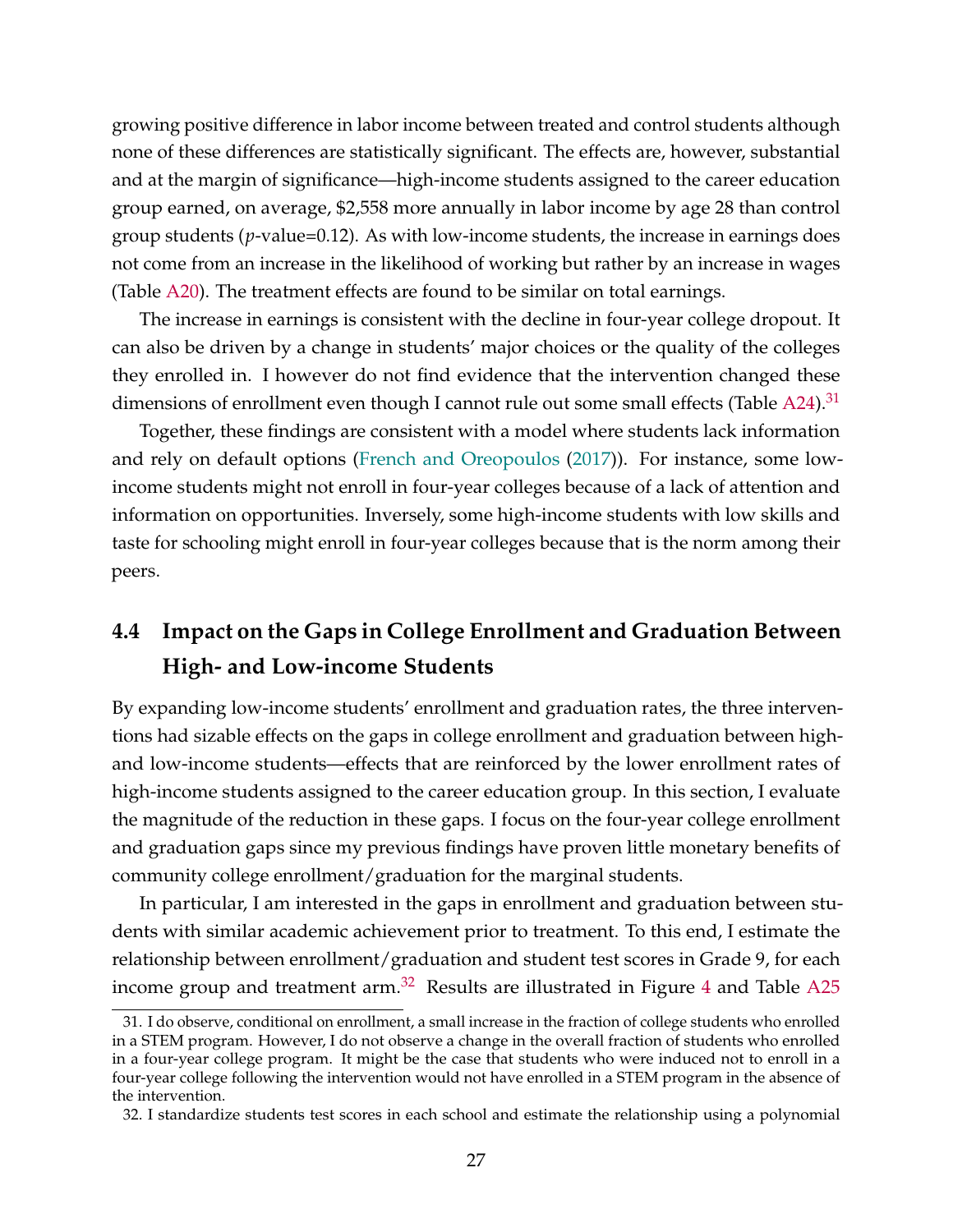growing positive difference in labor income between treated and control students although none of these differences are statistically significant. The effects are, however, substantial and at the margin of significance—high-income students assigned to the career education group earned, on average, $2,558 more annually in labor income by age 28 than control group students ($p$-value=0.12). As with low-income students, the increase in earnings does not come from an increase in the likelihood of working but rather by an increase in wages (Table A20). The treatment effects are found to be similar on total earnings.

The increase in earnings is consistent with the decline in four-year college dropout. It can also be driven by a change in students' major choices or the quality of the colleges they enrolled in. I however do not find evidence that the intervention changed these dimensions of enrollment even though I cannot rule out some small effects (Table A24).[31]

Together, these findings are consistent with a model where students lack information and rely on default options (French and Oreopoulos (2017)). For instance, some low-income students might not enroll in four-year colleges because of a lack of attention and information on opportunities. Inversely, some high-income students with low skills and taste for schooling might enroll in four-year colleges because that is the norm among their peers.

## 4.4 Impact on the Gaps in College Enrollment and Graduation Between High- and Low-income Students

By expanding low-income students' enrollment and graduation rates, the three interventions had sizable effects on the gaps in college enrollment and graduation between high- and low-income students—effects that are reinforced by the lower enrollment rates of high-income students assigned to the career education group. In this section, I evaluate the magnitude of the reduction in these gaps. I focus on the four-year college enrollment and graduation gaps since my previous findings have proven little monetary benefits of community college enrollment/graduation for the marginal students.

In particular, I am interested in the gaps in enrollment and graduation between students with similar academic achievement prior to treatment. To this end, I estimate the relationship between enrollment/graduation and student test scores in Grade 9, for each income group and treatment arm.[32] Results are illustrated in Figure 4 and Table A25

31. I do observe, conditional on enrollment, a small increase in the fraction of college students who enrolled in a STEM program. However, I do not observe a change in the overall fraction of students who enrolled in a four-year college program. It might be the case that students who were induced not to enroll in a four-year college following the intervention would not have enrolled in a STEM program in the absence of the intervention.

32. I standardize students test scores in each school and estimate the relationship using a polynomial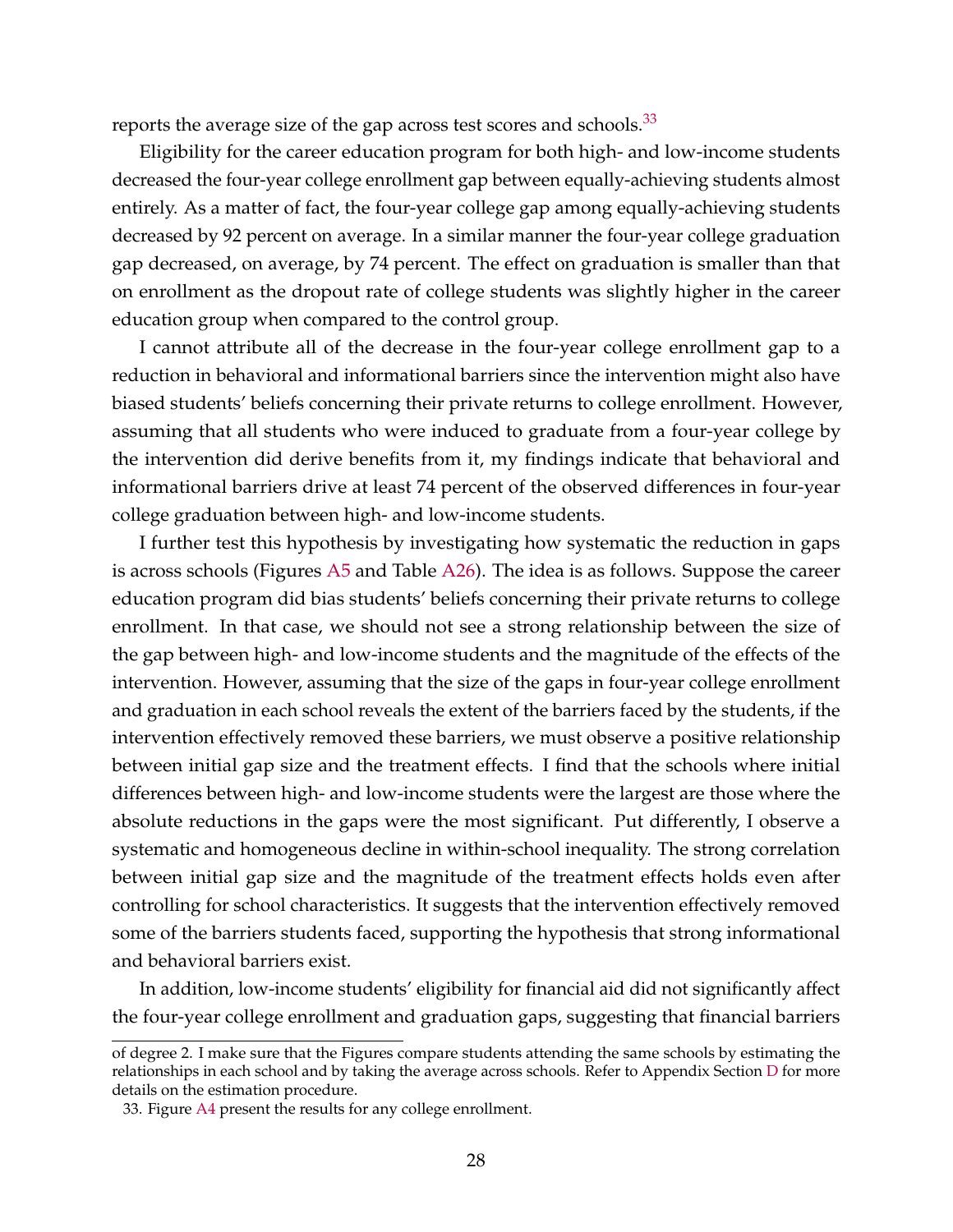reports the average size of the gap across test scores and schools.[33]

Eligibility for the career education program for both high- and low-income students decreased the four-year college enrollment gap between equally-achieving students almost entirely. As a matter of fact, the four-year college gap among equally-achieving students decreased by 92 percent on average. In a similar manner the four-year college graduation gap decreased, on average, by 74 percent. The effect on graduation is smaller than that on enrollment as the dropout rate of college students was slightly higher in the career education group when compared to the control group.

I cannot attribute all of the decrease in the four-year college enrollment gap to a reduction in behavioral and informational barriers since the intervention might also have biased students' beliefs concerning their private returns to college enrollment. However, assuming that all students who were induced to graduate from a four-year college by the intervention did derive benefits from it, my findings indicate that behavioral and informational barriers drive at least 74 percent of the observed differences in four-year college graduation between high- and low-income students.

I further test this hypothesis by investigating how systematic the reduction in gaps is across schools (Figures A5 and Table A26). The idea is as follows. Suppose the career education program did bias students' beliefs concerning their private returns to college enrollment. In that case, we should not see a strong relationship between the size of the gap between high- and low-income students and the magnitude of the effects of the intervention. However, assuming that the size of the gaps in four-year college enrollment and graduation in each school reveals the extent of the barriers faced by the students, if the intervention effectively removed these barriers, we must observe a positive relationship between initial gap size and the treatment effects. I find that the schools where initial differences between high- and low-income students were the largest are those where the absolute reductions in the gaps were the most significant. Put differently, I observe a systematic and homogeneous decline in within-school inequality. The strong correlation between initial gap size and the magnitude of the treatment effects holds even after controlling for school characteristics. It suggests that the intervention effectively removed some of the barriers students faced, supporting the hypothesis that strong informational and behavioral barriers exist.

In addition, low-income students' eligibility for financial aid did not significantly affect the four-year college enrollment and graduation gaps, suggesting that financial barriers

---

of degree 2. I make sure that the Figures compare students attending the same schools by estimating the relationships in each school and by taking the average across schools. Refer to Appendix Section D for more details on the estimation procedure.

33. Figure A4 present the results for any college enrollment.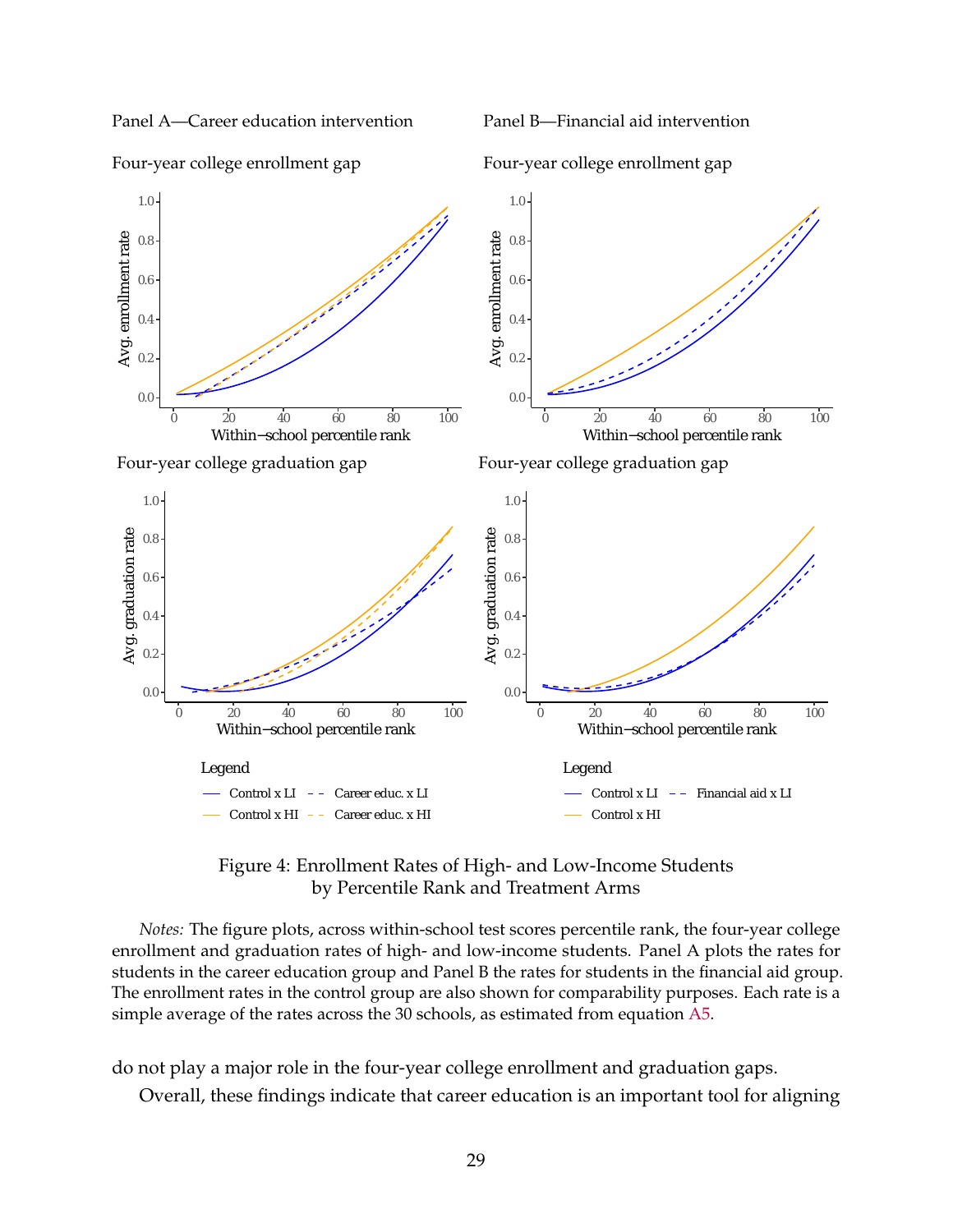Panel A—Career education intervention

Panel B—Financial aid intervention

Four-year college enrollment gap

Four-year college graduation gap

Legend

Figure 4: Enrollment Rates of High- and Low-Income Students by Percentile Rank and Treatment Arms

*Notes:* The figure plots, across within-school test scores percentile rank, the four-year college enrollment and graduation rates of high- and low-income students. Panel A plots the rates for students in the career education group and Panel B the rates for students in the financial aid group. The enrollment rates in the control group are also shown for comparability purposes. Each rate is a simple average of the rates across the 30 schools, as estimated from equation A5.

do not play a major role in the four-year college enrollment and graduation gaps.

Overall, these findings indicate that career education is an important tool for aligning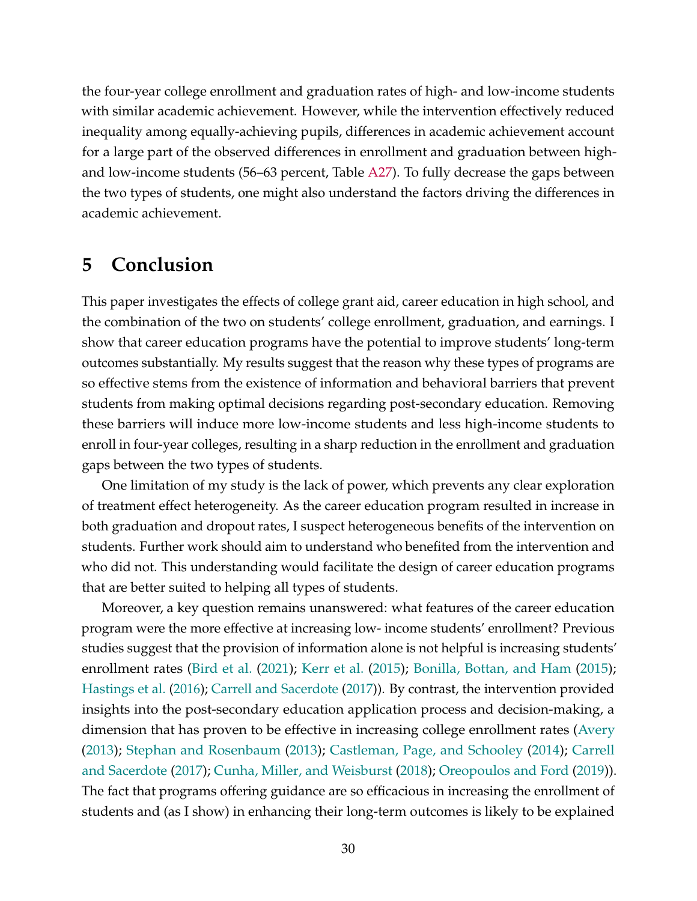the four-year college enrollment and graduation rates of high- and low-income students with similar academic achievement. However, while the intervention effectively reduced inequality among equally-achieving pupils, differences in academic achievement account for a large part of the observed differences in enrollment and graduation between high- and low-income students (56–63 percent, Table A27). To fully decrease the gaps between the two types of students, one might also understand the factors driving the differences in academic achievement.

# 5 Conclusion

This paper investigates the effects of college grant aid, career education in high school, and the combination of the two on students' college enrollment, graduation, and earnings. I show that career education programs have the potential to improve students' long-term outcomes substantially. My results suggest that the reason why these types of programs are so effective stems from the existence of information and behavioral barriers that prevent students from making optimal decisions regarding post-secondary education. Removing these barriers will induce more low-income students and less high-income students to enroll in four-year colleges, resulting in a sharp reduction in the enrollment and graduation gaps between the two types of students.

One limitation of my study is the lack of power, which prevents any clear exploration of treatment effect heterogeneity. As the career education program resulted in increase in both graduation and dropout rates, I suspect heterogeneous benefits of the intervention on students. Further work should aim to understand who benefited from the intervention and who did not. This understanding would facilitate the design of career education programs that are better suited to helping all types of students.

Moreover, a key question remains unanswered: what features of the career education program were the more effective at increasing low- income students' enrollment? Previous studies suggest that the provision of information alone is not helpful is increasing students' enrollment rates (Bird et al. (2021); Kerr et al. (2015); Bonilla, Bottan, and Ham (2015); Hastings et al. (2016); Carrell and Sacerdote (2017)). By contrast, the intervention provided insights into the post-secondary education application process and decision-making, a dimension that has proven to be effective in increasing college enrollment rates (Avery (2013); Stephan and Rosenbaum (2013); Castleman, Page, and Schooley (2014); Carrell and Sacerdote (2017); Cunha, Miller, and Weisburst (2018); Oreopoulos and Ford (2019)). The fact that programs offering guidance are so efficacious in increasing the enrollment of students and (as I show) in enhancing their long-term outcomes is likely to be explained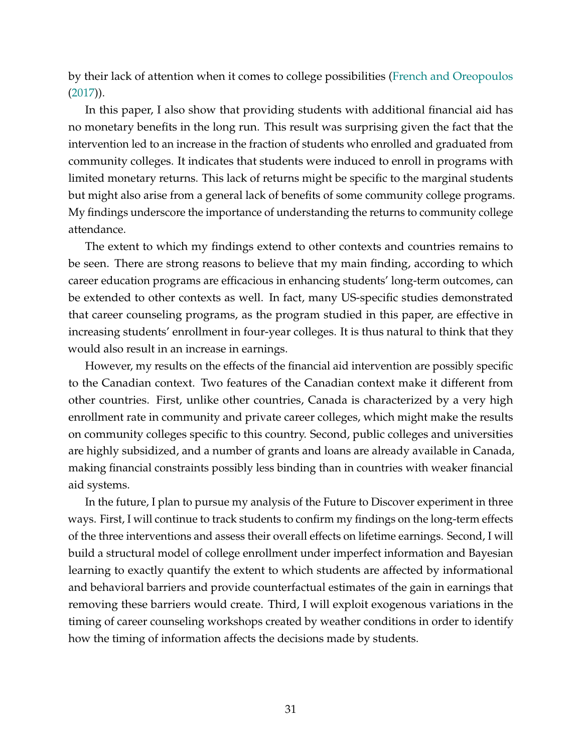by their lack of attention when it comes to college possibilities (French and Oreopoulos (2017)).

In this paper, I also show that providing students with additional financial aid has no monetary benefits in the long run. This result was surprising given the fact that the intervention led to an increase in the fraction of students who enrolled and graduated from community colleges. It indicates that students were induced to enroll in programs with limited monetary returns. This lack of returns might be specific to the marginal students but might also arise from a general lack of benefits of some community college programs. My findings underscore the importance of understanding the returns to community college attendance.

The extent to which my findings extend to other contexts and countries remains to be seen. There are strong reasons to believe that my main finding, according to which career education programs are efficacious in enhancing students' long-term outcomes, can be extended to other contexts as well. In fact, many US-specific studies demonstrated that career counseling programs, as the program studied in this paper, are effective in increasing students' enrollment in four-year colleges. It is thus natural to think that they would also result in an increase in earnings.

However, my results on the effects of the financial aid intervention are possibly specific to the Canadian context. Two features of the Canadian context make it different from other countries. First, unlike other countries, Canada is characterized by a very high enrollment rate in community and private career colleges, which might make the results on community colleges specific to this country. Second, public colleges and universities are highly subsidized, and a number of grants and loans are already available in Canada, making financial constraints possibly less binding than in countries with weaker financial aid systems.

In the future, I plan to pursue my analysis of the Future to Discover experiment in three ways. First, I will continue to track students to confirm my findings on the long-term effects of the three interventions and assess their overall effects on lifetime earnings. Second, I will build a structural model of college enrollment under imperfect information and Bayesian learning to exactly quantify the extent to which students are affected by informational and behavioral barriers and provide counterfactual estimates of the gain in earnings that removing these barriers would create. Third, I will exploit exogenous variations in the timing of career counseling workshops created by weather conditions in order to identify how the timing of information affects the decisions made by students.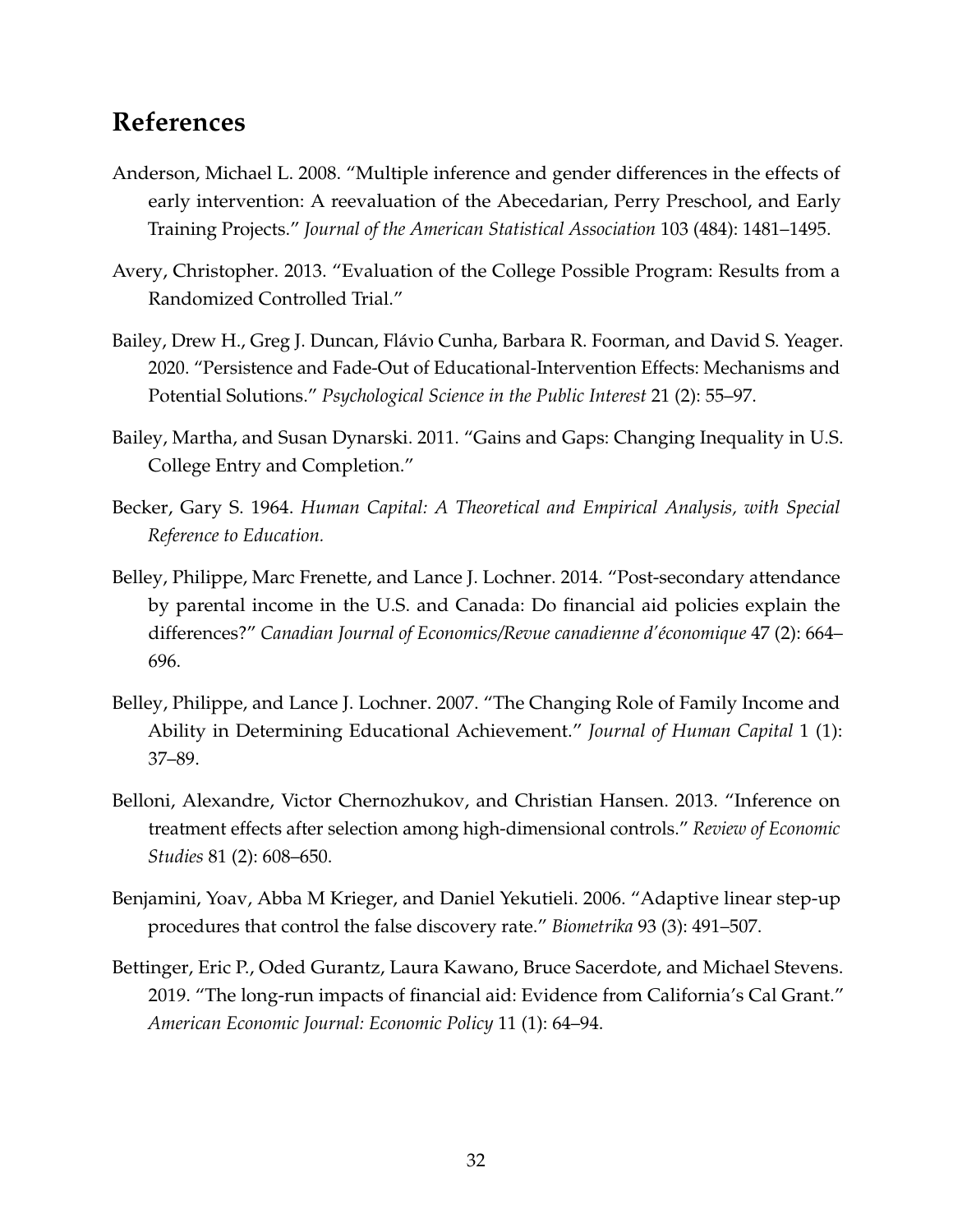# References

Anderson, Michael L. 2008. "Multiple inference and gender differences in the effects of early intervention: A reevaluation of the Abecedarian, Perry Preschool, and Early Training Projects." *Journal of the American Statistical Association* 103 (484): 1481–1495.

Avery, Christopher. 2013. "Evaluation of the College Possible Program: Results from a Randomized Controlled Trial."

Bailey, Drew H., Greg J. Duncan, Flávio Cunha, Barbara R. Foorman, and David S. Yeager. 2020. "Persistence and Fade-Out of Educational-Intervention Effects: Mechanisms and Potential Solutions." *Psychological Science in the Public Interest* 21 (2): 55–97.

Bailey, Martha, and Susan Dynarski. 2011. "Gains and Gaps: Changing Inequality in U.S. College Entry and Completion."

Becker, Gary S. 1964. *Human Capital: A Theoretical and Empirical Analysis, with Special Reference to Education.*

Belley, Philippe, Marc Frenette, and Lance J. Lochner. 2014. "Post-secondary attendance by parental income in the U.S. and Canada: Do financial aid policies explain the differences?" *Canadian Journal of Economics/Revue canadienne d'économique* 47 (2): 664–696.

Belley, Philippe, and Lance J. Lochner. 2007. "The Changing Role of Family Income and Ability in Determining Educational Achievement." *Journal of Human Capital* 1 (1): 37–89.

Belloni, Alexandre, Victor Chernozhukov, and Christian Hansen. 2013. "Inference on treatment effects after selection among high-dimensional controls." *Review of Economic Studies* 81 (2): 608–650.

Benjamini, Yoav, Abba M Krieger, and Daniel Yekutieli. 2006. "Adaptive linear step-up procedures that control the false discovery rate." *Biometrika* 93 (3): 491–507.

Bettinger, Eric P., Oded Gurantz, Laura Kawano, Bruce Sacerdote, and Michael Stevens. 2019. "The long-run impacts of financial aid: Evidence from California's Cal Grant." *American Economic Journal: Economic Policy* 11 (1): 64–94.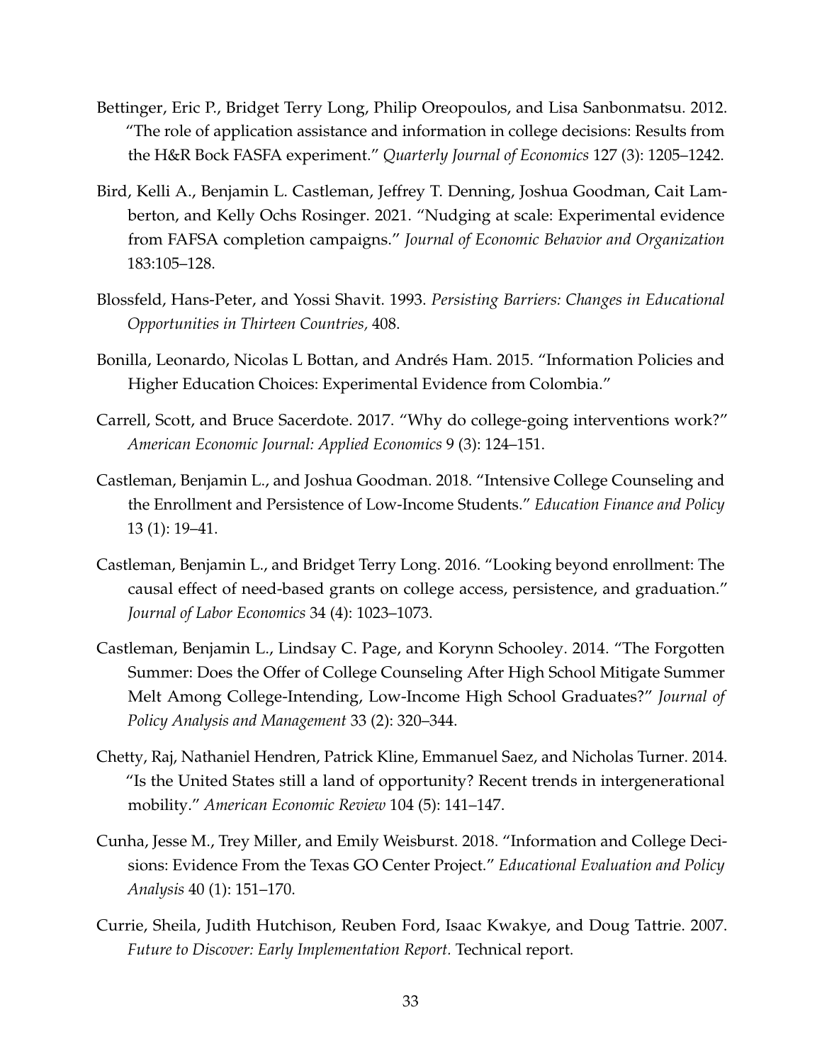Bettinger, Eric P., Bridget Terry Long, Philip Oreopoulos, and Lisa Sanbonmatsu. 2012. "The role of application assistance and information in college decisions: Results from the H&R Bock FASFA experiment." *Quarterly Journal of Economics* 127 (3): 1205–1242.

Bird, Kelli A., Benjamin L. Castleman, Jeffrey T. Denning, Joshua Goodman, Cait Lamberton, and Kelly Ochs Rosinger. 2021. "Nudging at scale: Experimental evidence from FAFSA completion campaigns." *Journal of Economic Behavior and Organization* 183:105–128.

Blossfeld, Hans-Peter, and Yossi Shavit. 1993. *Persisting Barriers: Changes in Educational Opportunities in Thirteen Countries,* 408.

Bonilla, Leonardo, Nicolas L Bottan, and Andrés Ham. 2015. "Information Policies and Higher Education Choices: Experimental Evidence from Colombia."

Carrell, Scott, and Bruce Sacerdote. 2017. "Why do college-going interventions work?" *American Economic Journal: Applied Economics* 9 (3): 124–151.

Castleman, Benjamin L., and Joshua Goodman. 2018. "Intensive College Counseling and the Enrollment and Persistence of Low-Income Students." *Education Finance and Policy* 13 (1): 19–41.

Castleman, Benjamin L., and Bridget Terry Long. 2016. "Looking beyond enrollment: The causal effect of need-based grants on college access, persistence, and graduation." *Journal of Labor Economics* 34 (4): 1023–1073.

Castleman, Benjamin L., Lindsay C. Page, and Korynn Schooley. 2014. "The Forgotten Summer: Does the Offer of College Counseling After High School Mitigate Summer Melt Among College-Intending, Low-Income High School Graduates?" *Journal of Policy Analysis and Management* 33 (2): 320–344.

Chetty, Raj, Nathaniel Hendren, Patrick Kline, Emmanuel Saez, and Nicholas Turner. 2014. "Is the United States still a land of opportunity? Recent trends in intergenerational mobility." *American Economic Review* 104 (5): 141–147.

Cunha, Jesse M., Trey Miller, and Emily Weisburst. 2018. "Information and College Decisions: Evidence From the Texas GO Center Project." *Educational Evaluation and Policy Analysis* 40 (1): 151–170.

Currie, Sheila, Judith Hutchison, Reuben Ford, Isaac Kwakye, and Doug Tattrie. 2007. *Future to Discover: Early Implementation Report.* Technical report.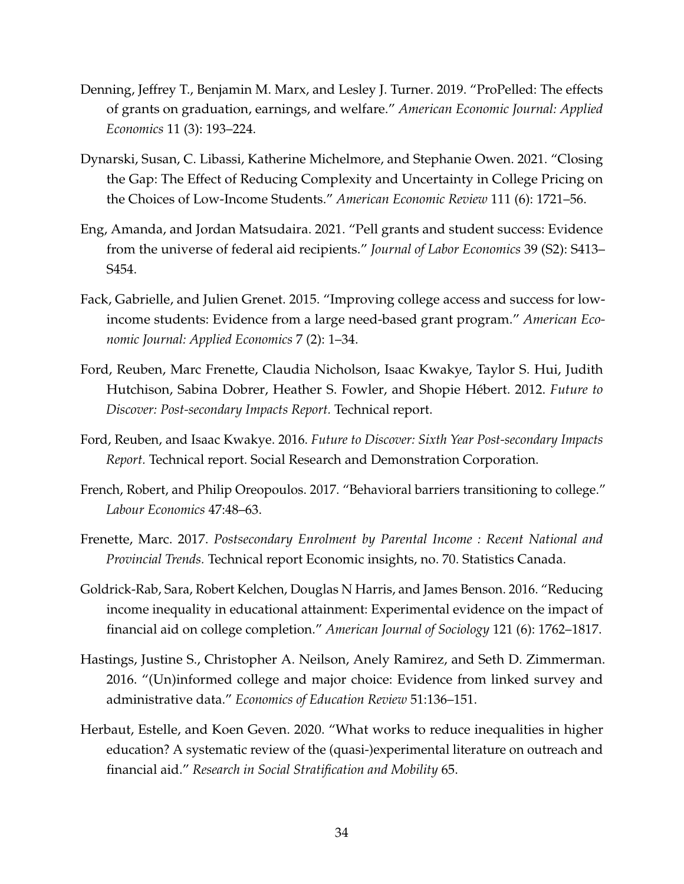Denning, Jeffrey T., Benjamin M. Marx, and Lesley J. Turner. 2019. "ProPelled: The effects of grants on graduation, earnings, and welfare." *American Economic Journal: Applied Economics* 11 (3): 193–224.

Dynarski, Susan, C. Libassi, Katherine Michelmore, and Stephanie Owen. 2021. "Closing the Gap: The Effect of Reducing Complexity and Uncertainty in College Pricing on the Choices of Low-Income Students." *American Economic Review* 111 (6): 1721–56.

Eng, Amanda, and Jordan Matsudaira. 2021. "Pell grants and student success: Evidence from the universe of federal aid recipients." *Journal of Labor Economics* 39 (S2): S413–S454.

Fack, Gabrielle, and Julien Grenet. 2015. "Improving college access and success for low-income students: Evidence from a large need-based grant program." *American Economic Journal: Applied Economics* 7 (2): 1–34.

Ford, Reuben, Marc Frenette, Claudia Nicholson, Isaac Kwakye, Taylor S. Hui, Judith Hutchison, Sabina Dobrer, Heather S. Fowler, and Shopie Hébert. 2012. *Future to Discover: Post-secondary Impacts Report.* Technical report.

Ford, Reuben, and Isaac Kwakye. 2016. *Future to Discover: Sixth Year Post-secondary Impacts Report.* Technical report. Social Research and Demonstration Corporation.

French, Robert, and Philip Oreopoulos. 2017. "Behavioral barriers transitioning to college." *Labour Economics* 47:48–63.

Frenette, Marc. 2017. *Postsecondary Enrolment by Parental Income : Recent National and Provincial Trends.* Technical report Economic insights, no. 70. Statistics Canada.

Goldrick-Rab, Sara, Robert Kelchen, Douglas N Harris, and James Benson. 2016. "Reducing income inequality in educational attainment: Experimental evidence on the impact of financial aid on college completion." *American Journal of Sociology* 121 (6): 1762–1817.

Hastings, Justine S., Christopher A. Neilson, Anely Ramirez, and Seth D. Zimmerman. 2016. "(Un)informed college and major choice: Evidence from linked survey and administrative data." *Economics of Education Review* 51:136–151.

Herbaut, Estelle, and Koen Geven. 2020. "What works to reduce inequalities in higher education? A systematic review of the (quasi-)experimental literature on outreach and financial aid." *Research in Social Stratification and Mobility* 65.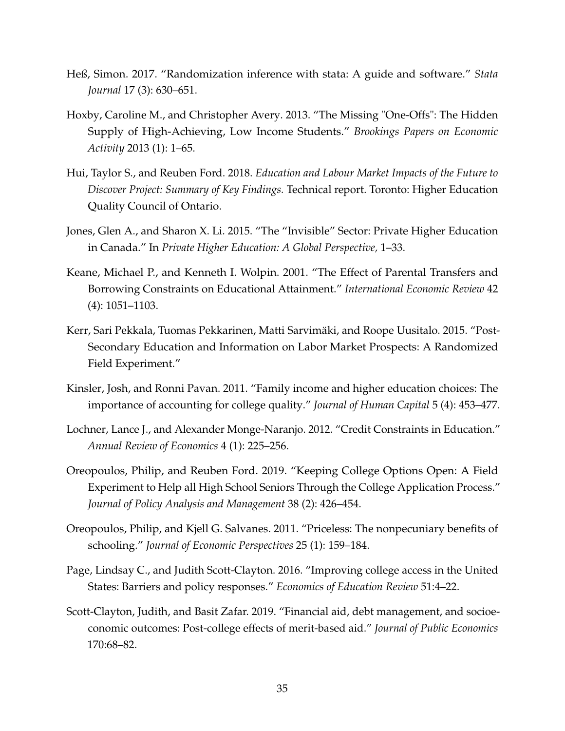Heß, Simon. 2017. "Randomization inference with stata: A guide and software." *Stata Journal* 17 (3): 630–651.

Hoxby, Caroline M., and Christopher Avery. 2013. "The Missing "One-Offs": The Hidden Supply of High-Achieving, Low Income Students." *Brookings Papers on Economic Activity* 2013 (1): 1–65.

Hui, Taylor S., and Reuben Ford. 2018. *Education and Labour Market Impacts of the Future to Discover Project: Summary of Key Findings.* Technical report. Toronto: Higher Education Quality Council of Ontario.

Jones, Glen A., and Sharon X. Li. 2015. "The "Invisible" Sector: Private Higher Education in Canada." In *Private Higher Education: A Global Perspective,* 1–33.

Keane, Michael P., and Kenneth I. Wolpin. 2001. "The Effect of Parental Transfers and Borrowing Constraints on Educational Attainment." *International Economic Review* 42 (4): 1051–1103.

Kerr, Sari Pekkala, Tuomas Pekkarinen, Matti Sarvimäki, and Roope Uusitalo. 2015. "Post-Secondary Education and Information on Labor Market Prospects: A Randomized Field Experiment."

Kinsler, Josh, and Ronni Pavan. 2011. "Family income and higher education choices: The importance of accounting for college quality." *Journal of Human Capital* 5 (4): 453–477.

Lochner, Lance J., and Alexander Monge-Naranjo. 2012. "Credit Constraints in Education." *Annual Review of Economics* 4 (1): 225–256.

Oreopoulos, Philip, and Reuben Ford. 2019. "Keeping College Options Open: A Field Experiment to Help all High School Seniors Through the College Application Process." *Journal of Policy Analysis and Management* 38 (2): 426–454.

Oreopoulos, Philip, and Kjell G. Salvanes. 2011. "Priceless: The nonpecuniary benefits of schooling." *Journal of Economic Perspectives* 25 (1): 159–184.

Page, Lindsay C., and Judith Scott-Clayton. 2016. "Improving college access in the United States: Barriers and policy responses." *Economics of Education Review* 51:4–22.

Scott-Clayton, Judith, and Basit Zafar. 2019. "Financial aid, debt management, and socioeconomic outcomes: Post-college effects of merit-based aid." *Journal of Public Economics* 170:68–82.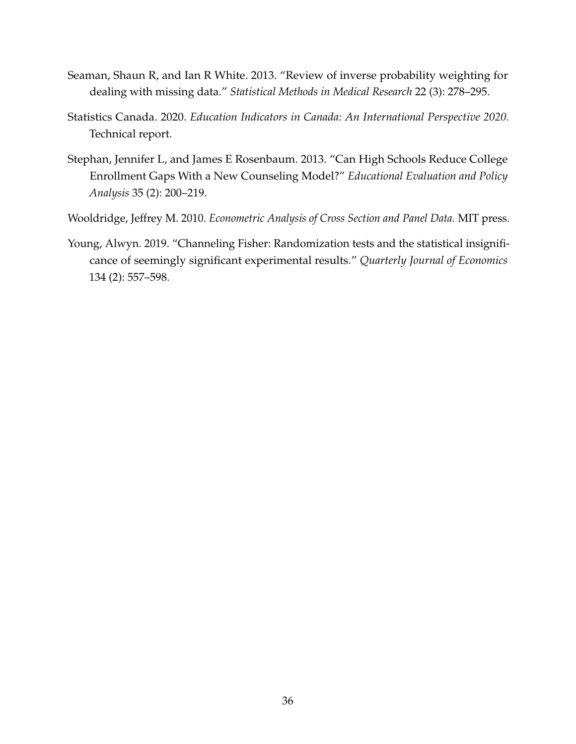Seaman, Shaun R, and Ian R White. 2013. "Review of inverse probability weighting for dealing with missing data." *Statistical Methods in Medical Research* 22 (3): 278–295.

Statistics Canada. 2020. *Education Indicators in Canada: An International Perspective 2020.* Technical report.

Stephan, Jennifer L, and James E Rosenbaum. 2013. "Can High Schools Reduce College Enrollment Gaps With a New Counseling Model?" *Educational Evaluation and Policy Analysis* 35 (2): 200–219.

Wooldridge, Jeffrey M. 2010. *Econometric Analysis of Cross Section and Panel Data.* MIT press.

Young, Alwyn. 2019. "Channeling Fisher: Randomization tests and the statistical insignificance of seemingly significant experimental results." *Quarterly Journal of Economics* 134 (2): 557–598.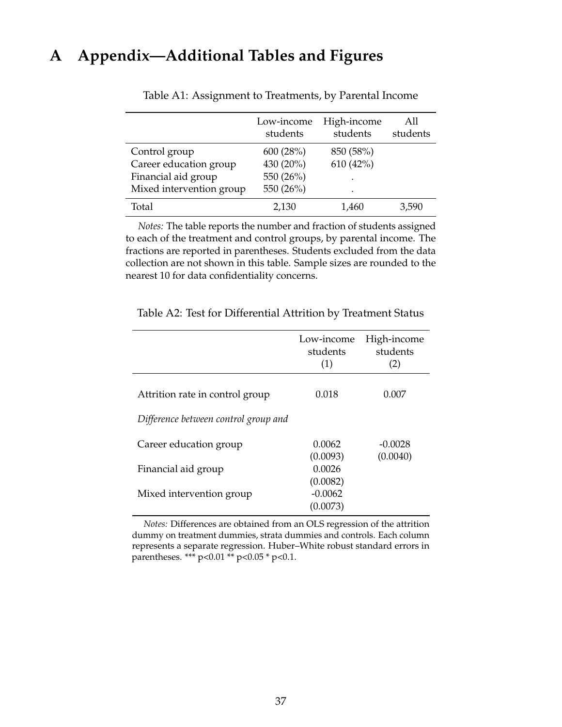# A Appendix—Additional Tables and Figures

Table A1: Assignment to Treatments, by Parental Income

| | Low-income students | High-income students | All students |
|---|---|---|---|
| Control group | 600 (28%) | 850 (58%) | |
| Career education group | 430 (20%) | 610 (42%) | |
| Financial aid group | 550 (26%) | . | |
| Mixed intervention group | 550 (26%) | . | |
| Total | 2,130 | 1,460 | 3,590 |

*Notes:* The table reports the number and fraction of students assigned to each of the treatment and control groups, by parental income. The fractions are reported in parentheses. Students excluded from the data collection are not shown in this table. Sample sizes are rounded to the nearest 10 for data confidentiality concerns.

Table A2: Test for Differential Attrition by Treatment Status

| | Low-income students (1) | High-income students (2) |
|---|---|---|
| Attrition rate in control group | 0.018 | 0.007 |
| *Difference between control group and* | | |
| Career education group | 0.0062 | -0.0028 |
| | (0.0093) | (0.0040) |
| Financial aid group | 0.0026 | |
| | (0.0082) | |
| Mixed intervention group | -0.0062 | |
| | (0.0073) | |

*Notes:* Differences are obtained from an OLS regression of the attrition dummy on treatment dummies, strata dummies and controls. Each column represents a separate regression. Huber–White robust standard errors in parentheses. *** p<0.01 ** p<0.05 * p<0.1.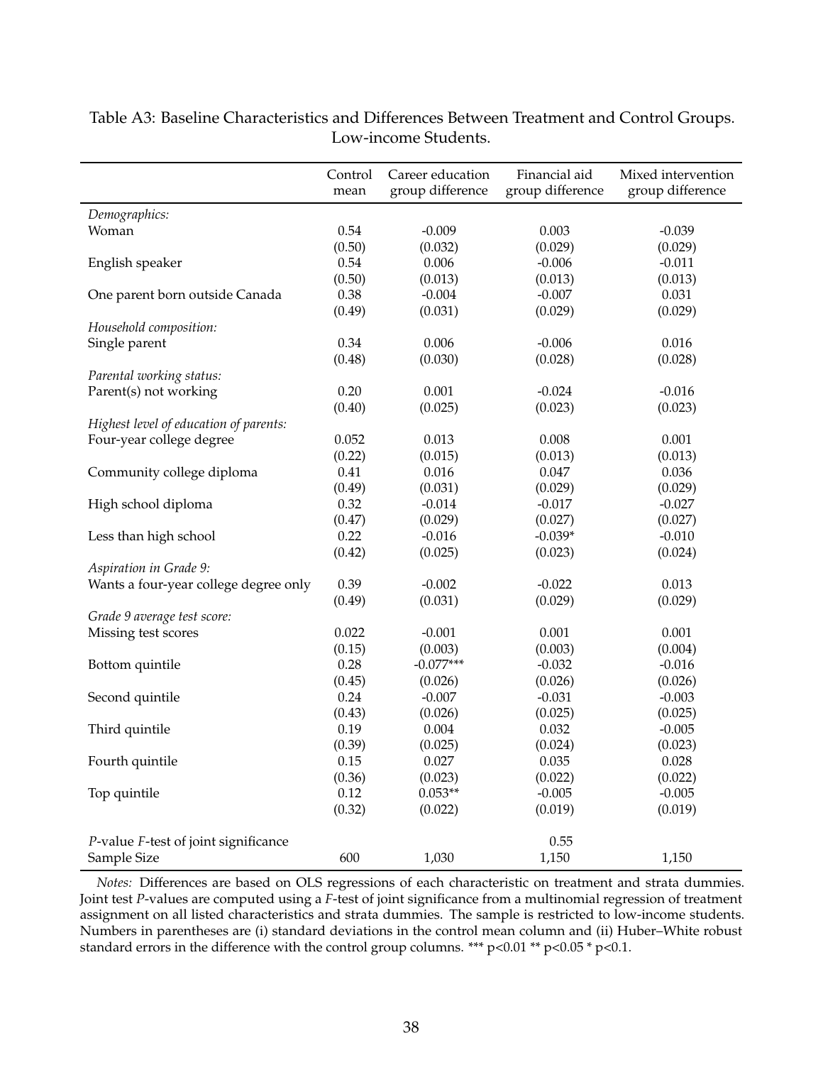Table A3: Baseline Characteristics and Differences Between Treatment and Control Groups. Low-income Students.

| | Control mean | Career education group difference | Financial aid group difference | Mixed intervention group difference |
|---|---|---|---|---|
| *Demographics:* | | | | |
| Woman | 0.54 | -0.009 | 0.003 | -0.039 |
| | (0.50) | (0.032) | (0.029) | (0.029) |
| English speaker | 0.54 | 0.006 | -0.006 | -0.011 |
| | (0.50) | (0.013) | (0.013) | (0.013) |
| One parent born outside Canada | 0.38 | -0.004 | -0.007 | 0.031 |
| | (0.49) | (0.031) | (0.029) | (0.029) |
| *Household composition:* | | | | |
| Single parent | 0.34 | 0.006 | -0.006 | 0.016 |
| | (0.48) | (0.030) | (0.028) | (0.028) |
| *Parental working status:* | | | | |
| Parent(s) not working | 0.20 | 0.001 | -0.024 | -0.016 |
| | (0.40) | (0.025) | (0.023) | (0.023) |
| *Highest level of education of parents:* | | | | |
| Four-year college degree | 0.052 | 0.013 | 0.008 | 0.001 |
| | (0.22) | (0.015) | (0.013) | (0.013) |
| Community college diploma | 0.41 | 0.016 | 0.047 | 0.036 |
| | (0.49) | (0.031) | (0.029) | (0.029) |
| High school diploma | 0.32 | -0.014 | -0.017 | -0.027 |
| | (0.47) | (0.029) | (0.027) | (0.027) |
| Less than high school | 0.22 | -0.016 | -0.039* | -0.010 |
| | (0.42) | (0.025) | (0.023) | (0.024) |
| *Aspiration in Grade 9:* | | | | |
| Wants a four-year college degree only | 0.39 | -0.002 | -0.022 | 0.013 |
| | (0.49) | (0.031) | (0.029) | (0.029) |
| *Grade 9 average test score:* | | | | |
| Missing test scores | 0.022 | -0.001 | 0.001 | 0.001 |
| | (0.15) | (0.003) | (0.003) | (0.004) |
| Bottom quintile | 0.28 | -0.077*** | -0.032 | -0.016 |
| | (0.45) | (0.026) | (0.026) | (0.026) |
| Second quintile | 0.24 | -0.007 | -0.031 | -0.003 |
| | (0.43) | (0.026) | (0.025) | (0.025) |
| Third quintile | 0.19 | 0.004 | 0.032 | -0.005 |
| | (0.39) | (0.025) | (0.024) | (0.023) |
| Fourth quintile | 0.15 | 0.027 | 0.035 | 0.028 |
| | (0.36) | (0.023) | (0.022) | (0.022) |
| Top quintile | 0.12 | 0.053** | -0.005 | -0.005 |
| | (0.32) | (0.022) | (0.019) | (0.019) |
| *P*-value *F*-test of joint significance | | | 0.55 | |
| Sample Size | 600 | 1,030 | 1,150 | 1,150 |

*Notes:* Differences are based on OLS regressions of each characteristic on treatment and strata dummies. Joint test *P*-values are computed using a *F*-test of joint significance from a multinomial regression of treatment assignment on all listed characteristics and strata dummies. The sample is restricted to low-income students. Numbers in parentheses are (i) standard deviations in the control mean column and (ii) Huber–White robust standard errors in the difference with the control group columns. *** p<0.01 ** p<0.05 * p<0.1.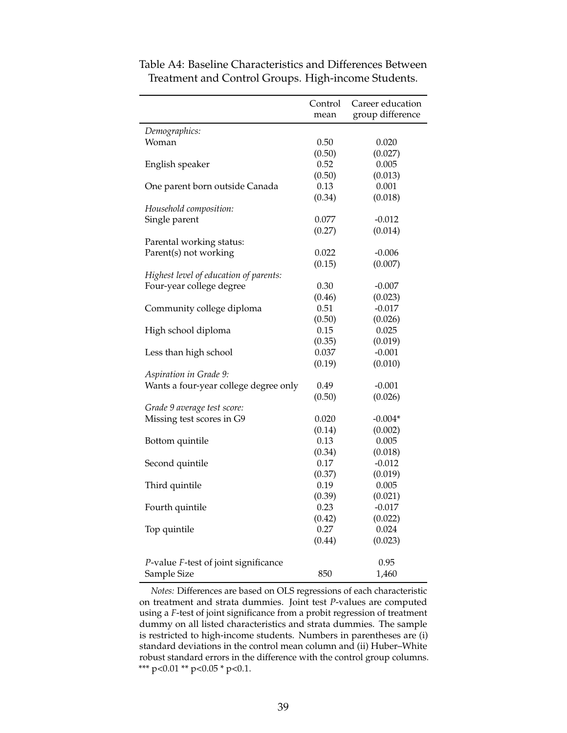Table A4: Baseline Characteristics and Differences Between Treatment and Control Groups. High-income Students.

| | Control mean | Career education group difference |
|---|---|---|
| *Demographics:* | | |
| Woman | 0.50 | 0.020 |
| | (0.50) | (0.027) |
| English speaker | 0.52 | 0.005 |
| | (0.50) | (0.013) |
| One parent born outside Canada | 0.13 | 0.001 |
| | (0.34) | (0.018) |
| *Household composition:* | | |
| Single parent | 0.077 | -0.012 |
| | (0.27) | (0.014) |
| Parental working status: | | |
| Parent(s) not working | 0.022 | -0.006 |
| | (0.15) | (0.007) |
| *Highest level of education of parents:* | | |
| Four-year college degree | 0.30 | -0.007 |
| | (0.46) | (0.023) |
| Community college diploma | 0.51 | -0.017 |
| | (0.50) | (0.026) |
| High school diploma | 0.15 | 0.025 |
| | (0.35) | (0.019) |
| Less than high school | 0.037 | -0.001 |
| | (0.19) | (0.010) |
| *Aspiration in Grade 9:* | | |
| Wants a four-year college degree only | 0.49 | -0.001 |
| | (0.50) | (0.026) |
| *Grade 9 average test score:* | | |
| Missing test scores in G9 | 0.020 | -0.004* |
| | (0.14) | (0.002) |
| Bottom quintile | 0.13 | 0.005 |
| | (0.34) | (0.018) |
| Second quintile | 0.17 | -0.012 |
| | (0.37) | (0.019) |
| Third quintile | 0.19 | 0.005 |
| | (0.39) | (0.021) |
| Fourth quintile | 0.23 | -0.017 |
| | (0.42) | (0.022) |
| Top quintile | 0.27 | 0.024 |
| | (0.44) | (0.023) |
| *P*-value *F*-test of joint significance | | 0.95 |
| Sample Size | 850 | 1,460 |

*Notes:* Differences are based on OLS regressions of each characteristic on treatment and strata dummies. Joint test *P*-values are computed using a *F*-test of joint significance from a probit regression of treatment dummy on all listed characteristics and strata dummies. The sample is restricted to high-income students. Numbers in parentheses are (i) standard deviations in the control mean column and (ii) Huber–White robust standard errors in the difference with the control group columns. *** p<0.01 ** p<0.05 * p<0.1.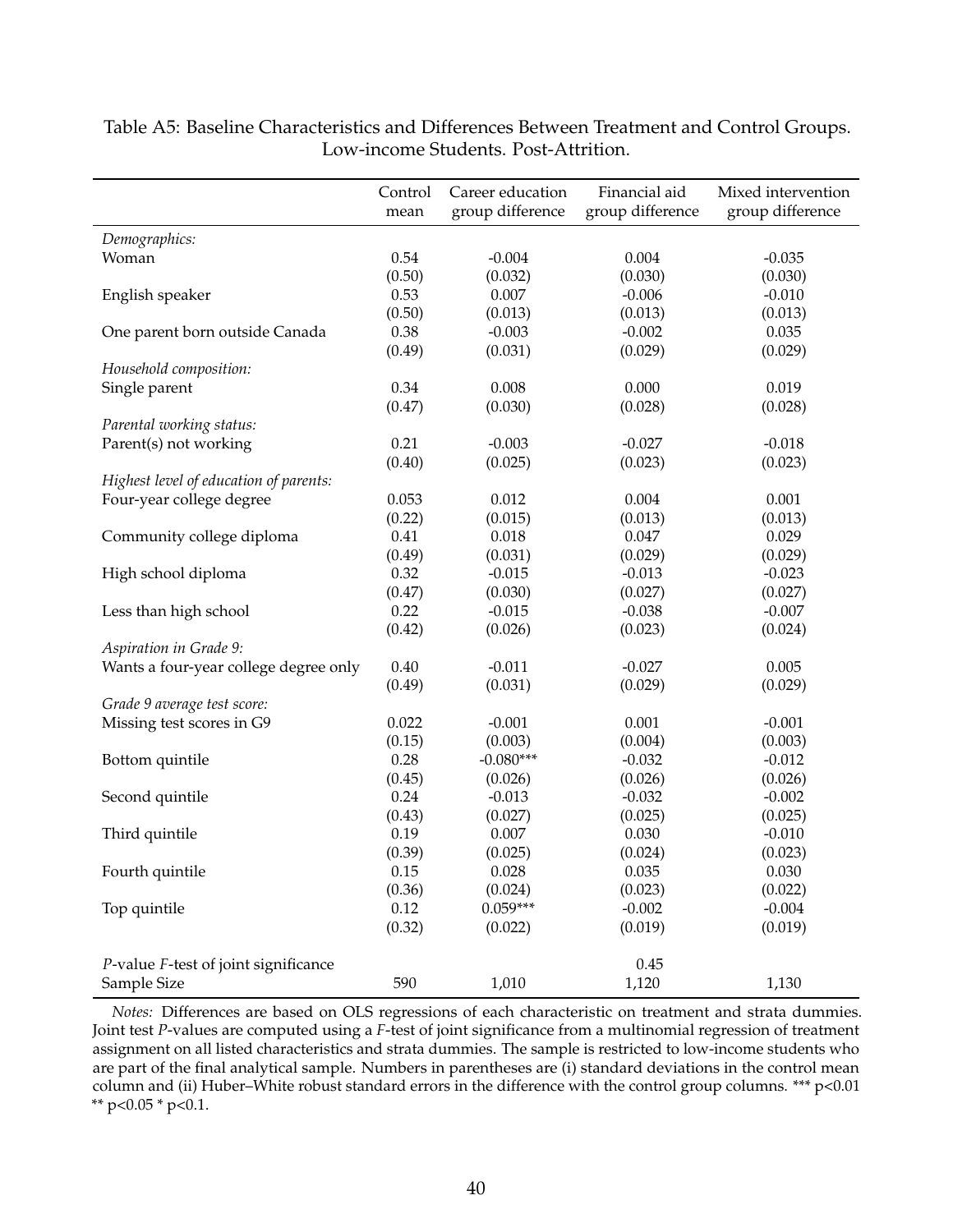Table A5: Baseline Characteristics and Differences Between Treatment and Control Groups. Low-income Students. Post-Attrition.

| | Control mean | Career education group difference | Financial aid group difference | Mixed intervention group difference |
|---|---|---|---|---|
| *Demographics:* | | | | |
| Woman | 0.54 | -0.004 | 0.004 | -0.035 |
| | (0.50) | (0.032) | (0.030) | (0.030) |
| English speaker | 0.53 | 0.007 | -0.006 | -0.010 |
| | (0.50) | (0.013) | (0.013) | (0.013) |
| One parent born outside Canada | 0.38 | -0.003 | -0.002 | 0.035 |
| | (0.49) | (0.031) | (0.029) | (0.029) |
| *Household composition:* | | | | |
| Single parent | 0.34 | 0.008 | 0.000 | 0.019 |
| | (0.47) | (0.030) | (0.028) | (0.028) |
| *Parental working status:* | | | | |
| Parent(s) not working | 0.21 | -0.003 | -0.027 | -0.018 |
| | (0.40) | (0.025) | (0.023) | (0.023) |
| *Highest level of education of parents:* | | | | |
| Four-year college degree | 0.053 | 0.012 | 0.004 | 0.001 |
| | (0.22) | (0.015) | (0.013) | (0.013) |
| Community college diploma | 0.41 | 0.018 | 0.047 | 0.029 |
| | (0.49) | (0.031) | (0.029) | (0.029) |
| High school diploma | 0.32 | -0.015 | -0.013 | -0.023 |
| | (0.47) | (0.030) | (0.027) | (0.027) |
| Less than high school | 0.22 | -0.015 | -0.038 | -0.007 |
| | (0.42) | (0.026) | (0.023) | (0.024) |
| *Aspiration in Grade 9:* | | | | |
| Wants a four-year college degree only | 0.40 | -0.011 | -0.027 | 0.005 |
| | (0.49) | (0.031) | (0.029) | (0.029) |
| *Grade 9 average test score:* | | | | |
| Missing test scores in G9 | 0.022 | -0.001 | 0.001 | -0.001 |
| | (0.15) | (0.003) | (0.004) | (0.003) |
| Bottom quintile | 0.28 | -0.080*** | -0.032 | -0.012 |
| | (0.45) | (0.026) | (0.026) | (0.026) |
| Second quintile | 0.24 | -0.013 | -0.032 | -0.002 |
| | (0.43) | (0.027) | (0.025) | (0.025) |
| Third quintile | 0.19 | 0.007 | 0.030 | -0.010 |
| | (0.39) | (0.025) | (0.024) | (0.023) |
| Fourth quintile | 0.15 | 0.028 | 0.035 | 0.030 |
| | (0.36) | (0.024) | (0.023) | (0.022) |
| Top quintile | 0.12 | 0.059*** | -0.002 | -0.004 |
| | (0.32) | (0.022) | (0.019) | (0.019) |
| *P*-value *F*-test of joint significance | | | 0.45 | |
| Sample Size | 590 | 1,010 | 1,120 | 1,130 |

*Notes:* Differences are based on OLS regressions of each characteristic on treatment and strata dummies. Joint test *P*-values are computed using a *F*-test of joint significance from a multinomial regression of treatment assignment on all listed characteristics and strata dummies. The sample is restricted to low-income students who are part of the final analytical sample. Numbers in parentheses are (i) standard deviations in the control mean column and (ii) Huber–White robust standard errors in the difference with the control group columns. *** p<0.01 ** p<0.05 * p<0.1.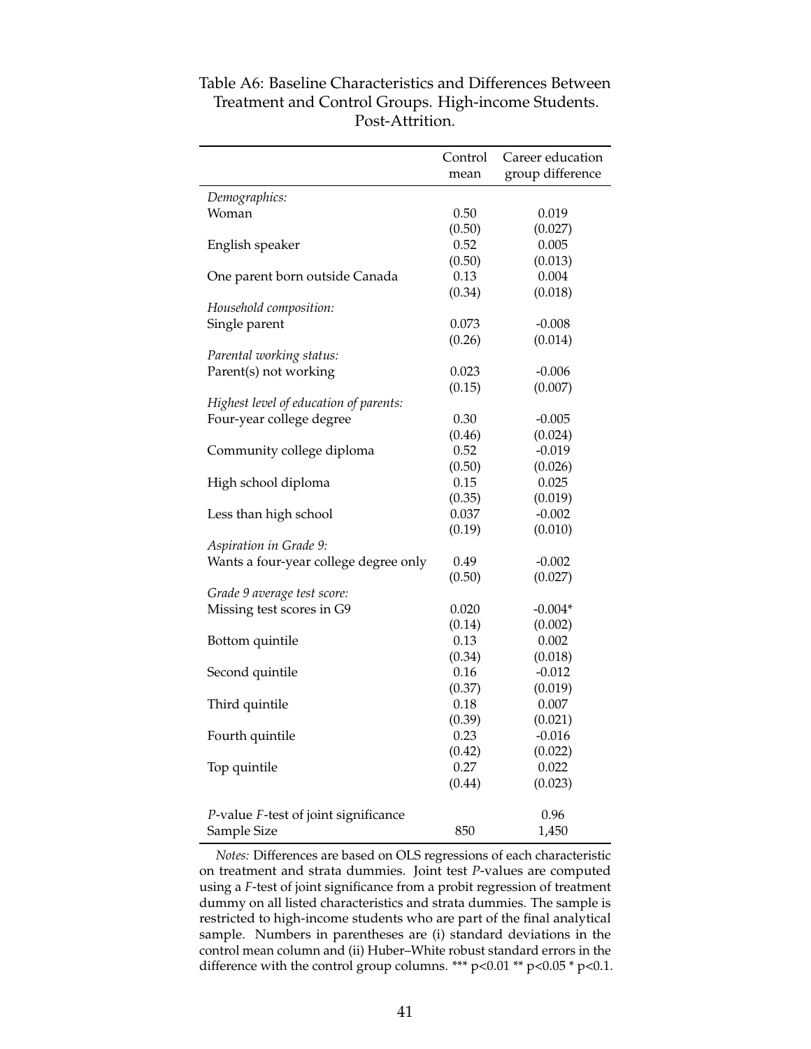Table A6: Baseline Characteristics and Differences Between Treatment and Control Groups. High-income Students. Post-Attrition.

| | Control mean | Career education group difference |
|---|---|---|
| *Demographics:* | | |
| Woman | 0.50 | 0.019 |
| | (0.50) | (0.027) |
| English speaker | 0.52 | 0.005 |
| | (0.50) | (0.013) |
| One parent born outside Canada | 0.13 | 0.004 |
| | (0.34) | (0.018) |
| *Household composition:* | | |
| Single parent | 0.073 | -0.008 |
| | (0.26) | (0.014) |
| *Parental working status:* | | |
| Parent(s) not working | 0.023 | -0.006 |
| | (0.15) | (0.007) |
| *Highest level of education of parents:* | | |
| Four-year college degree | 0.30 | -0.005 |
| | (0.46) | (0.024) |
| Community college diploma | 0.52 | -0.019 |
| | (0.50) | (0.026) |
| High school diploma | 0.15 | 0.025 |
| | (0.35) | (0.019) |
| Less than high school | 0.037 | -0.002 |
| | (0.19) | (0.010) |
| *Aspiration in Grade 9:* | | |
| Wants a four-year college degree only | 0.49 | -0.002 |
| | (0.50) | (0.027) |
| *Grade 9 average test score:* | | |
| Missing test scores in G9 | 0.020 | -0.004* |
| | (0.14) | (0.002) |
| Bottom quintile | 0.13 | 0.002 |
| | (0.34) | (0.018) |
| Second quintile | 0.16 | -0.012 |
| | (0.37) | (0.019) |
| Third quintile | 0.18 | 0.007 |
| | (0.39) | (0.021) |
| Fourth quintile | 0.23 | -0.016 |
| | (0.42) | (0.022) |
| Top quintile | 0.27 | 0.022 |
| | (0.44) | (0.023) |
| *P*-value *F*-test of joint significance | | 0.96 |
| Sample Size | 850 | 1,450 |

*Notes:* Differences are based on OLS regressions of each characteristic on treatment and strata dummies. Joint test *P*-values are computed using a *F*-test of joint significance from a probit regression of treatment dummy on all listed characteristics and strata dummies. The sample is restricted to high-income students who are part of the final analytical sample. Numbers in parentheses are (i) standard deviations in the control mean column and (ii) Huber–White robust standard errors in the difference with the control group columns. *** $p<0.01$ ** $p<0.05$ * $p<0.1$.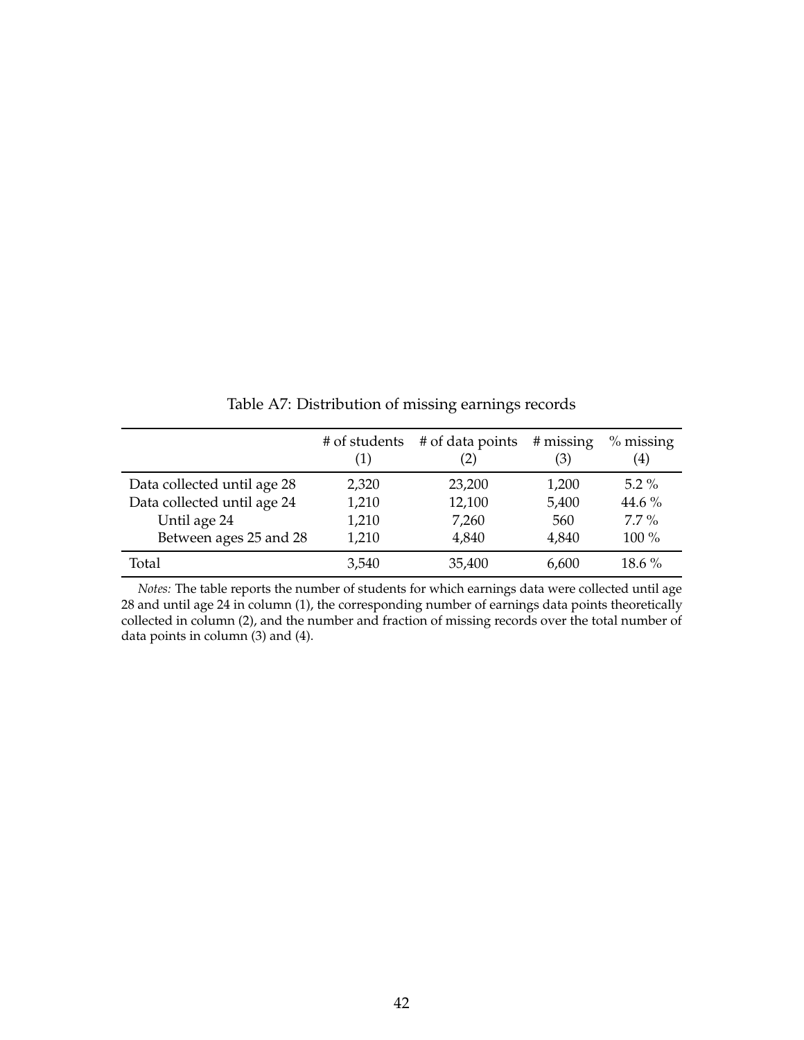Table A7: Distribution of missing earnings records

| | # of students (1) | # of data points (2) | # missing (3) | % missing (4) |
|---|---|---|---|---|
| Data collected until age 28 | 2,320 | 23,200 | 1,200 | 5.2 % |
| Data collected until age 24 | 1,210 | 12,100 | 5,400 | 44.6 % |
| Until age 24 | 1,210 | 7,260 | 560 | 7.7 % |
| Between ages 25 and 28 | 1,210 | 4,840 | 4,840 | 100 % |
| Total | 3,540 | 35,400 | 6,600 | 18.6 % |

*Notes:* The table reports the number of students for which earnings data were collected until age 28 and until age 24 in column (1), the corresponding number of earnings data points theoretically collected in column (2), and the number and fraction of missing records over the total number of data points in column (3) and (4).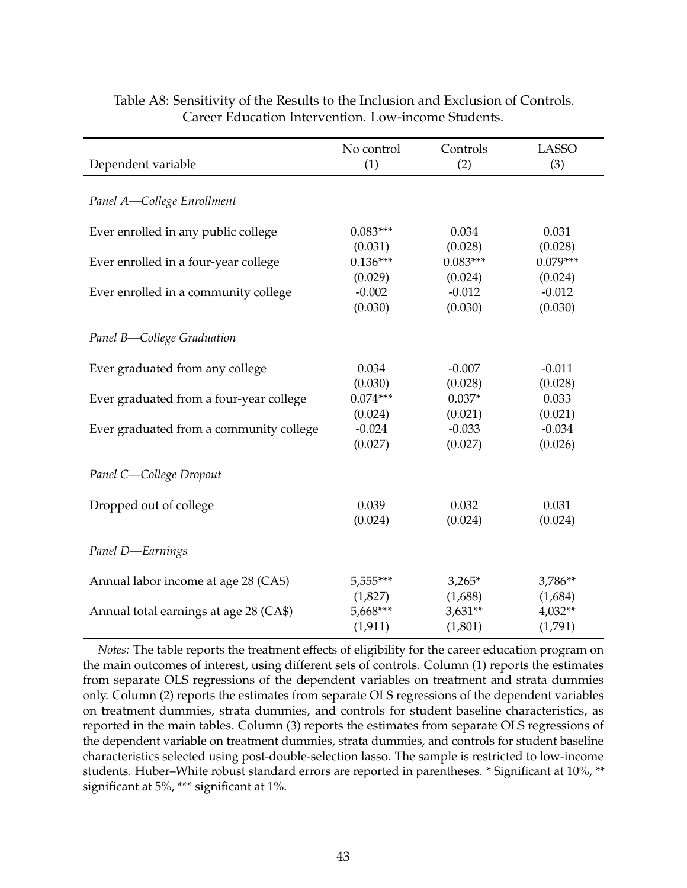Table A8: Sensitivity of the Results to the Inclusion and Exclusion of Controls. Career Education Intervention. Low-income Students.

| Dependent variable | No control (1) | Controls (2) | LASSO (3) |
|---|---|---|---|
| *Panel A—College Enrollment* | | | |
| Ever enrolled in any public college | 0.083*** | 0.034 | 0.031 |
| | (0.031) | (0.028) | (0.028) |
| Ever enrolled in a four-year college | 0.136*** | 0.083*** | 0.079*** |
| | (0.029) | (0.024) | (0.024) |
| Ever enrolled in a community college | -0.002 | -0.012 | -0.012 |
| | (0.030) | (0.030) | (0.030) |
| *Panel B—College Graduation* | | | |
| Ever graduated from any college | 0.034 | -0.007 | -0.011 |
| | (0.030) | (0.028) | (0.028) |
| Ever graduated from a four-year college | 0.074*** | 0.037* | 0.033 |
| | (0.024) | (0.021) | (0.021) |
| Ever graduated from a community college | -0.024 | -0.033 | -0.034 |
| | (0.027) | (0.027) | (0.026) |
| *Panel C—College Dropout* | | | |
| Dropped out of college | 0.039 | 0.032 | 0.031 |
| | (0.024) | (0.024) | (0.024) |
| *Panel D—Earnings* | | | |
| Annual labor income at age 28 (CA$) | 5,555*** | 3,265* | 3,786** |
| | (1,827) | (1,688) | (1,684) |
| Annual total earnings at age 28 (CA$) | 5,668*** | 3,631** | 4,032** |
| | (1,911) | (1,801) | (1,791) |

*Notes:* The table reports the treatment effects of eligibility for the career education program on the main outcomes of interest, using different sets of controls. Column (1) reports the estimates from separate OLS regressions of the dependent variables on treatment and strata dummies only. Column (2) reports the estimates from separate OLS regressions of the dependent variables on treatment dummies, strata dummies, and controls for student baseline characteristics, as reported in the main tables. Column (3) reports the estimates from separate OLS regressions of the dependent variable on treatment dummies, strata dummies, and controls for student baseline characteristics selected using post-double-selection lasso. The sample is restricted to low-income students. Huber–White robust standard errors are reported in parentheses. * Significant at 10%, ** significant at 5%, *** significant at 1%.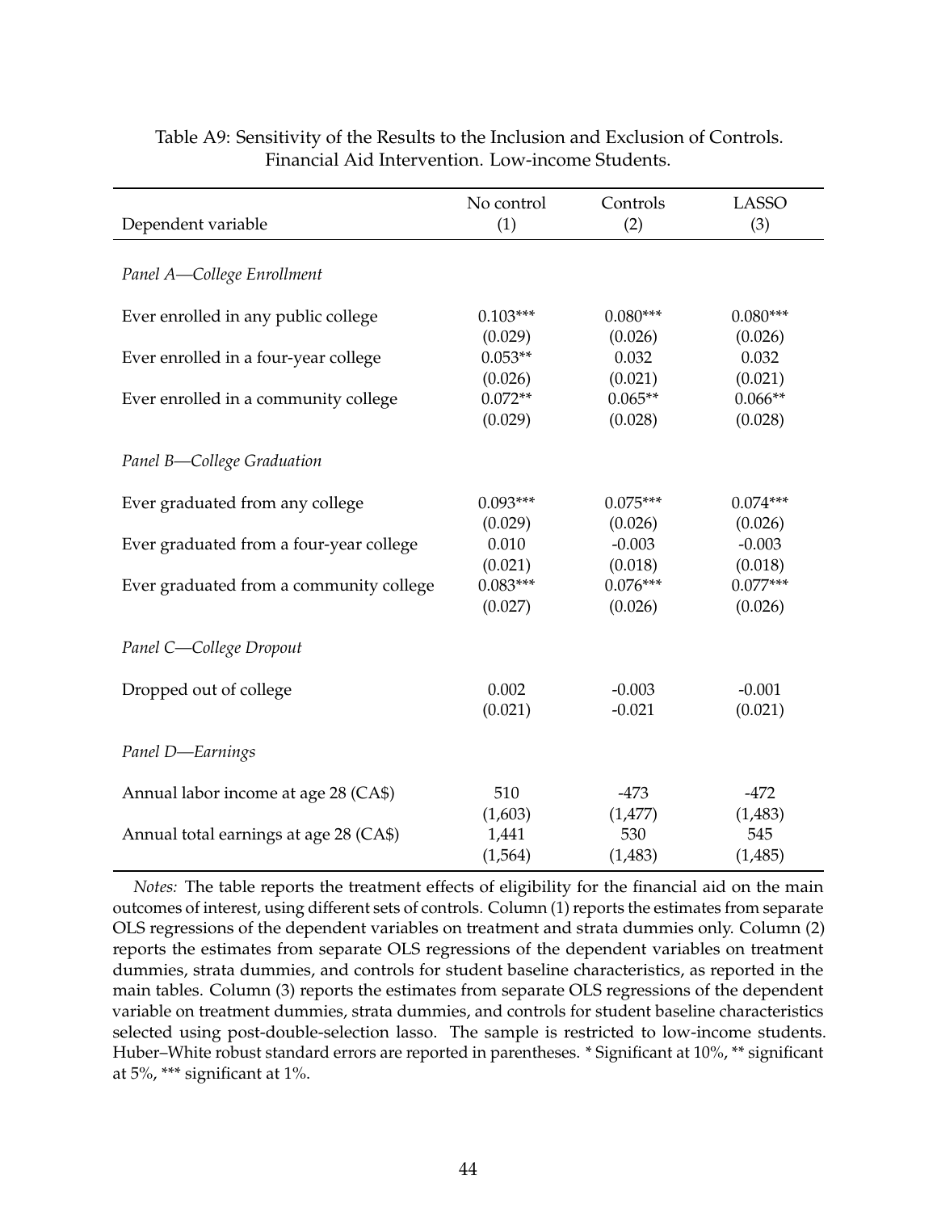Table A9: Sensitivity of the Results to the Inclusion and Exclusion of Controls. Financial Aid Intervention. Low-income Students.

| Dependent variable | No control (1) | Controls (2) | LASSO (3) |
|---|---|---|---|
| *Panel A—College Enrollment* | | | |
| Ever enrolled in any public college | 0.103*** | 0.080*** | 0.080*** |
| | (0.029) | (0.026) | (0.026) |
| Ever enrolled in a four-year college | 0.053** | 0.032 | 0.032 |
| | (0.026) | (0.021) | (0.021) |
| Ever enrolled in a community college | 0.072** | 0.065** | 0.066** |
| | (0.029) | (0.028) | (0.028) |
| *Panel B—College Graduation* | | | |
| Ever graduated from any college | 0.093*** | 0.075*** | 0.074*** |
| | (0.029) | (0.026) | (0.026) |
| Ever graduated from a four-year college | 0.010 | -0.003 | -0.003 |
| | (0.021) | (0.018) | (0.018) |
| Ever graduated from a community college | 0.083*** | 0.076*** | 0.077*** |
| | (0.027) | (0.026) | (0.026) |
| *Panel C—College Dropout* | | | |
| Dropped out of college | 0.002 | -0.003 | -0.001 |
| | (0.021) | -0.021 | (0.021) |
| *Panel D—Earnings* | | | |
| Annual labor income at age 28 (CA$) | 510 | -473 | -472 |
| | (1,603) | (1,477) | (1,483) |
| Annual total earnings at age 28 (CA$) | 1,441 | 530 | 545 |
| | (1,564) | (1,483) | (1,485) |

*Notes:* The table reports the treatment effects of eligibility for the financial aid on the main outcomes of interest, using different sets of controls. Column (1) reports the estimates from separate OLS regressions of the dependent variables on treatment and strata dummies only. Column (2) reports the estimates from separate OLS regressions of the dependent variables on treatment dummies, strata dummies, and controls for student baseline characteristics, as reported in the main tables. Column (3) reports the estimates from separate OLS regressions of the dependent variable on treatment dummies, strata dummies, and controls for student baseline characteristics selected using post-double-selection lasso. The sample is restricted to low-income students. Huber–White robust standard errors are reported in parentheses. * Significant at 10%, ** significant at 5%, *** significant at 1%.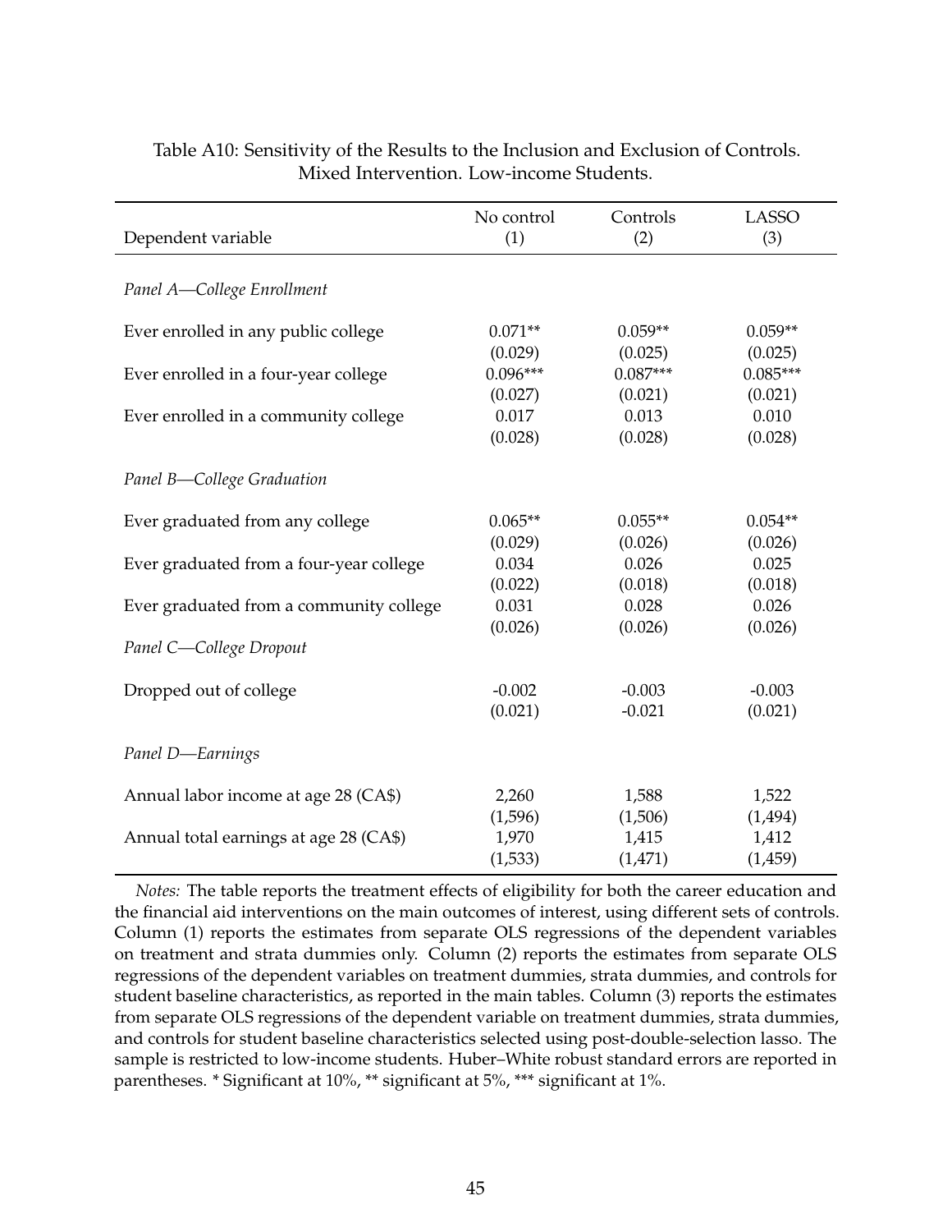Table A10: Sensitivity of the Results to the Inclusion and Exclusion of Controls. Mixed Intervention. Low-income Students.

| Dependent variable | No control (1) | Controls (2) | LASSO (3) |
|---|---|---|---|
| *Panel A—College Enrollment* | | | |
| Ever enrolled in any public college | 0.071** | 0.059** | 0.059** |
| | (0.029) | (0.025) | (0.025) |
| Ever enrolled in a four-year college | 0.096*** | 0.087*** | 0.085*** |
| | (0.027) | (0.021) | (0.021) |
| Ever enrolled in a community college | 0.017 | 0.013 | 0.010 |
| | (0.028) | (0.028) | (0.028) |
| *Panel B—College Graduation* | | | |
| Ever graduated from any college | 0.065** | 0.055** | 0.054** |
| | (0.029) | (0.026) | (0.026) |
| Ever graduated from a four-year college | 0.034 | 0.026 | 0.025 |
| | (0.022) | (0.018) | (0.018) |
| Ever graduated from a community college | 0.031 | 0.028 | 0.026 |
| | (0.026) | (0.026) | (0.026) |
| *Panel C—College Dropout* | | | |
| Dropped out of college | -0.002 | -0.003 | -0.003 |
| | (0.021) | -0.021 | (0.021) |
| *Panel D—Earnings* | | | |
| Annual labor income at age 28 (CA$) | 2,260 | 1,588 | 1,522 |
| | (1,596) | (1,506) | (1,494) |
| Annual total earnings at age 28 (CA$) | 1,970 | 1,415 | 1,412 |
| | (1,533) | (1,471) | (1,459) |

*Notes:* The table reports the treatment effects of eligibility for both the career education and the financial aid interventions on the main outcomes of interest, using different sets of controls. Column (1) reports the estimates from separate OLS regressions of the dependent variables on treatment and strata dummies only. Column (2) reports the estimates from separate OLS regressions of the dependent variables on treatment dummies, strata dummies, and controls for student baseline characteristics, as reported in the main tables. Column (3) reports the estimates from separate OLS regressions of the dependent variable on treatment dummies, strata dummies, and controls for student baseline characteristics selected using post-double-selection lasso. The sample is restricted to low-income students. Huber–White robust standard errors are reported in parentheses. * Significant at 10%, ** significant at 5%, *** significant at 1%.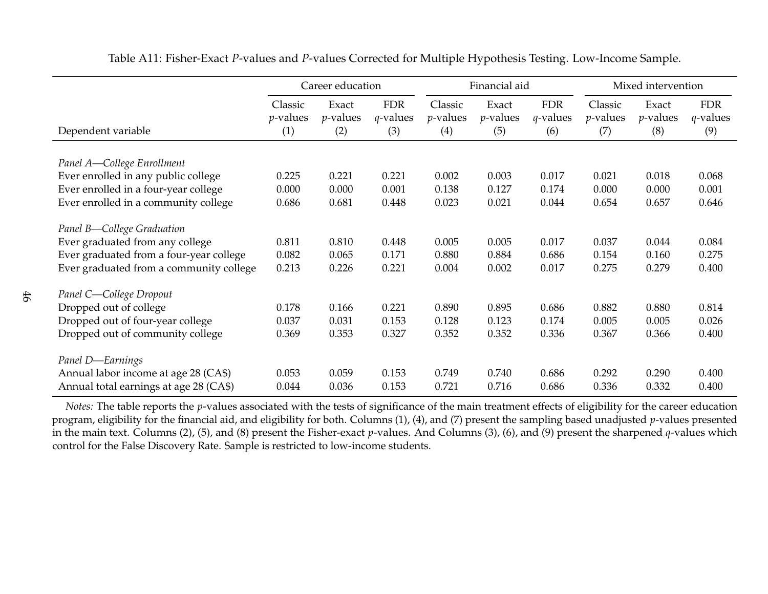Table A11: Fisher-Exact *P*-values and *P*-values Corrected for Multiple Hypothesis Testing. Low-Income Sample.

| | Career education | | | Financial aid | | | Mixed intervention | | |
|---|---|---|---|---|---|---|---|---|---|
| Dependent variable | Classic *p*-values (1) | Exact *p*-values (2) | FDR *q*-values (3) | Classic *p*-values (4) | Exact *p*-values (5) | FDR *q*-values (6) | Classic *p*-values (7) | Exact *p*-values (8) | FDR *q*-values (9) |
| *Panel A—College Enrollment* | | | | | | | | | |
| Ever enrolled in any public college | 0.225 | 0.221 | 0.221 | 0.002 | 0.003 | 0.017 | 0.021 | 0.018 | 0.068 |
| Ever enrolled in a four-year college | 0.000 | 0.000 | 0.001 | 0.138 | 0.127 | 0.174 | 0.000 | 0.000 | 0.001 |
| Ever enrolled in a community college | 0.686 | 0.681 | 0.448 | 0.023 | 0.021 | 0.044 | 0.654 | 0.657 | 0.646 |
| *Panel B—College Graduation* | | | | | | | | | |
| Ever graduated from any college | 0.811 | 0.810 | 0.448 | 0.005 | 0.005 | 0.017 | 0.037 | 0.044 | 0.084 |
| Ever graduated from a four-year college | 0.082 | 0.065 | 0.171 | 0.880 | 0.884 | 0.686 | 0.154 | 0.160 | 0.275 |
| Ever graduated from a community college | 0.213 | 0.226 | 0.221 | 0.004 | 0.002 | 0.017 | 0.275 | 0.279 | 0.400 |
| *Panel C—College Dropout* | | | | | | | | | |
| Dropped out of college | 0.178 | 0.166 | 0.221 | 0.890 | 0.895 | 0.686 | 0.882 | 0.880 | 0.814 |
| Dropped out of four-year college | 0.037 | 0.031 | 0.153 | 0.128 | 0.123 | 0.174 | 0.005 | 0.005 | 0.026 |
| Dropped out of community college | 0.369 | 0.353 | 0.327 | 0.352 | 0.352 | 0.336 | 0.367 | 0.366 | 0.400 |
| *Panel D—Earnings* | | | | | | | | | |
| Annual labor income at age 28 (CA$) | 0.053 | 0.059 | 0.153 | 0.749 | 0.740 | 0.686 | 0.292 | 0.290 | 0.400 |
| Annual total earnings at age 28 (CA$) | 0.044 | 0.036 | 0.153 | 0.721 | 0.716 | 0.686 | 0.336 | 0.332 | 0.400 |

*Notes:* The table reports the *p*-values associated with the tests of significance of the main treatment effects of eligibility for the career education program, eligibility for the financial aid, and eligibility for both. Columns (1), (4), and (7) present the sampling based unadjusted *p*-values presented in the main text. Columns (2), (5), and (8) present the Fisher-exact *p*-values. And Columns (3), (6), and (9) present the sharpened *q*-values which control for the False Discovery Rate. Sample is restricted to low-income students.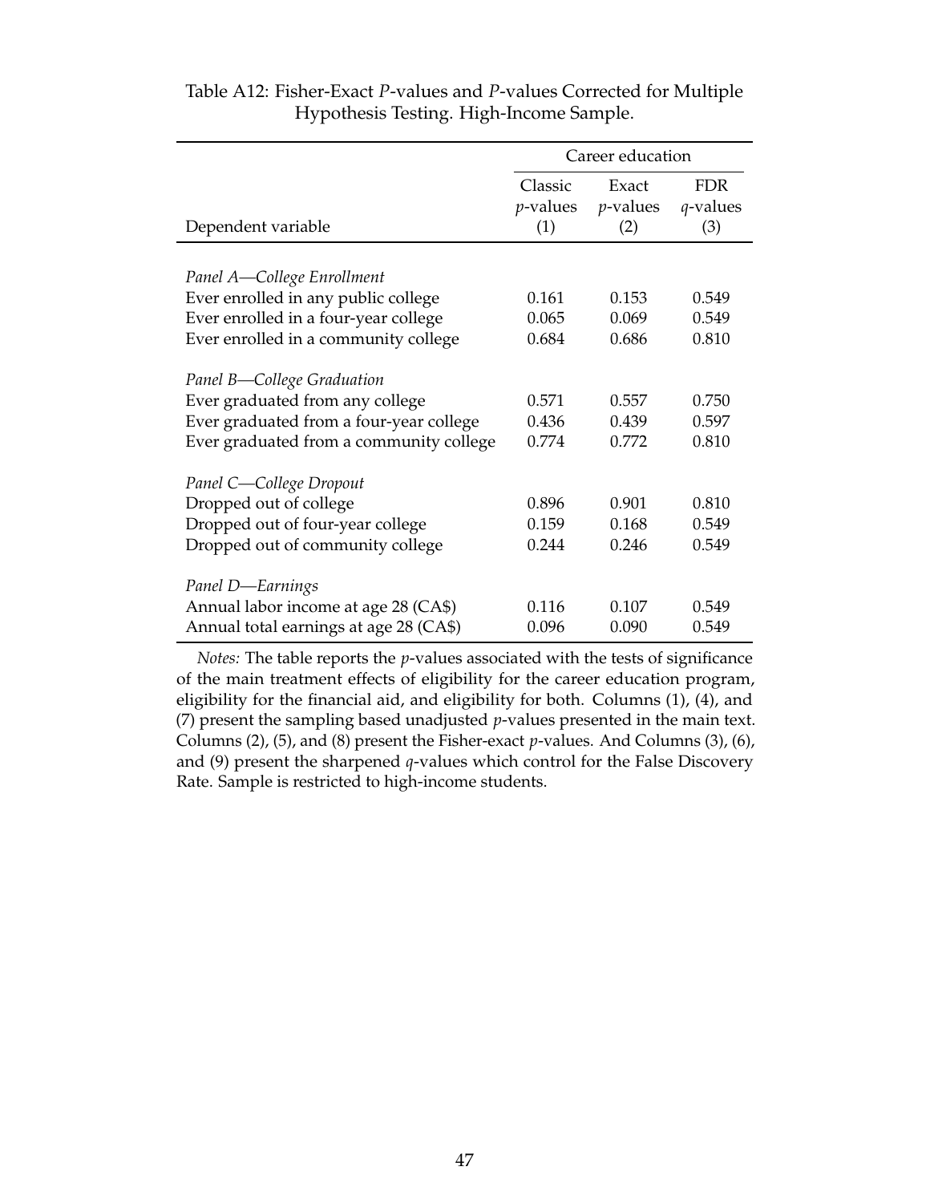Table A12: Fisher-Exact *P*-values and *P*-values Corrected for Multiple Hypothesis Testing. High-Income Sample.

| | Career education | | |
|---|---|---|---|
| Dependent variable | Classic *p*-values (1) | Exact *p*-values (2) | FDR *q*-values (3) |
| *Panel A—College Enrollment* | | | |
| Ever enrolled in any public college | 0.161 | 0.153 | 0.549 |
| Ever enrolled in a four-year college | 0.065 | 0.069 | 0.549 |
| Ever enrolled in a community college | 0.684 | 0.686 | 0.810 |
| *Panel B—College Graduation* | | | |
| Ever graduated from any college | 0.571 | 0.557 | 0.750 |
| Ever graduated from a four-year college | 0.436 | 0.439 | 0.597 |
| Ever graduated from a community college | 0.774 | 0.772 | 0.810 |
| *Panel C—College Dropout* | | | |
| Dropped out of college | 0.896 | 0.901 | 0.810 |
| Dropped out of four-year college | 0.159 | 0.168 | 0.549 |
| Dropped out of community college | 0.244 | 0.246 | 0.549 |
| *Panel D—Earnings* | | | |
| Annual labor income at age 28 (CA$) | 0.116 | 0.107 | 0.549 |
| Annual total earnings at age 28 (CA$) | 0.096 | 0.090 | 0.549 |

*Notes:* The table reports the *p*-values associated with the tests of significance of the main treatment effects of eligibility for the career education program, eligibility for the financial aid, and eligibility for both. Columns (1), (4), and (7) present the sampling based unadjusted *p*-values presented in the main text. Columns (2), (5), and (8) present the Fisher-exact *p*-values. And Columns (3), (6), and (9) present the sharpened *q*-values which control for the False Discovery Rate. Sample is restricted to high-income students.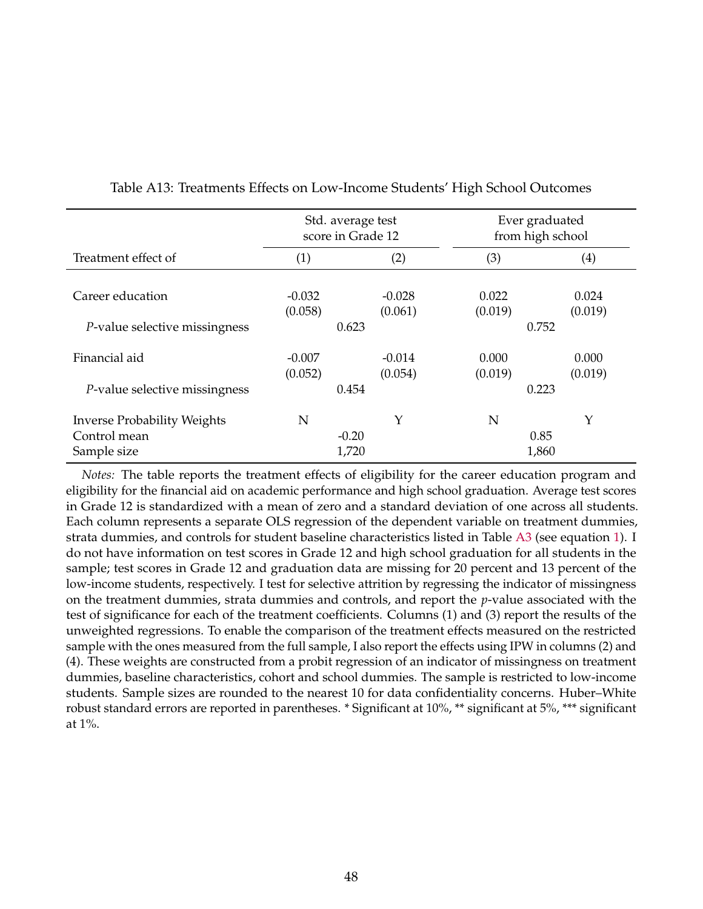Table A13: Treatments Effects on Low-Income Students' High School Outcomes

| | Std. average test score in Grade 12 | | Ever graduated from high school | |
|---|---|---|---|---|
| Treatment effect of | (1) | (2) | (3) | (4) |
| Career education | -0.032 | -0.028 | 0.022 | 0.024 |
| | (0.058) | (0.061) | (0.019) | (0.019) |
| *P*-value selective missingness | 0.623 | | 0.752 | |
| Financial aid | -0.007 | -0.014 | 0.000 | 0.000 |
| | (0.052) | (0.054) | (0.019) | (0.019) |
| *P*-value selective missingness | 0.454 | | 0.223 | |
| Inverse Probability Weights | N | Y | N | Y |
| Control mean | -0.20 | | 0.85 | |
| Sample size | 1,720 | | 1,860 | |

*Notes:* The table reports the treatment effects of eligibility for the career education program and eligibility for the financial aid on academic performance and high school graduation. Average test scores in Grade 12 is standardized with a mean of zero and a standard deviation of one across all students. Each column represents a separate OLS regression of the dependent variable on treatment dummies, strata dummies, and controls for student baseline characteristics listed in Table A3 (see equation 1). I do not have information on test scores in Grade 12 and high school graduation for all students in the sample; test scores in Grade 12 and graduation data are missing for 20 percent and 13 percent of the low-income students, respectively. I test for selective attrition by regressing the indicator of missingness on the treatment dummies, strata dummies and controls, and report the *p*-value associated with the test of significance for each of the treatment coefficients. Columns (1) and (3) report the results of the unweighted regressions. To enable the comparison of the treatment effects measured on the restricted sample with the ones measured from the full sample, I also report the effects using IPW in columns (2) and (4). These weights are constructed from a probit regression of an indicator of missingness on treatment dummies, baseline characteristics, cohort and school dummies. The sample is restricted to low-income students. Sample sizes are rounded to the nearest 10 for data confidentiality concerns. Huber–White robust standard errors are reported in parentheses. * Significant at 10%, ** significant at 5%, *** significant at 1%.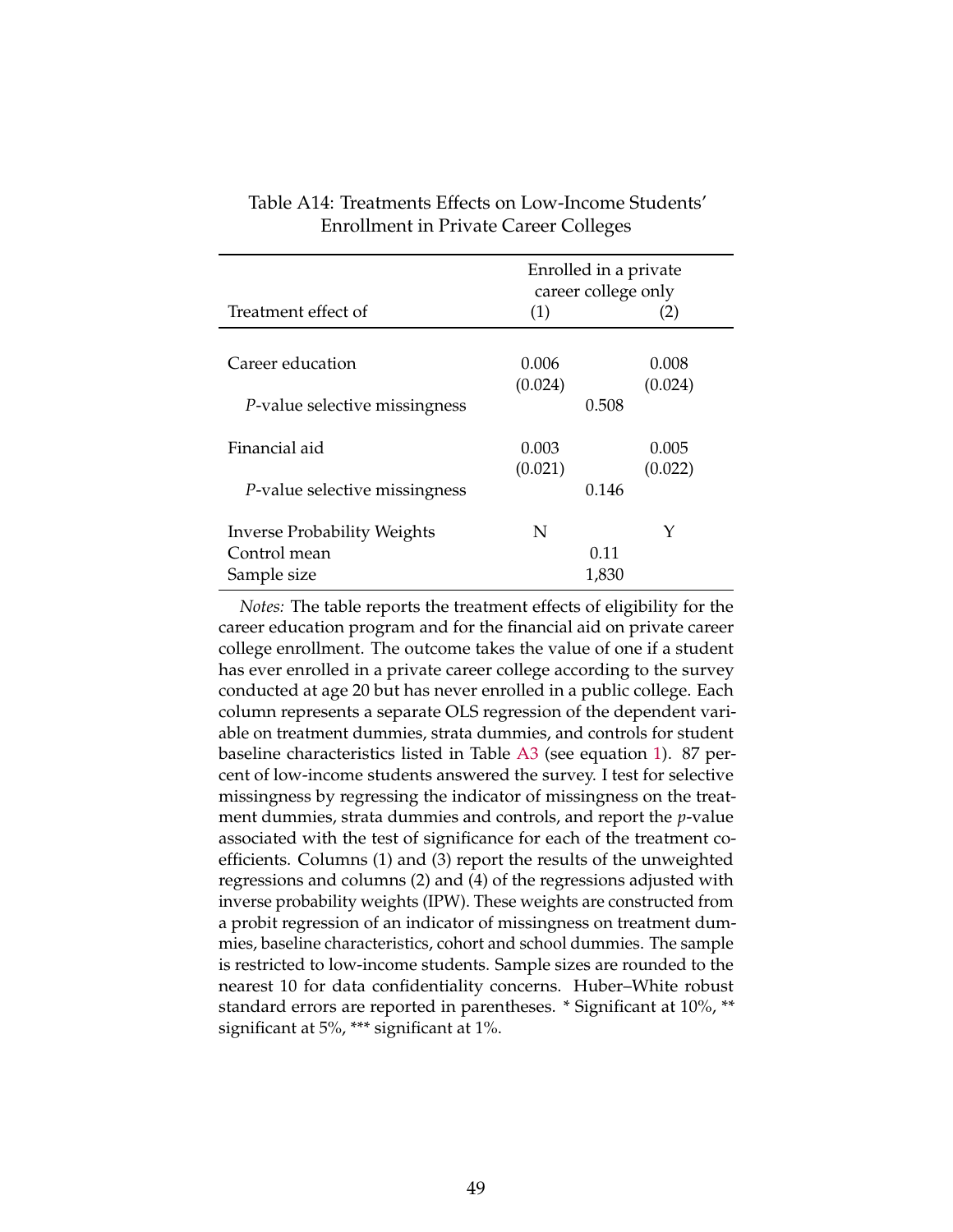Table A14: Treatments Effects on Low-Income Students' Enrollment in Private Career Colleges

| Treatment effect of | Enrolled in a private career college only (1) | (2) |
|---|---|---|
| Career education | 0.006 | 0.008 |
| | (0.024) | (0.024) |
| *P*-value selective missingness | 0.508 | |
| Financial aid | 0.003 | 0.005 |
| | (0.021) | (0.022) |
| *P*-value selective missingness | 0.146 | |
| Inverse Probability Weights | N | Y |
| Control mean | 0.11 | |
| Sample size | 1,830 | |

*Notes:* The table reports the treatment effects of eligibility for the career education program and for the financial aid on private career college enrollment. The outcome takes the value of one if a student has ever enrolled in a private career college according to the survey conducted at age 20 but has never enrolled in a public college. Each column represents a separate OLS regression of the dependent variable on treatment dummies, strata dummies, and controls for student baseline characteristics listed in Table A3 (see equation 1). 87 percent of low-income students answered the survey. I test for selective missingness by regressing the indicator of missingness on the treatment dummies, strata dummies and controls, and report the *p*-value associated with the test of significance for each of the treatment coefficients. Columns (1) and (3) report the results of the unweighted regressions and columns (2) and (4) of the regressions adjusted with inverse probability weights (IPW). These weights are constructed from a probit regression of an indicator of missingness on treatment dummies, baseline characteristics, cohort and school dummies. The sample is restricted to low-income students. Sample sizes are rounded to the nearest 10 for data confidentiality concerns. Huber–White robust standard errors are reported in parentheses. * Significant at 10%, ** significant at 5%, *** significant at 1%.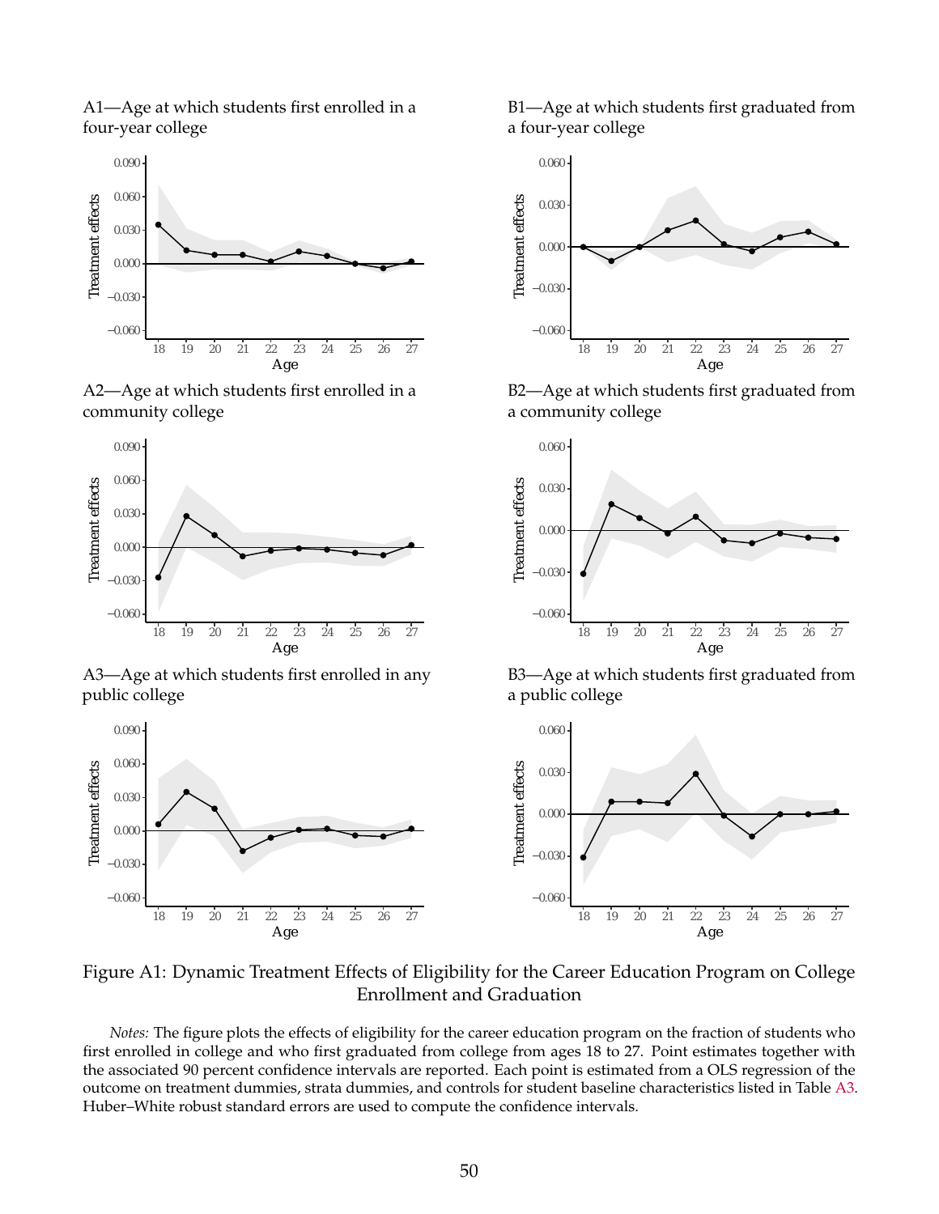A1—Age at which students first enrolled in a four-year college

B1—Age at which students first graduated from a four-year college

A2—Age at which students first enrolled in a community college

B2—Age at which students first graduated from a community college

A3—Age at which students first enrolled in any public college

B3—Age at which students first graduated from a public college

Figure A1: Dynamic Treatment Effects of Eligibility for the Career Education Program on College Enrollment and Graduation

*Notes:* The figure plots the effects of eligibility for the career education program on the fraction of students who first enrolled in college and who first graduated from college from ages 18 to 27. Point estimates together with the associated 90 percent confidence intervals are reported. Each point is estimated from a OLS regression of the outcome on treatment dummies, strata dummies, and controls for student baseline characteristics listed in Table A3. Huber–White robust standard errors are used to compute the confidence intervals.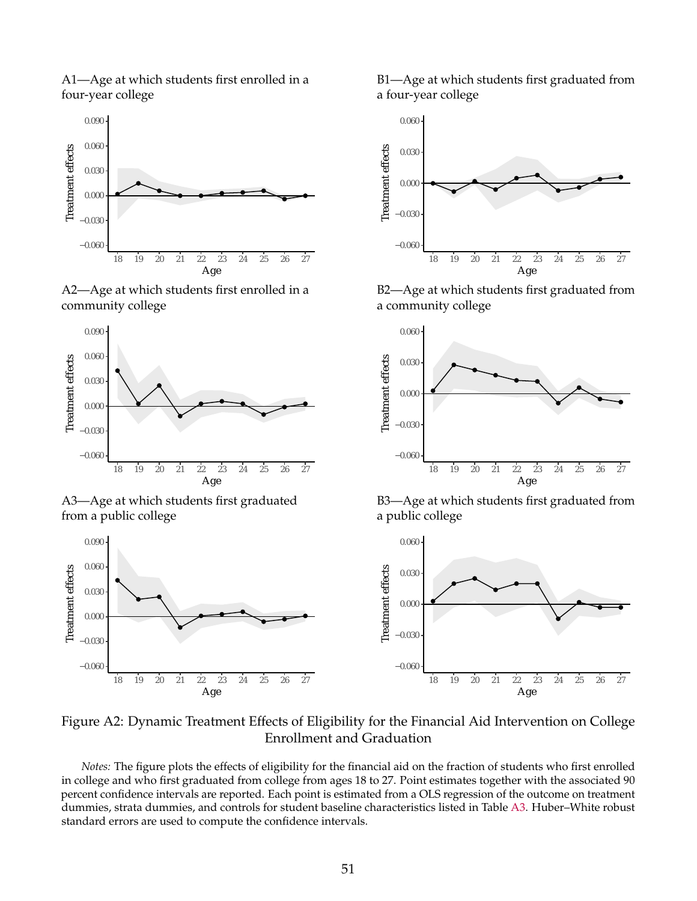A1—Age at which students first enrolled in a four-year college

B1—Age at which students first graduated from a four-year college

A2—Age at which students first enrolled in a community college

B2—Age at which students first graduated from a community college

A3—Age at which students first graduated from a public college

B3—Age at which students first graduated from a public college

Figure A2: Dynamic Treatment Effects of Eligibility for the Financial Aid Intervention on College Enrollment and Graduation

*Notes:* The figure plots the effects of eligibility for the financial aid on the fraction of students who first enrolled in college and who first graduated from college from ages 18 to 27. Point estimates together with the associated 90 percent confidence intervals are reported. Each point is estimated from a OLS regression of the outcome on treatment dummies, strata dummies, and controls for student baseline characteristics listed in Table A3. Huber–White robust standard errors are used to compute the confidence intervals.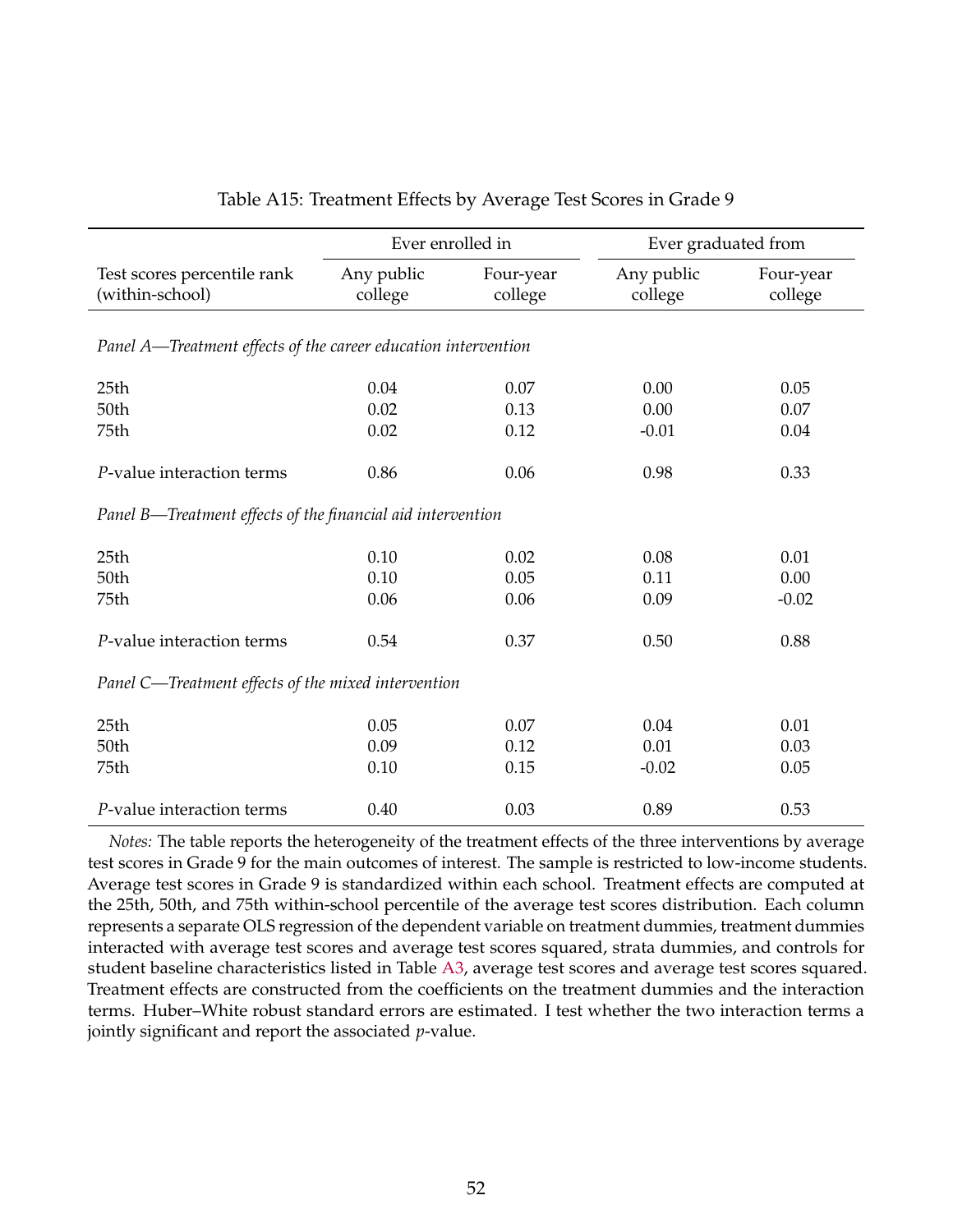Table A15: Treatment Effects by Average Test Scores in Grade 9

| | Ever enrolled in | | Ever graduated from | |
|---|---|---|---|---|
| Test scores percentile rank (within-school) | Any public college | Four-year college | Any public college | Four-year college |
| *Panel A—Treatment effects of the career education intervention* | | | | |
| 25th | 0.04 | 0.07 | 0.00 | 0.05 |
| 50th | 0.02 | 0.13 | 0.00 | 0.07 |
| 75th | 0.02 | 0.12 | -0.01 | 0.04 |
| *P*-value interaction terms | 0.86 | 0.06 | 0.98 | 0.33 |
| *Panel B—Treatment effects of the financial aid intervention* | | | | |
| 25th | 0.10 | 0.02 | 0.08 | 0.01 |
| 50th | 0.10 | 0.05 | 0.11 | 0.00 |
| 75th | 0.06 | 0.06 | 0.09 | -0.02 |
| *P*-value interaction terms | 0.54 | 0.37 | 0.50 | 0.88 |
| *Panel C—Treatment effects of the mixed intervention* | | | | |
| 25th | 0.05 | 0.07 | 0.04 | 0.01 |
| 50th | 0.09 | 0.12 | 0.01 | 0.03 |
| 75th | 0.10 | 0.15 | -0.02 | 0.05 |
| *P*-value interaction terms | 0.40 | 0.03 | 0.89 | 0.53 |

*Notes:* The table reports the heterogeneity of the treatment effects of the three interventions by average test scores in Grade 9 for the main outcomes of interest. The sample is restricted to low-income students. Average test scores in Grade 9 is standardized within each school. Treatment effects are computed at the 25th, 50th, and 75th within-school percentile of the average test scores distribution. Each column represents a separate OLS regression of the dependent variable on treatment dummies, treatment dummies interacted with average test scores and average test scores squared, strata dummies, and controls for student baseline characteristics listed in Table A3, average test scores and average test scores squared. Treatment effects are constructed from the coefficients on the treatment dummies and the interaction terms. Huber–White robust standard errors are estimated. I test whether the two interaction terms a jointly significant and report the associated *p*-value.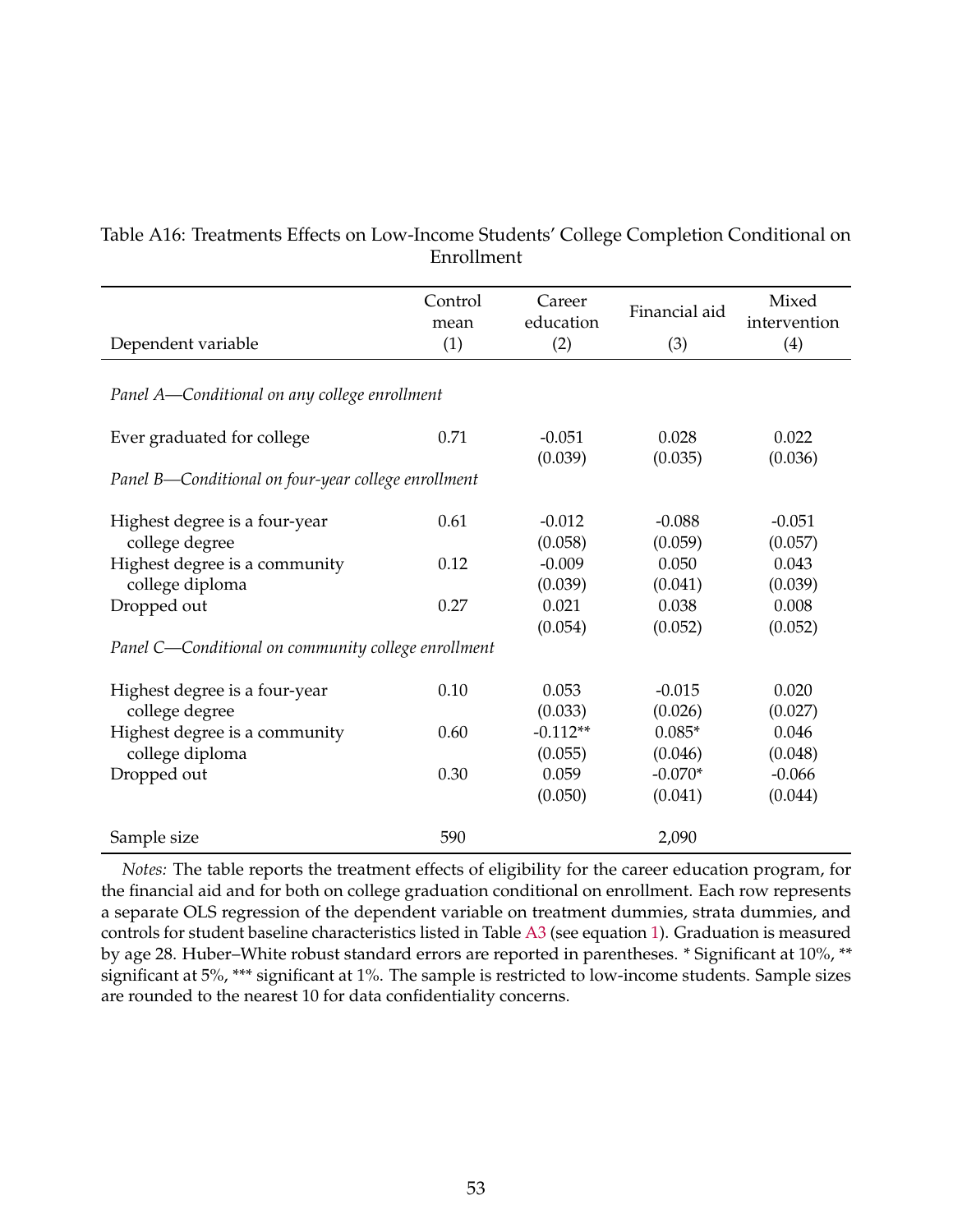Table A16: Treatments Effects on Low-Income Students' College Completion Conditional on Enrollment

| Dependent variable | Control mean (1) | Career education (2) | Financial aid (3) | Mixed intervention (4) |
|---|---|---|---|---|
| *Panel A—Conditional on any college enrollment* | | | | |
| Ever graduated for college | 0.71 | -0.051 | 0.028 | 0.022 |
| | | (0.039) | (0.035) | (0.036) |
| *Panel B—Conditional on four-year college enrollment* | | | | |
| Highest degree is a four-year college degree | 0.61 | -0.012 | -0.088 | -0.051 |
| | | (0.058) | (0.059) | (0.057) |
| Highest degree is a community college diploma | 0.12 | -0.009 | 0.050 | 0.043 |
| | | (0.039) | (0.041) | (0.039) |
| Dropped out | 0.27 | 0.021 | 0.038 | 0.008 |
| | | (0.054) | (0.052) | (0.052) |
| *Panel C—Conditional on community college enrollment* | | | | |
| Highest degree is a four-year college degree | 0.10 | 0.053 | -0.015 | 0.020 |
| | | (0.033) | (0.026) | (0.027) |
| Highest degree is a community college diploma | 0.60 | -0.112** | 0.085* | 0.046 |
| | | (0.055) | (0.046) | (0.048) |
| Dropped out | 0.30 | 0.059 | -0.070* | -0.066 |
| | | (0.050) | (0.041) | (0.044) |
| Sample size | 590 | | 2,090 | |

*Notes:* The table reports the treatment effects of eligibility for the career education program, for the financial aid and for both on college graduation conditional on enrollment. Each row represents a separate OLS regression of the dependent variable on treatment dummies, strata dummies, and controls for student baseline characteristics listed in Table A3 (see equation 1). Graduation is measured by age 28. Huber–White robust standard errors are reported in parentheses. * Significant at 10%, ** significant at 5%, *** significant at 1%. The sample is restricted to low-income students. Sample sizes are rounded to the nearest 10 for data confidentiality concerns.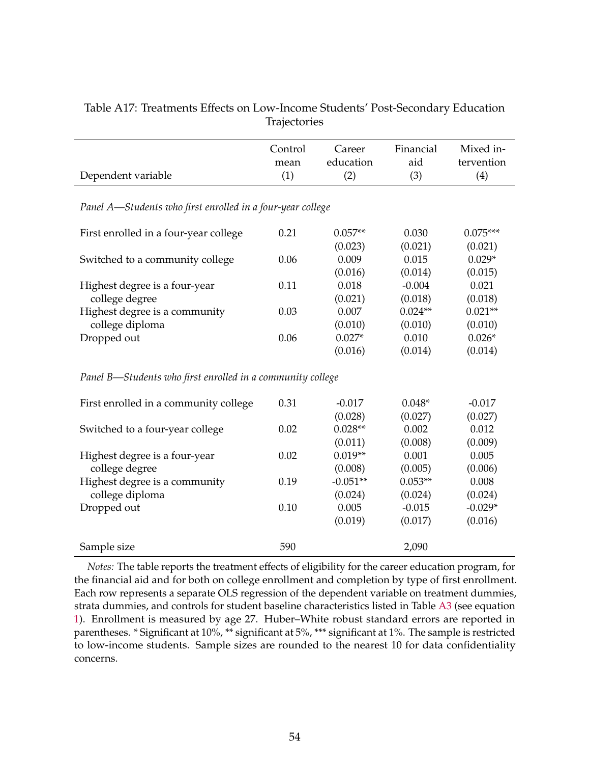Table A17: Treatments Effects on Low-Income Students' Post-Secondary Education Trajectories

| Dependent variable | Control mean (1) | Career education (2) | Financial aid (3) | Mixed intervention (4) |
|---|---|---|---|---|
| *Panel A—Students who first enrolled in a four-year college* | | | | |
| First enrolled in a four-year college | 0.21 | 0.057** | 0.030 | 0.075*** |
| | | (0.023) | (0.021) | (0.021) |
| Switched to a community college | 0.06 | 0.009 | 0.015 | 0.029* |
| | | (0.016) | (0.014) | (0.015) |
| Highest degree is a four-year college degree | 0.11 | 0.018 | -0.004 | 0.021 |
| | | (0.021) | (0.018) | (0.018) |
| Highest degree is a community college diploma | 0.03 | 0.007 | 0.024** | 0.021** |
| | | (0.010) | (0.010) | (0.010) |
| Dropped out | 0.06 | 0.027* | 0.010 | 0.026* |
| | | (0.016) | (0.014) | (0.014) |
| *Panel B—Students who first enrolled in a community college* | | | | |
| First enrolled in a community college | 0.31 | -0.017 | 0.048* | -0.017 |
| | | (0.028) | (0.027) | (0.027) |
| Switched to a four-year college | 0.02 | 0.028** | 0.002 | 0.012 |
| | | (0.011) | (0.008) | (0.009) |
| Highest degree is a four-year college degree | 0.02 | 0.019** | 0.001 | 0.005 |
| | | (0.008) | (0.005) | (0.006) |
| Highest degree is a community college diploma | 0.19 | -0.051** | 0.053** | 0.008 |
| | | (0.024) | (0.024) | (0.024) |
| Dropped out | 0.10 | 0.005 | -0.015 | -0.029* |
| | | (0.019) | (0.017) | (0.016) |
| Sample size | 590 | | 2,090 | |

*Notes:* The table reports the treatment effects of eligibility for the career education program, for the financial aid and for both on college enrollment and completion by type of first enrollment. Each row represents a separate OLS regression of the dependent variable on treatment dummies, strata dummies, and controls for student baseline characteristics listed in Table A3 (see equation 1). Enrollment is measured by age 27. Huber–White robust standard errors are reported in parentheses. * Significant at 10%, ** significant at 5%, *** significant at 1%. The sample is restricted to low-income students. Sample sizes are rounded to the nearest 10 for data confidentiality concerns.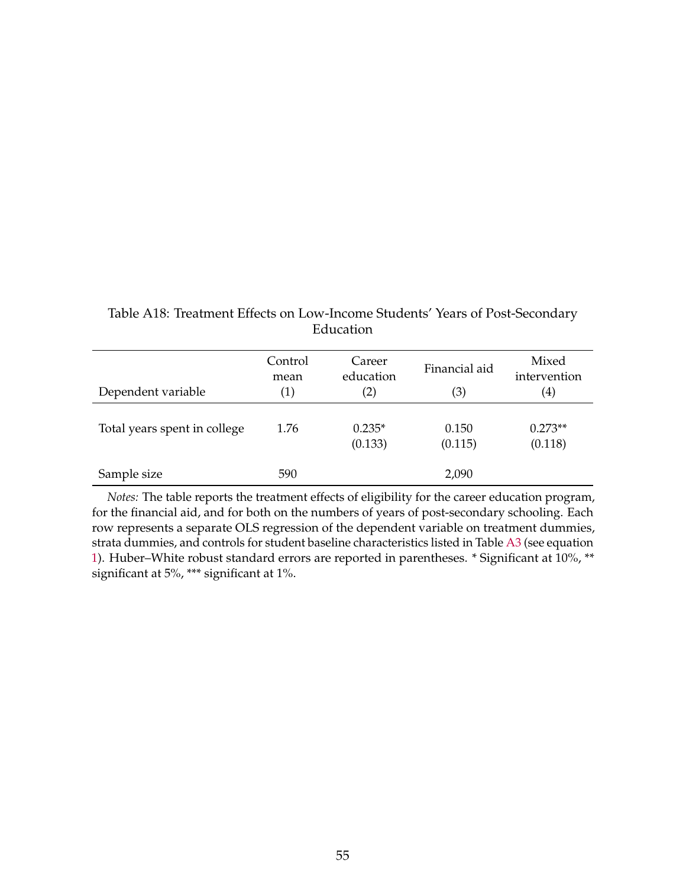Table A18: Treatment Effects on Low-Income Students' Years of Post-Secondary Education

| Dependent variable | Control mean (1) | Career education (2) | Financial aid (3) | Mixed intervention (4) |
|---|---|---|---|---|
| Total years spent in college | 1.76 | 0.235* (0.133) | 0.150 (0.115) | 0.273** (0.118) |
| Sample size | 590 | | 2,090 | |

*Notes:* The table reports the treatment effects of eligibility for the career education program, for the financial aid, and for both on the numbers of years of post-secondary schooling. Each row represents a separate OLS regression of the dependent variable on treatment dummies, strata dummies, and controls for student baseline characteristics listed in Table A3 (see equation 1). Huber–White robust standard errors are reported in parentheses. * Significant at 10%, ** significant at 5%, *** significant at 1%.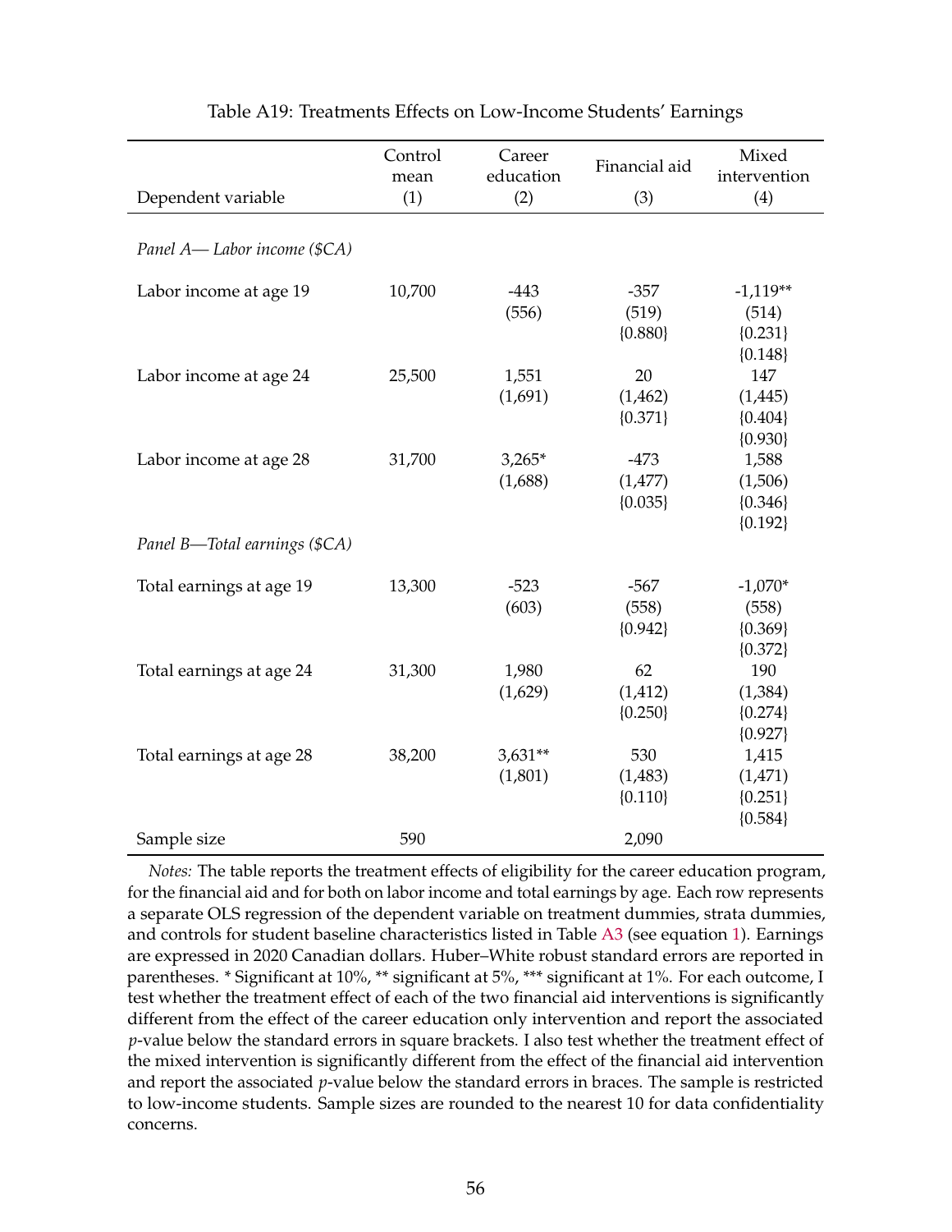Table A19: Treatments Effects on Low-Income Students' Earnings

| Dependent variable | Control mean (1) | Career education (2) | Financial aid (3) | Mixed intervention (4) |
|---|---|---|---|---|
| *Panel A— Labor income ($CA)* | | | | |
| Labor income at age 19 | 10,700 | -443 | -357 | -1,119** |
| | | (556) | (519) | (514) |
| | | | {0.880} | {0.231} |
| | | | | {0.148} |
| Labor income at age 24 | 25,500 | 1,551 | 20 | 147 |
| | | (1,691) | (1,462) | (1,445) |
| | | | {0.371} | {0.404} |
| | | | | {0.930} |
| Labor income at age 28 | 31,700 | 3,265* | -473 | 1,588 |
| | | (1,688) | (1,477) | (1,506) |
| | | | {0.035} | {0.346} |
| | | | | {0.192} |
| *Panel B—Total earnings ($CA)* | | | | |
| Total earnings at age 19 | 13,300 | -523 | -567 | -1,070* |
| | | (603) | (558) | (558) |
| | | | {0.942} | {0.369} |
| | | | | {0.372} |
| Total earnings at age 24 | 31,300 | 1,980 | 62 | 190 |
| | | (1,629) | (1,412) | (1,384) |
| | | | {0.250} | {0.274} |
| | | | | {0.927} |
| Total earnings at age 28 | 38,200 | 3,631** | 530 | 1,415 |
| | | (1,801) | (1,483) | (1,471) |
| | | | {0.110} | {0.251} |
| | | | | {0.584} |
| Sample size | 590 | | 2,090 | |

*Notes:* The table reports the treatment effects of eligibility for the career education program, for the financial aid and for both on labor income and total earnings by age. Each row represents a separate OLS regression of the dependent variable on treatment dummies, strata dummies, and controls for student baseline characteristics listed in Table A3 (see equation 1). Earnings are expressed in 2020 Canadian dollars. Huber–White robust standard errors are reported in parentheses. * Significant at 10%, ** significant at 5%, *** significant at 1%. For each outcome, I test whether the treatment effect of each of the two financial aid interventions is significantly different from the effect of the career education only intervention and report the associated $p$-value below the standard errors in square brackets. I also test whether the treatment effect of the mixed intervention is significantly different from the effect of the financial aid intervention and report the associated $p$-value below the standard errors in braces. The sample is restricted to low-income students. Sample sizes are rounded to the nearest 10 for data confidentiality concerns.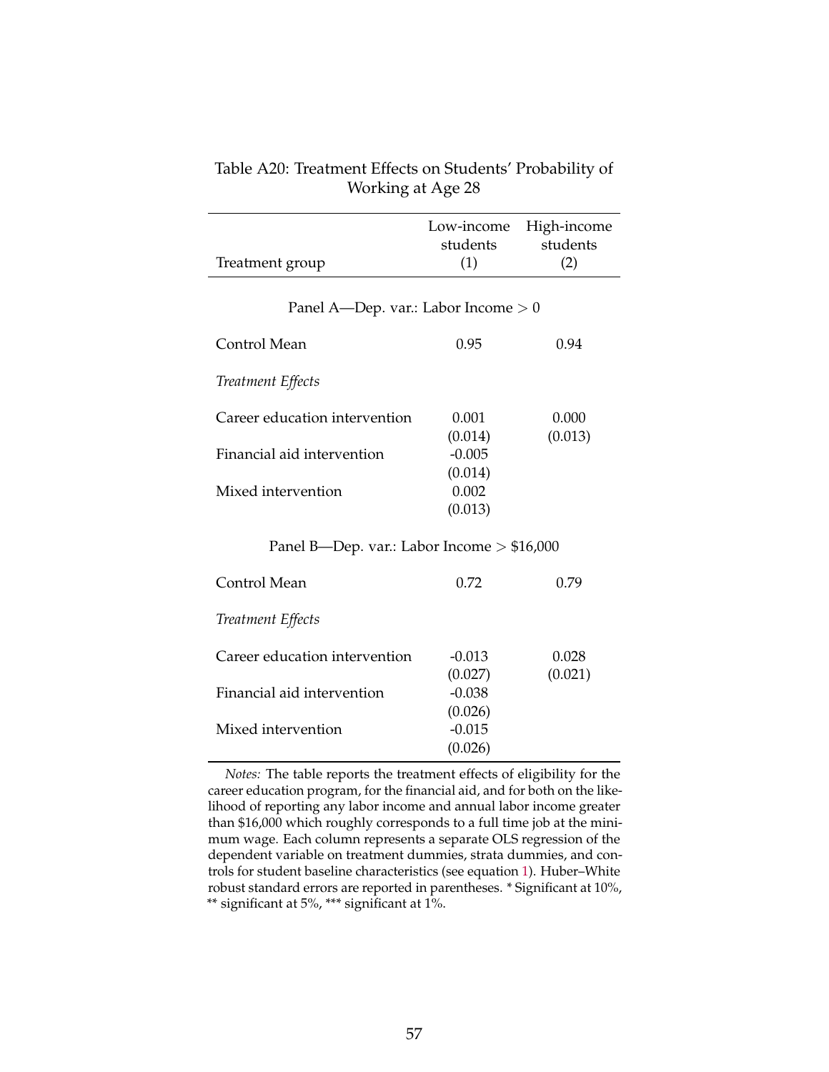Table A20: Treatment Effects on Students' Probability of Working at Age 28

| Treatment group | Low-income students (1) | High-income students (2) |
|---|---|---|
| Panel A—Dep. var.: Labor Income > 0 | | |
| Control Mean | 0.95 | 0.94 |
| *Treatment Effects* | | |
| Career education intervention | 0.001 | 0.000 |
| | (0.014) | (0.013) |
| Financial aid intervention | -0.005 | |
| | (0.014) | |
| Mixed intervention | 0.002 | |
| | (0.013) | |
| Panel B—Dep. var.: Labor Income > $16,000 | | |
| Control Mean | 0.72 | 0.79 |
| *Treatment Effects* | | |
| Career education intervention | -0.013 | 0.028 |
| | (0.027) | (0.021) |
| Financial aid intervention | -0.038 | |
| | (0.026) | |
| Mixed intervention | -0.015 | |
| | (0.026) | |

*Notes:* The table reports the treatment effects of eligibility for the career education program, for the financial aid, and for both on the likelihood of reporting any labor income and annual labor income greater than $16,000 which roughly corresponds to a full time job at the minimum wage. Each column represents a separate OLS regression of the dependent variable on treatment dummies, strata dummies, and controls for student baseline characteristics (see equation 1). Huber–White robust standard errors are reported in parentheses. * Significant at 10%, ** significant at 5%, *** significant at 1%.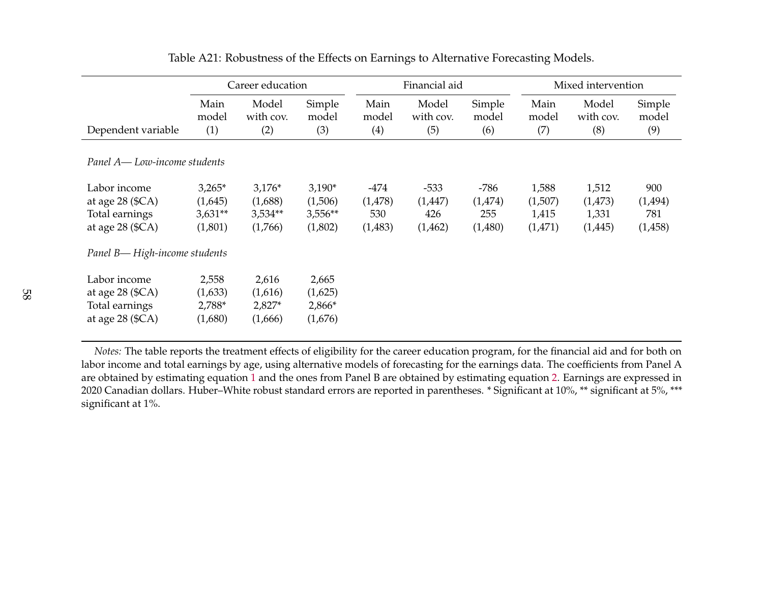Table A21: Robustness of the Effects on Earnings to Alternative Forecasting Models.

| | Career education | | | Financial aid | | | Mixed intervention | | |
|---|---|---|---|---|---|---|---|---|---|
| Dependent variable | Main model (1) | Model with cov. (2) | Simple model (3) | Main model (4) | Model with cov. (5) | Simple model (6) | Main model (7) | Model with cov. (8) | Simple model (9) |
| *Panel A— Low-income students* | | | | | | | | | |
| Labor income | 3,265* | 3,176* | 3,190* | -474 | -533 | -786 | 1,588 | 1,512 | 900 |
| at age 28 ($CA) | (1,645) | (1,688) | (1,506) | (1,478) | (1,447) | (1,474) | (1,507) | (1,473) | (1,494) |
| Total earnings | 3,631** | 3,534** | 3,556** | 530 | 426 | 255 | 1,415 | 1,331 | 781 |
| at age 28 ($CA) | (1,801) | (1,766) | (1,802) | (1,483) | (1,462) | (1,480) | (1,471) | (1,445) | (1,458) |
| *Panel B— High-income students* | | | | | | | | | |
| Labor income | 2,558 | 2,616 | 2,665 | | | | | | |
| at age 28 ($CA) | (1,633) | (1,616) | (1,625) | | | | | | |
| Total earnings | 2,788* | 2,827* | 2,866* | | | | | | |
| at age 28 ($CA) | (1,680) | (1,666) | (1,676) | | | | | | |

*Notes:* The table reports the treatment effects of eligibility for the career education program, for the financial aid and for both on labor income and total earnings by age, using alternative models of forecasting for the earnings data. The coefficients from Panel A are obtained by estimating equation 1 and the ones from Panel B are obtained by estimating equation 2. Earnings are expressed in 2020 Canadian dollars. Huber–White robust standard errors are reported in parentheses. * Significant at 10%, ** significant at 5%, *** significant at 1%.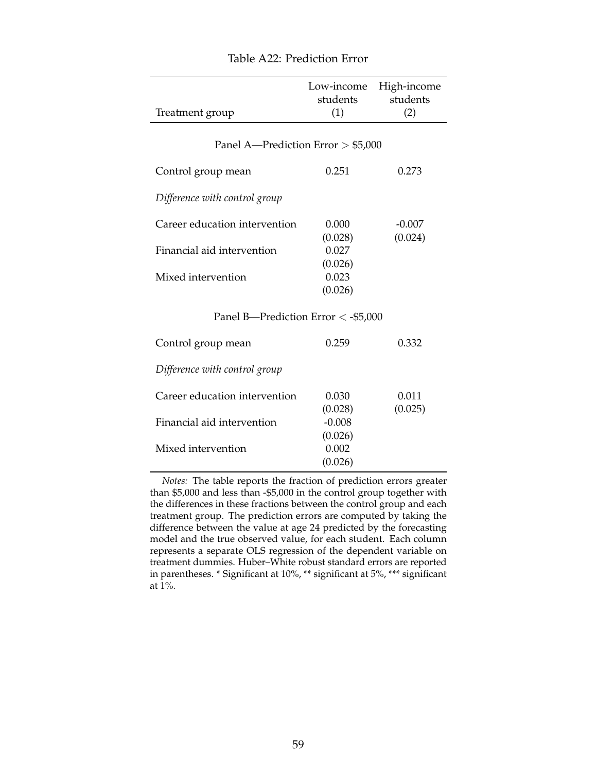Table A22: Prediction Error

| Treatment group | Low-income students (1) | High-income students (2) |
|---|---|---|
| **Panel A—Prediction Error > \$5,000** | | |
| Control group mean | 0.251 | 0.273 |
| *Difference with control group* | | |
| Career education intervention | 0.000 | -0.007 |
| | (0.028) | (0.024) |
| Financial aid intervention | 0.027 | |
| | (0.026) | |
| Mixed intervention | 0.023 | |
| | (0.026) | |
| **Panel B—Prediction Error < -\$5,000** | | |
| Control group mean | 0.259 | 0.332 |
| *Difference with control group* | | |
| Career education intervention | 0.030 | 0.011 |
| | (0.028) | (0.025) |
| Financial aid intervention | -0.008 | |
| | (0.026) | |
| Mixed intervention | 0.002 | |
| | (0.026) | |

*Notes:* The table reports the fraction of prediction errors greater than \$5,000 and less than -\$5,000 in the control group together with the differences in these fractions between the control group and each treatment group. The prediction errors are computed by taking the difference between the value at age 24 predicted by the forecasting model and the true observed value, for each student. Each column represents a separate OLS regression of the dependent variable on treatment dummies. Huber–White robust standard errors are reported in parentheses. * Significant at 10%, ** significant at 5%, *** significant at 1%.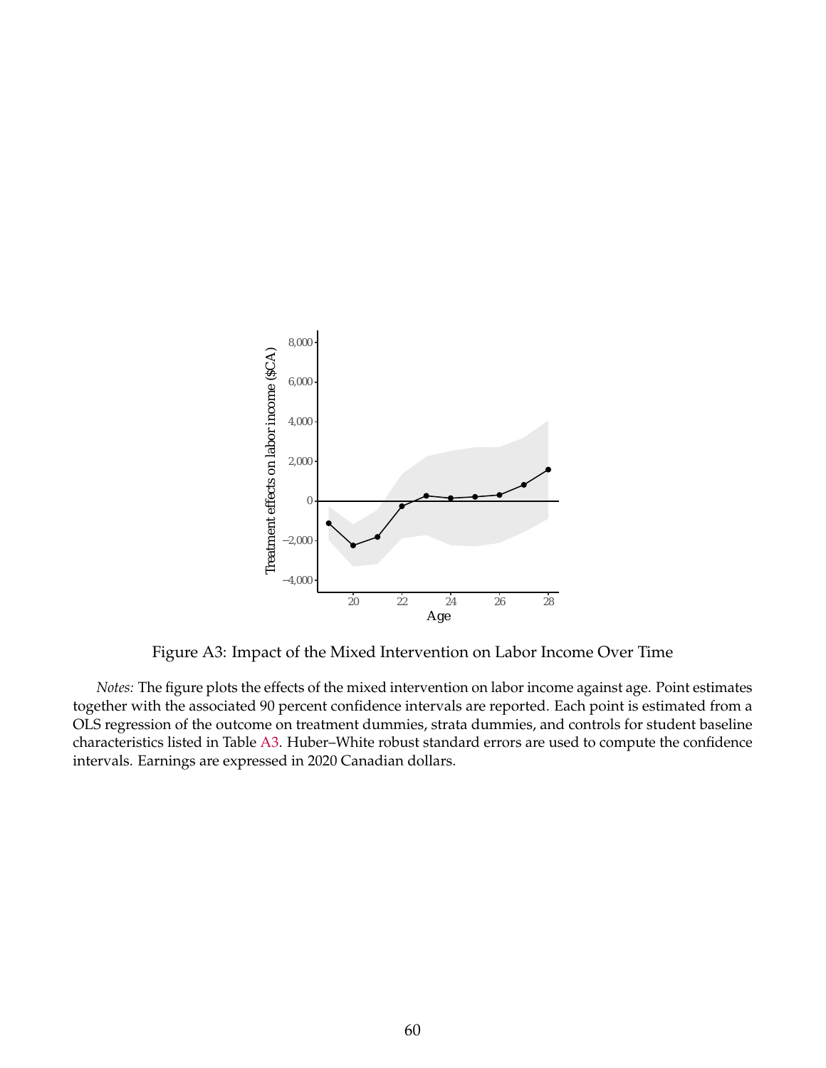Figure A3: Impact of the Mixed Intervention on Labor Income Over Time

*Notes:* The figure plots the effects of the mixed intervention on labor income against age. Point estimates together with the associated 90 percent confidence intervals are reported. Each point is estimated from a OLS regression of the outcome on treatment dummies, strata dummies, and controls for student baseline characteristics listed in Table A3. Huber–White robust standard errors are used to compute the confidence intervals. Earnings are expressed in 2020 Canadian dollars.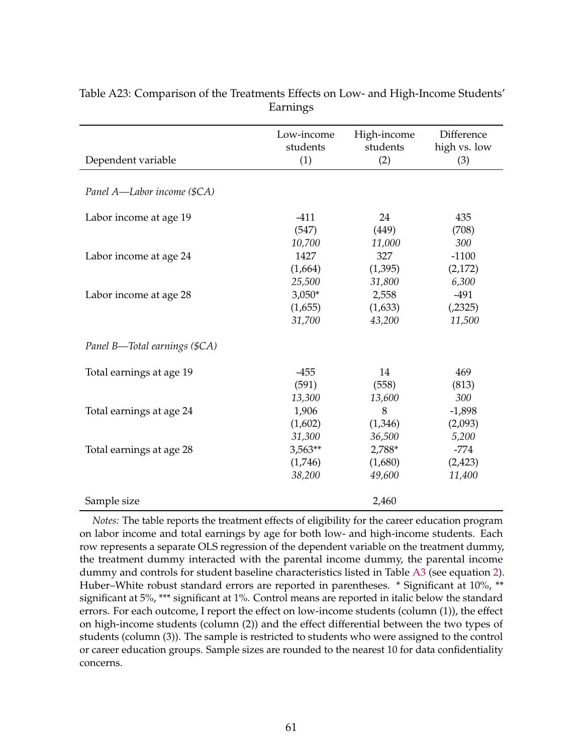Table A23: Comparison of the Treatments Effects on Low- and High-Income Students' Earnings

| Dependent variable | Low-income students (1) | High-income students (2) | Difference high vs. low (3) |
|---|---|---|---|
| *Panel A—Labor income ($CA)* | | | |
| Labor income at age 19 | -411 | 24 | 435 |
| | (547) | (449) | (708) |
| | *10,700* | *11,000* | *300* |
| Labor income at age 24 | 1427 | 327 | -1100 |
| | (1,664) | (1,395) | (2,172) |
| | *25,500* | *31,800* | *6,300* |
| Labor income at age 28 | 3,050* | 2,558 | -491 |
| | (1,655) | (1,633) | (,2325) |
| | *31,700* | *43,200* | *11,500* |
| *Panel B—Total earnings ($CA)* | | | |
| Total earnings at age 19 | -455 | 14 | 469 |
| | (591) | (558) | (813) |
| | *13,300* | *13,600* | *300* |
| Total earnings at age 24 | 1,906 | 8 | -1,898 |
| | (1,602) | (1,346) | (2,093) |
| | *31,300* | *36,500* | *5,200* |
| Total earnings at age 28 | 3,563** | 2,788* | -774 |
| | (1,746) | (1,680) | (2,423) |
| | *38,200* | *49,600* | *11,400* |
| Sample size | | 2,460 | |

*Notes:* The table reports the treatment effects of eligibility for the career education program on labor income and total earnings by age for both low- and high-income students. Each row represents a separate OLS regression of the dependent variable on the treatment dummy, the treatment dummy interacted with the parental income dummy, the parental income dummy and controls for student baseline characteristics listed in Table A3 (see equation 2). Huber–White robust standard errors are reported in parentheses. * Significant at 10%, ** significant at 5%, *** significant at 1%. Control means are reported in italic below the standard errors. For each outcome, I report the effect on low-income students (column (1)), the effect on high-income students (column (2)) and the effect differential between the two types of students (column (3)). The sample is restricted to students who were assigned to the control or career education groups. Sample sizes are rounded to the nearest 10 for data confidentiality concerns.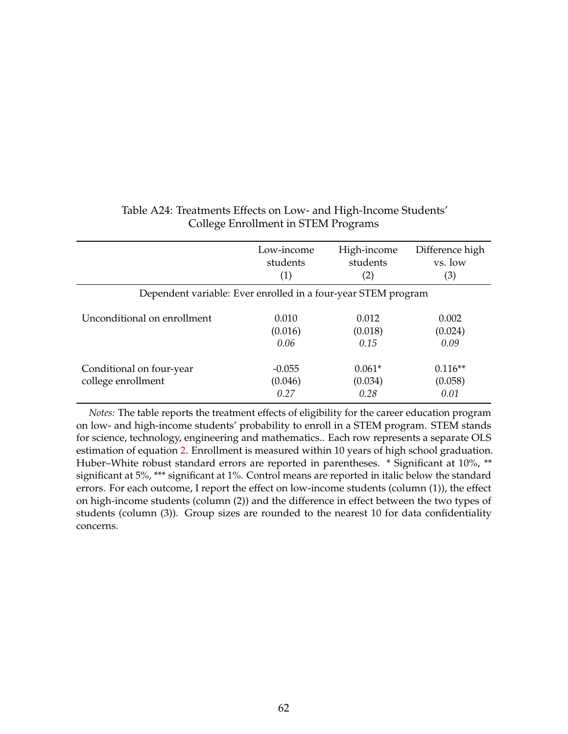Table A24: Treatments Effects on Low- and High-Income Students' College Enrollment in STEM Programs

| | Low-income students (1) | High-income students (2) | Difference high vs. low (3) |
|---|---|---|---|
| *Dependent variable: Ever enrolled in a four-year STEM program* | | | |
| Unconditional on enrollment | 0.010 | 0.012 | 0.002 |
| | (0.016) | (0.018) | (0.024) |
| | *0.06* | *0.15* | *0.09* |
| Conditional on four-year college enrollment | -0.055 | 0.061* | 0.116** |
| | (0.046) | (0.034) | (0.058) |
| | *0.27* | *0.28* | *0.01* |

*Notes:* The table reports the treatment effects of eligibility for the career education program on low- and high-income students' probability to enroll in a STEM program. STEM stands for science, technology, engineering and mathematics.. Each row represents a separate OLS estimation of equation 2. Enrollment is measured within 10 years of high school graduation. Huber–White robust standard errors are reported in parentheses. * Significant at 10%, ** significant at 5%, *** significant at 1%. Control means are reported in italic below the standard errors. For each outcome, I report the effect on low-income students (column (1)), the effect on high-income students (column (2)) and the difference in effect between the two types of students (column (3)). Group sizes are rounded to the nearest 10 for data confidentiality concerns.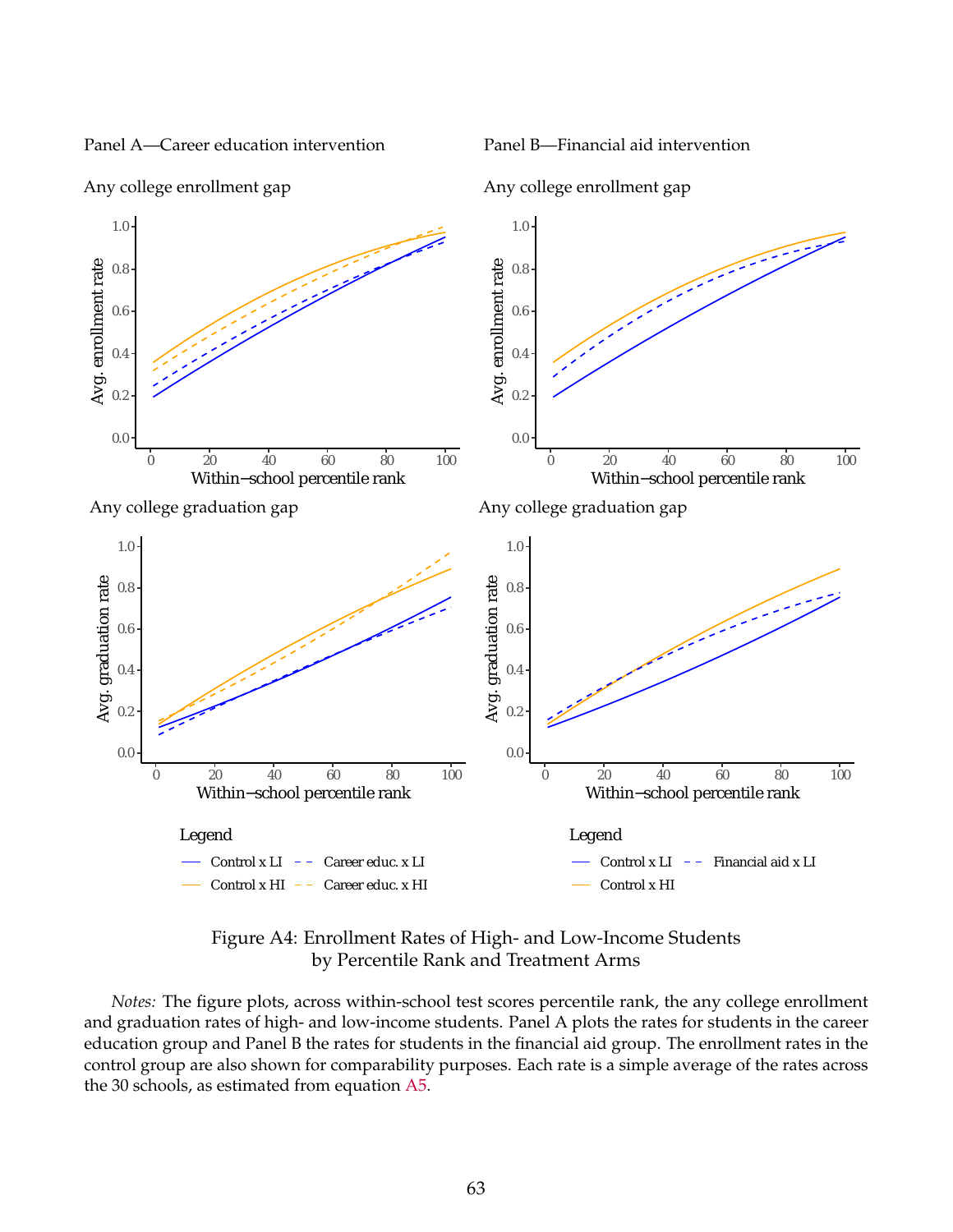Panel A—Career education intervention

Any college enrollment gap

Any college graduation gap

Panel B—Financial aid intervention

Any college enrollment gap

Any college graduation gap

Figure A4: Enrollment Rates of High- and Low-Income Students by Percentile Rank and Treatment Arms

*Notes:* The figure plots, across within-school test scores percentile rank, the any college enrollment and graduation rates of high- and low-income students. Panel A plots the rates for students in the career education group and Panel B the rates for students in the financial aid group. The enrollment rates in the control group are also shown for comparability purposes. Each rate is a simple average of the rates across the 30 schools, as estimated from equation A5.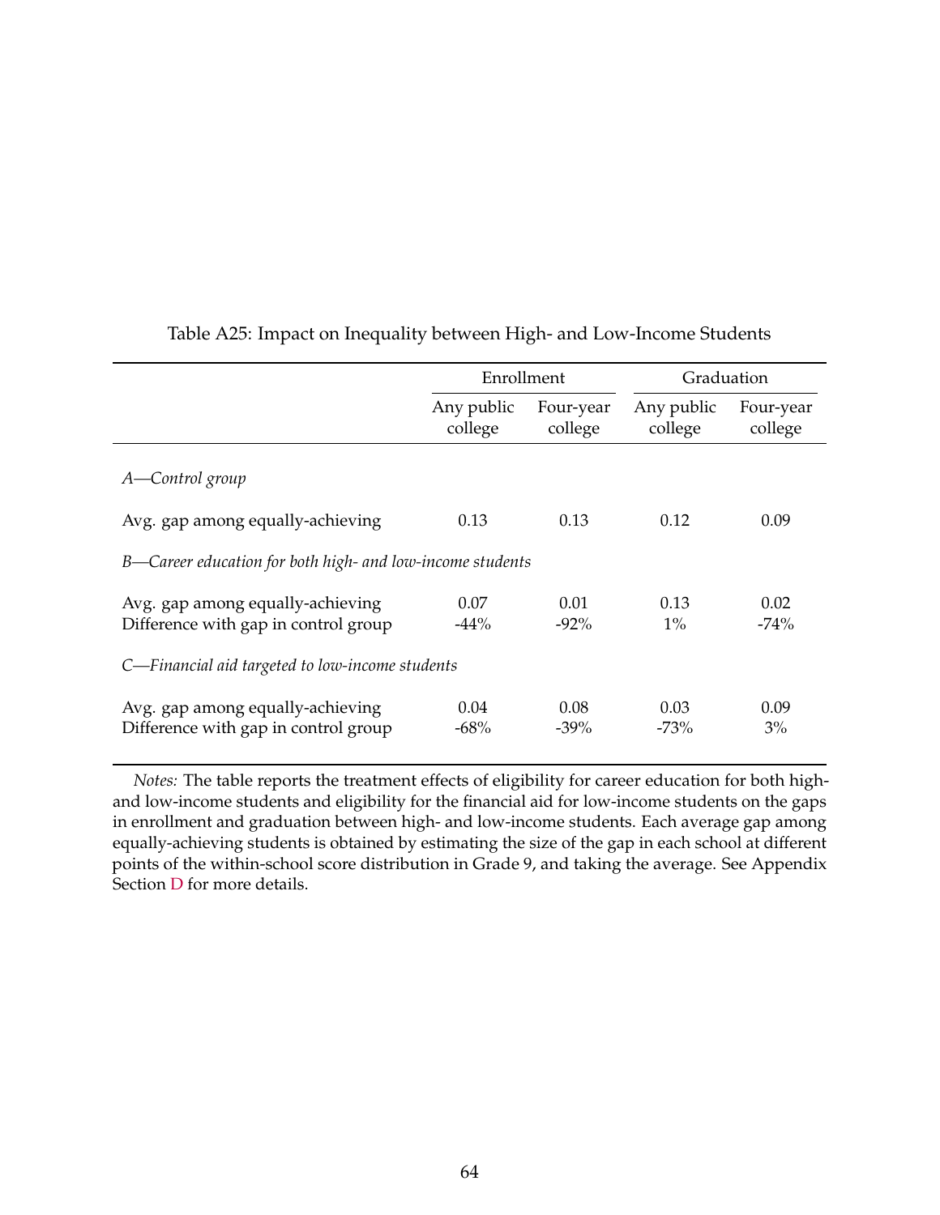Table A25: Impact on Inequality between High- and Low-Income Students

| | Enrollment | | Graduation | |
|---|---|---|---|---|
| | Any public college | Four-year college | Any public college | Four-year college |
| *A—Control group* | | | | |
| Avg. gap among equally-achieving | 0.13 | 0.13 | 0.12 | 0.09 |
| *B—Career education for both high- and low-income students* | | | | |
| Avg. gap among equally-achieving | 0.07 | 0.01 | 0.13 | 0.02 |
| Difference with gap in control group | -44% | -92% | 1% | -74% |
| *C—Financial aid targeted to low-income students* | | | | |
| Avg. gap among equally-achieving | 0.04 | 0.08 | 0.03 | 0.09 |
| Difference with gap in control group | -68% | -39% | -73% | 3% |

*Notes:* The table reports the treatment effects of eligibility for career education for both high- and low-income students and eligibility for the financial aid for low-income students on the gaps in enrollment and graduation between high- and low-income students. Each average gap among equally-achieving students is obtained by estimating the size of the gap in each school at different points of the within-school score distribution in Grade 9, and taking the average. See Appendix Section D for more details.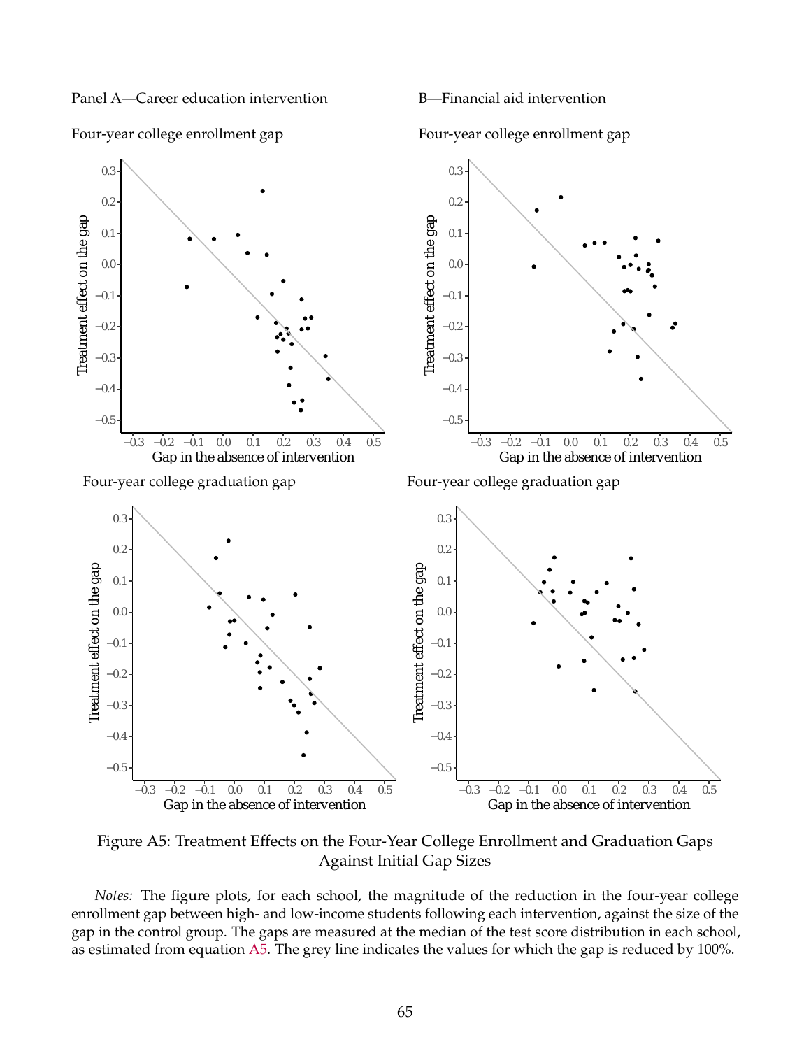Panel A—Career education intervention

B—Financial aid intervention

Four-year college enrollment gap

Four-year college enrollment gap

Four-year college graduation gap

Four-year college graduation gap

Figure A5: Treatment Effects on the Four-Year College Enrollment and Graduation Gaps Against Initial Gap Sizes

*Notes:* The figure plots, for each school, the magnitude of the reduction in the four-year college enrollment gap between high- and low-income students following each intervention, against the size of the gap in the control group. The gaps are measured at the median of the test score distribution in each school, as estimated from equation A5. The grey line indicates the values for which the gap is reduced by 100%.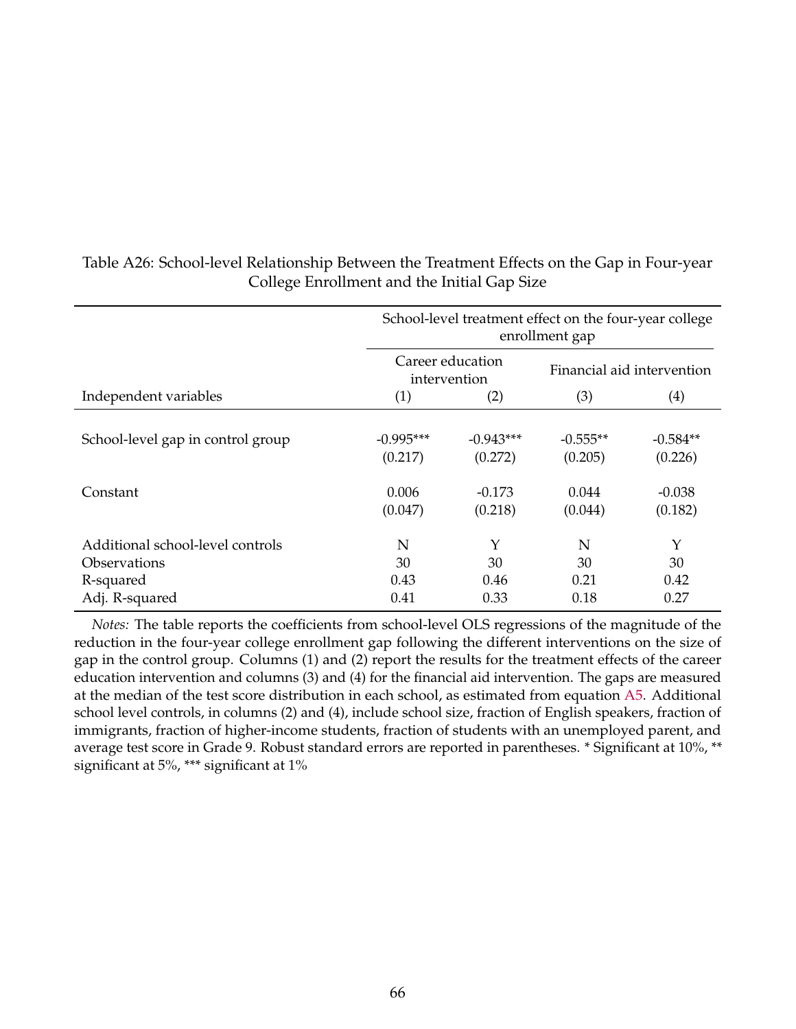Table A26: School-level Relationship Between the Treatment Effects on the Gap in Four-year College Enrollment and the Initial Gap Size

| | School-level treatment effect on the four-year college enrollment gap | | | |
|---|---|---|---|---|
| | Career education intervention | | Financial aid intervention | |
| Independent variables | (1) | (2) | (3) | (4) |
| School-level gap in control group | -0.995*** | -0.943*** | -0.555** | -0.584** |
| | (0.217) | (0.272) | (0.205) | (0.226) |
| Constant | 0.006 | -0.173 | 0.044 | -0.038 |
| | (0.047) | (0.218) | (0.044) | (0.182) |
| Additional school-level controls | N | Y | N | Y |
| Observations | 30 | 30 | 30 | 30 |
| R-squared | 0.43 | 0.46 | 0.21 | 0.42 |
| Adj. R-squared | 0.41 | 0.33 | 0.18 | 0.27 |

*Notes:* The table reports the coefficients from school-level OLS regressions of the magnitude of the reduction in the four-year college enrollment gap following the different interventions on the size of gap in the control group. Columns (1) and (2) report the results for the treatment effects of the career education intervention and columns (3) and (4) for the financial aid intervention. The gaps are measured at the median of the test score distribution in each school, as estimated from equation A5. Additional school level controls, in columns (2) and (4), include school size, fraction of English speakers, fraction of immigrants, fraction of higher-income students, fraction of students with an unemployed parent, and average test score in Grade 9. Robust standard errors are reported in parentheses. * Significant at 10%, ** significant at 5%, *** significant at 1%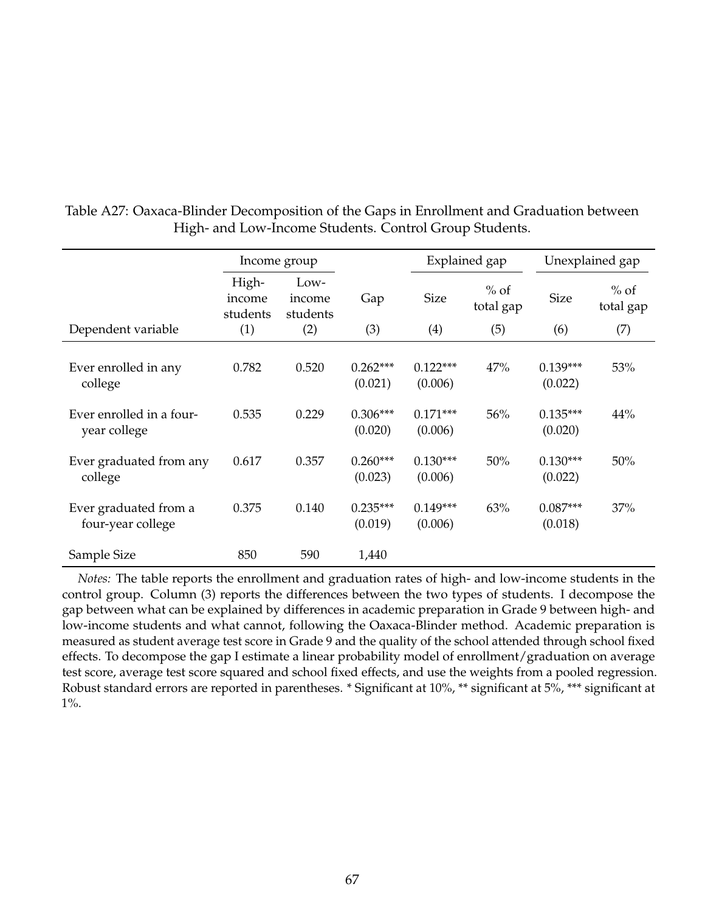Table A27: Oaxaca-Blinder Decomposition of the Gaps in Enrollment and Graduation between High- and Low-Income Students. Control Group Students.

| | Income group | | | Explained gap | | Unexplained gap | |
|---|---|---|---|---|---|---|---|
| | High-income students | Low-income students | Gap | Size | % of total gap | Size | % of total gap |
| Dependent variable | (1) | (2) | (3) | (4) | (5) | (6) | (7) |
| Ever enrolled in any college | 0.782 | 0.520 | 0.262*** (0.021) | 0.122*** (0.006) | 47% | 0.139*** (0.022) | 53% |
| Ever enrolled in a four-year college | 0.535 | 0.229 | 0.306*** (0.020) | 0.171*** (0.006) | 56% | 0.135*** (0.020) | 44% |
| Ever graduated from any college | 0.617 | 0.357 | 0.260*** (0.023) | 0.130*** (0.006) | 50% | 0.130*** (0.022) | 50% |
| Ever graduated from a four-year college | 0.375 | 0.140 | 0.235*** (0.019) | 0.149*** (0.006) | 63% | 0.087*** (0.018) | 37% |
| Sample Size | 850 | 590 | 1,440 | | | | |

*Notes:* The table reports the enrollment and graduation rates of high- and low-income students in the control group. Column (3) reports the differences between the two types of students. I decompose the gap between what can be explained by differences in academic preparation in Grade 9 between high- and low-income students and what cannot, following the Oaxaca-Blinder method. Academic preparation is measured as student average test score in Grade 9 and the quality of the school attended through school fixed effects. To decompose the gap I estimate a linear probability model of enrollment/graduation on average test score, average test score squared and school fixed effects, and use the weights from a pooled regression. Robust standard errors are reported in parentheses. * Significant at 10%, ** significant at 5%, *** significant at 1%.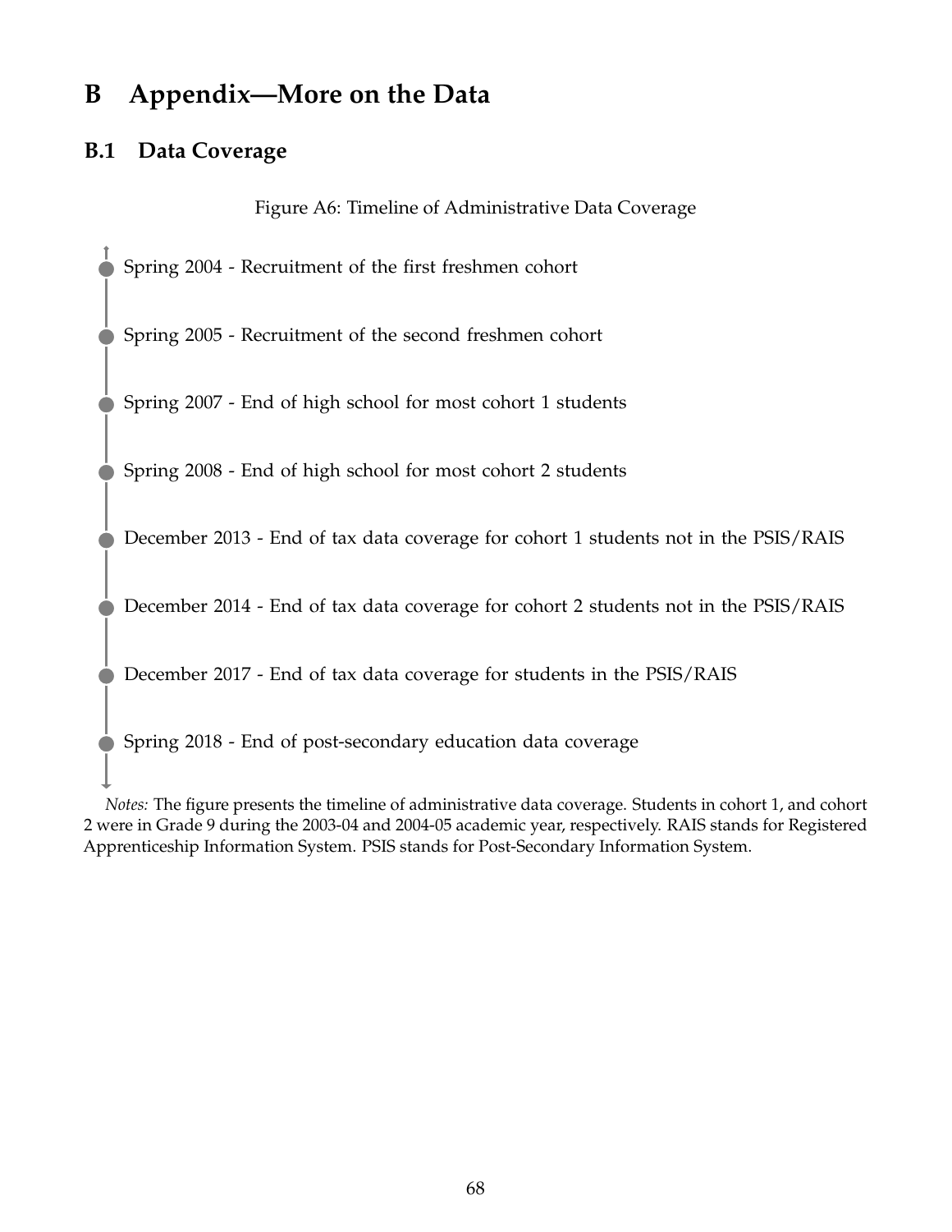# B Appendix—More on the Data

## B.1 Data Coverage

Figure A6: Timeline of Administrative Data Coverage

- Spring 2004 - Recruitment of the first freshmen cohort
- Spring 2005 - Recruitment of the second freshmen cohort
- Spring 2007 - End of high school for most cohort 1 students
- Spring 2008 - End of high school for most cohort 2 students
- December 2013 - End of tax data coverage for cohort 1 students not in the PSIS/RAIS
- December 2014 - End of tax data coverage for cohort 2 students not in the PSIS/RAIS
- December 2017 - End of tax data coverage for students in the PSIS/RAIS
- Spring 2018 - End of post-secondary education data coverage

*Notes:* The figure presents the timeline of administrative data coverage. Students in cohort 1, and cohort 2 were in Grade 9 during the 2003-04 and 2004-05 academic year, respectively. RAIS stands for Registered Apprenticeship Information System. PSIS stands for Post-Secondary Information System.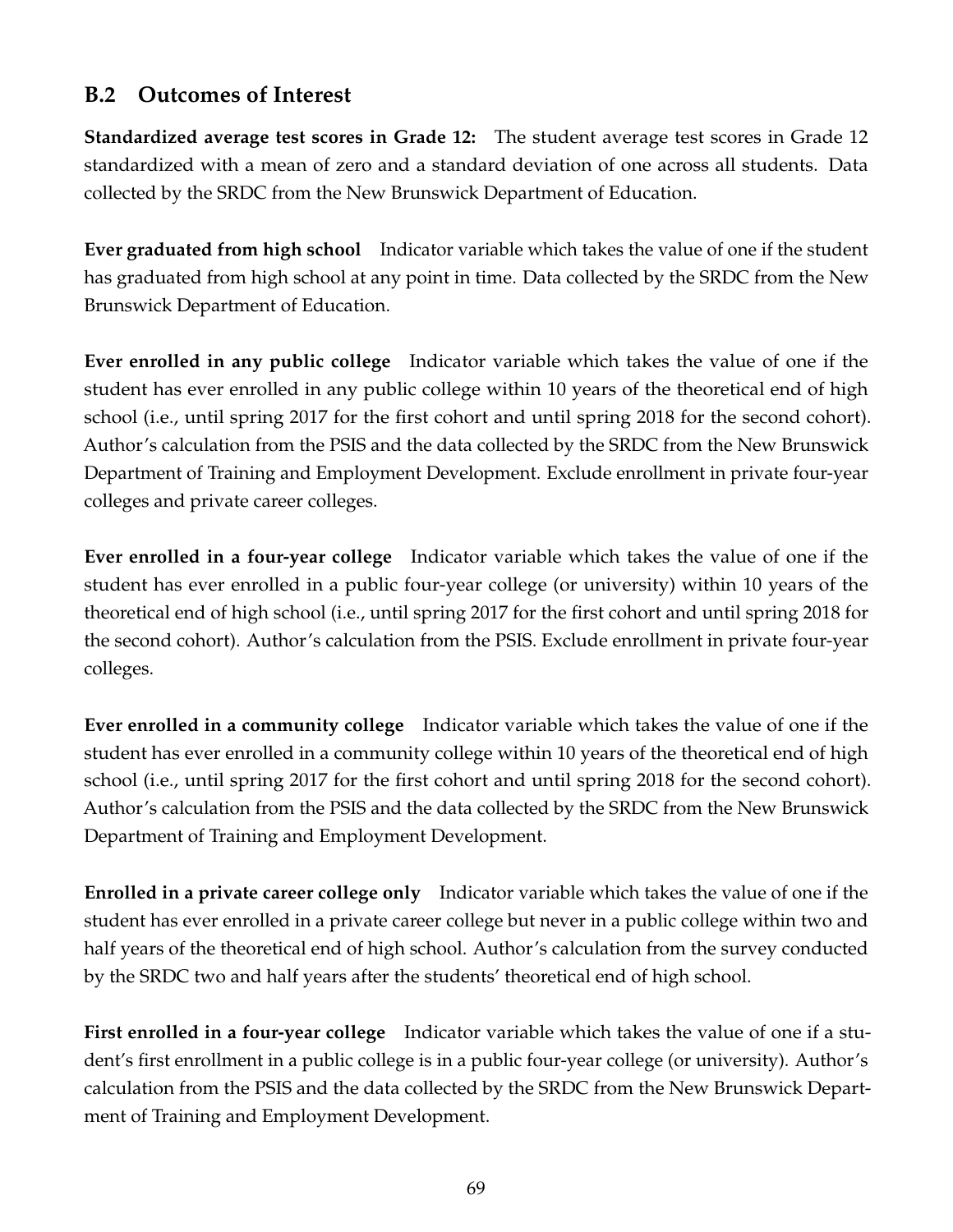## B.2 Outcomes of Interest

**Standardized average test scores in Grade 12:** The student average test scores in Grade 12 standardized with a mean of zero and a standard deviation of one across all students. Data collected by the SRDC from the New Brunswick Department of Education.

**Ever graduated from high school** Indicator variable which takes the value of one if the student has graduated from high school at any point in time. Data collected by the SRDC from the New Brunswick Department of Education.

**Ever enrolled in any public college** Indicator variable which takes the value of one if the student has ever enrolled in any public college within 10 years of the theoretical end of high school (i.e., until spring 2017 for the first cohort and until spring 2018 for the second cohort). Author's calculation from the PSIS and the data collected by the SRDC from the New Brunswick Department of Training and Employment Development. Exclude enrollment in private four-year colleges and private career colleges.

**Ever enrolled in a four-year college** Indicator variable which takes the value of one if the student has ever enrolled in a public four-year college (or university) within 10 years of the theoretical end of high school (i.e., until spring 2017 for the first cohort and until spring 2018 for the second cohort). Author's calculation from the PSIS. Exclude enrollment in private four-year colleges.

**Ever enrolled in a community college** Indicator variable which takes the value of one if the student has ever enrolled in a community college within 10 years of the theoretical end of high school (i.e., until spring 2017 for the first cohort and until spring 2018 for the second cohort). Author's calculation from the PSIS and the data collected by the SRDC from the New Brunswick Department of Training and Employment Development.

**Enrolled in a private career college only** Indicator variable which takes the value of one if the student has ever enrolled in a private career college but never in a public college within two and half years of the theoretical end of high school. Author's calculation from the survey conducted by the SRDC two and half years after the students' theoretical end of high school.

**First enrolled in a four-year college** Indicator variable which takes the value of one if a student's first enrollment in a public college is in a public four-year college (or university). Author's calculation from the PSIS and the data collected by the SRDC from the New Brunswick Department of Training and Employment Development.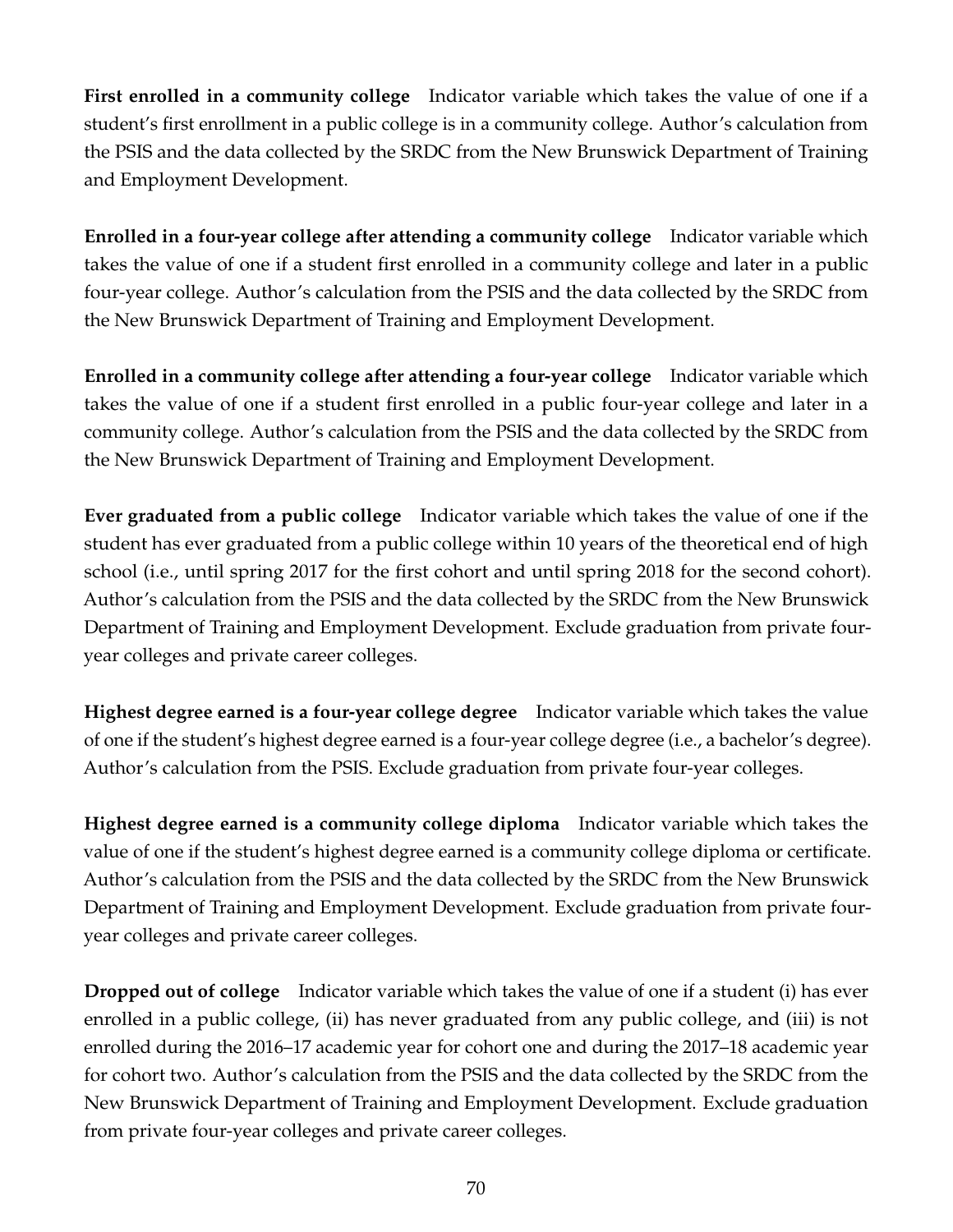**First enrolled in a community college** Indicator variable which takes the value of one if a student's first enrollment in a public college is in a community college. Author's calculation from the PSIS and the data collected by the SRDC from the New Brunswick Department of Training and Employment Development.

**Enrolled in a four-year college after attending a community college** Indicator variable which takes the value of one if a student first enrolled in a community college and later in a public four-year college. Author's calculation from the PSIS and the data collected by the SRDC from the New Brunswick Department of Training and Employment Development.

**Enrolled in a community college after attending a four-year college** Indicator variable which takes the value of one if a student first enrolled in a public four-year college and later in a community college. Author's calculation from the PSIS and the data collected by the SRDC from the New Brunswick Department of Training and Employment Development.

**Ever graduated from a public college** Indicator variable which takes the value of one if the student has ever graduated from a public college within 10 years of the theoretical end of high school (i.e., until spring 2017 for the first cohort and until spring 2018 for the second cohort). Author's calculation from the PSIS and the data collected by the SRDC from the New Brunswick Department of Training and Employment Development. Exclude graduation from private four-year colleges and private career colleges.

**Highest degree earned is a four-year college degree** Indicator variable which takes the value of one if the student's highest degree earned is a four-year college degree (i.e., a bachelor's degree). Author's calculation from the PSIS. Exclude graduation from private four-year colleges.

**Highest degree earned is a community college diploma** Indicator variable which takes the value of one if the student's highest degree earned is a community college diploma or certificate. Author's calculation from the PSIS and the data collected by the SRDC from the New Brunswick Department of Training and Employment Development. Exclude graduation from private four-year colleges and private career colleges.

**Dropped out of college** Indicator variable which takes the value of one if a student (i) has ever enrolled in a public college, (ii) has never graduated from any public college, and (iii) is not enrolled during the 2016–17 academic year for cohort one and during the 2017–18 academic year for cohort two. Author's calculation from the PSIS and the data collected by the SRDC from the New Brunswick Department of Training and Employment Development. Exclude graduation from private four-year colleges and private career colleges.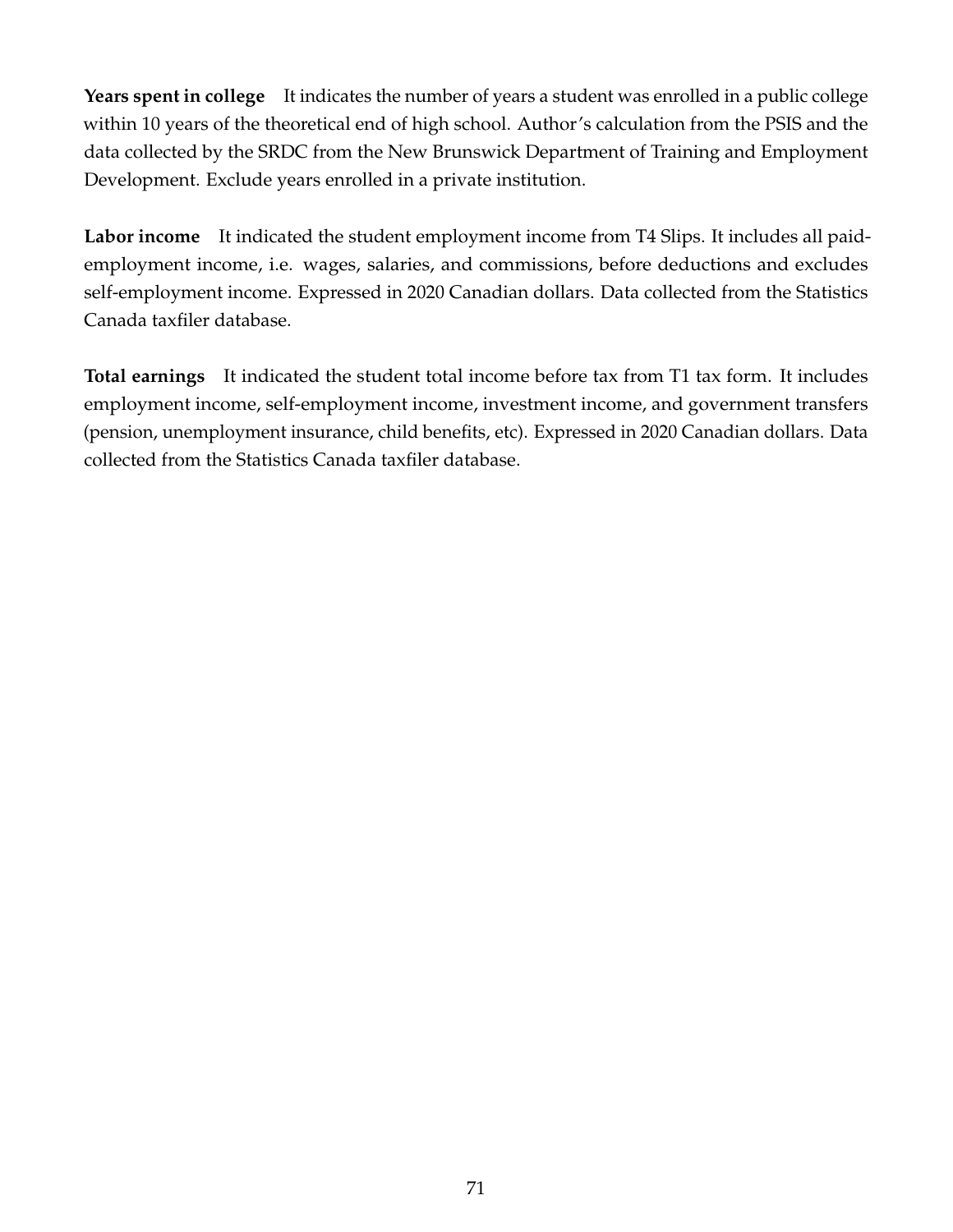**Years spent in college** It indicates the number of years a student was enrolled in a public college within 10 years of the theoretical end of high school. Author's calculation from the PSIS and the data collected by the SRDC from the New Brunswick Department of Training and Employment Development. Exclude years enrolled in a private institution.

**Labor income** It indicated the student employment income from T4 Slips. It includes all paid-employment income, i.e. wages, salaries, and commissions, before deductions and excludes self-employment income. Expressed in 2020 Canadian dollars. Data collected from the Statistics Canada taxfiler database.

**Total earnings** It indicated the student total income before tax from T1 tax form. It includes employment income, self-employment income, investment income, and government transfers (pension, unemployment insurance, child benefits, etc). Expressed in 2020 Canadian dollars. Data collected from the Statistics Canada taxfiler database.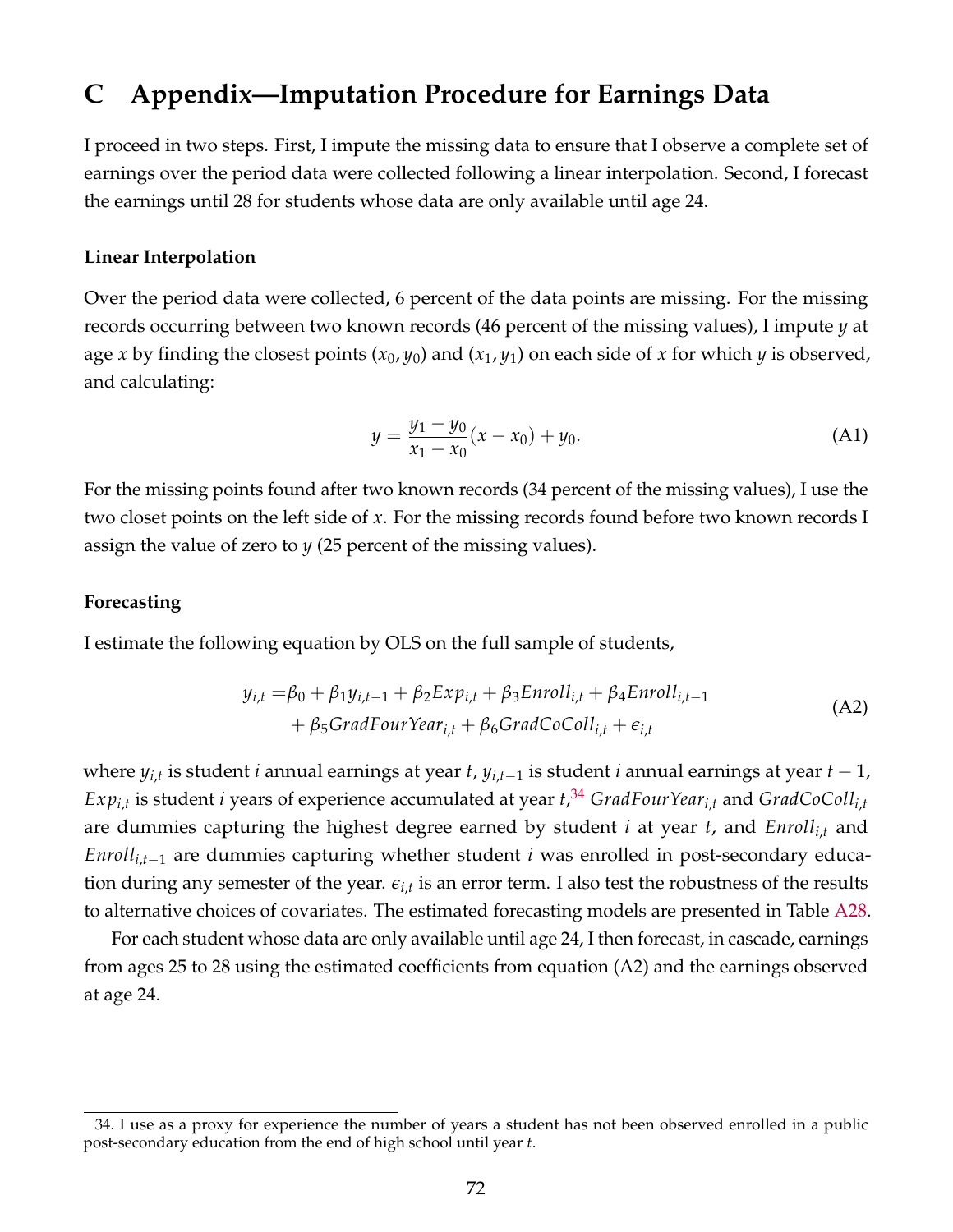# C Appendix—Imputation Procedure for Earnings Data

I proceed in two steps. First, I impute the missing data to ensure that I observe a complete set of earnings over the period data were collected following a linear interpolation. Second, I forecast the earnings until 28 for students whose data are only available until age 24.

### Linear Interpolation

Over the period data were collected, 6 percent of the data points are missing. For the missing records occurring between two known records (46 percent of the missing values), I impute $y$ at age $x$ by finding the closest points $(x_0, y_0)$ and $(x_1, y_1)$ on each side of $x$ for which $y$ is observed, and calculating:

$$y = \frac{y_1 - y_0}{x_1 - x_0}(x - x_0) + y_0. \tag{A1}$$

For the missing points found after two known records (34 percent of the missing values), I use the two closet points on the left side of $x$. For the missing records found before two known records I assign the value of zero to $y$ (25 percent of the missing values).

### Forecasting

I estimate the following equation by OLS on the full sample of students,

$$\begin{aligned} y_{i,t} =& \beta_0 + \beta_1 y_{i,t-1} + \beta_2 Exp_{i,t} + \beta_3 Enroll_{i,t} + \beta_4 Enroll_{i,t-1} \\ &+ \beta_5 GradFourYear_{i,t} + \beta_6 GradCoColl_{i,t} + \epsilon_{i,t} \end{aligned} \tag{A2}$$

where $y_{i,t}$ is student $i$ annual earnings at year $t$, $y_{i,t-1}$ is student $i$ annual earnings at year $t-1$, $Exp_{i,t}$ is student $i$ years of experience accumulated at year $t$,[34] $GradFourYear_{i,t}$ and $GradCoColl_{i,t}$ are dummies capturing the highest degree earned by student $i$ at year $t$, and $Enroll_{i,t}$ and $Enroll_{i,t-1}$ are dummies capturing whether student $i$ was enrolled in post-secondary education during any semester of the year. $\epsilon_{i,t}$ is an error term. I also test the robustness of the results to alternative choices of covariates. The estimated forecasting models are presented in Table A28.

For each student whose data are only available until age 24, I then forecast, in cascade, earnings from ages 25 to 28 using the estimated coefficients from equation (A2) and the earnings observed at age 24.

34. I use as a proxy for experience the number of years a student has not been observed enrolled in a public post-secondary education from the end of high school until year $t$.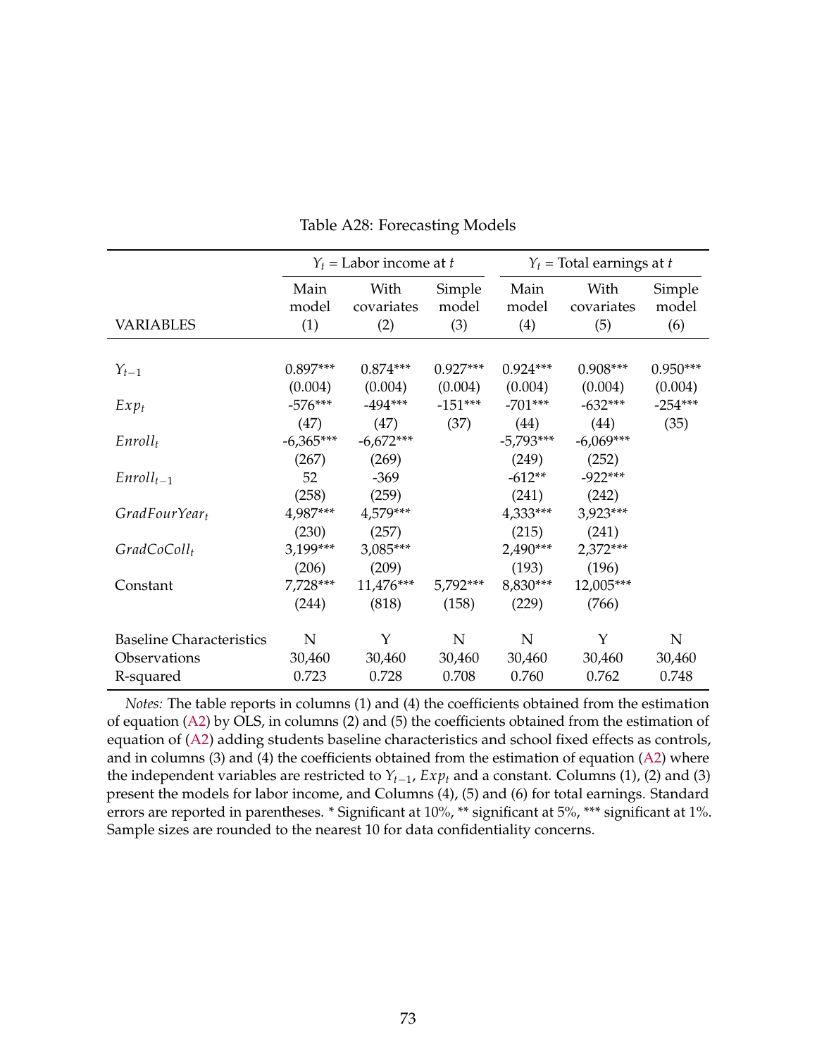Table A28: Forecasting Models

| | $Y_t$ = Labor income at $t$ | | | $Y_t$ = Total earnings at $t$ | | |
|---|---|---|---|---|---|---|
| | Main model | With covariates | Simple model | Main model | With covariates | Simple model |
| VARIABLES | (1) | (2) | (3) | (4) | (5) | (6) |
| $Y_{t-1}$ | 0.897*** | 0.874*** | 0.927*** | 0.924*** | 0.908*** | 0.950*** |
| | (0.004) | (0.004) | (0.004) | (0.004) | (0.004) | (0.004) |
| $Exp_t$ | -576*** | -494*** | -151*** | -701*** | -632*** | -254*** |
| | (47) | (47) | (37) | (44) | (44) | (35) |
| $Enroll_t$ | -6,365*** | -6,672*** | | -5,793*** | -6,069*** | |
| | (267) | (269) | | (249) | (252) | |
| $Enroll_{t-1}$ | 52 | -369 | | -612** | -922*** | |
| | (258) | (259) | | (241) | (242) | |
| $GradFourYear_t$ | 4,987*** | 4,579*** | | 4,333*** | 3,923*** | |
| | (230) | (257) | | (215) | (241) | |
| $GradCoColl_t$ | 3,199*** | 3,085*** | | 2,490*** | 2,372*** | |
| | (206) | (209) | | (193) | (196) | |
| Constant | 7,728*** | 11,476*** | 5,792*** | 8,830*** | 12,005*** | |
| | (244) | (818) | (158) | (229) | (766) | |
| Baseline Characteristics | N | Y | N | N | Y | N |
| Observations | 30,460 | 30,460 | 30,460 | 30,460 | 30,460 | 30,460 |
| R-squared | 0.723 | 0.728 | 0.708 | 0.760 | 0.762 | 0.748 |

*Notes:* The table reports in columns (1) and (4) the coefficients obtained from the estimation of equation (A2) by OLS, in columns (2) and (5) the coefficients obtained from the estimation of equation of (A2) adding students baseline characteristics and school fixed effects as controls, and in columns (3) and (4) the coefficients obtained from the estimation of equation (A2) where the independent variables are restricted to $Y_{t-1}$, $Exp_t$ and a constant. Columns (1), (2) and (3) present the models for labor income, and Columns (4), (5) and (6) for total earnings. Standard errors are reported in parentheses. * Significant at 10%, ** significant at 5%, *** significant at 1%. Sample sizes are rounded to the nearest 10 for data confidentiality concerns.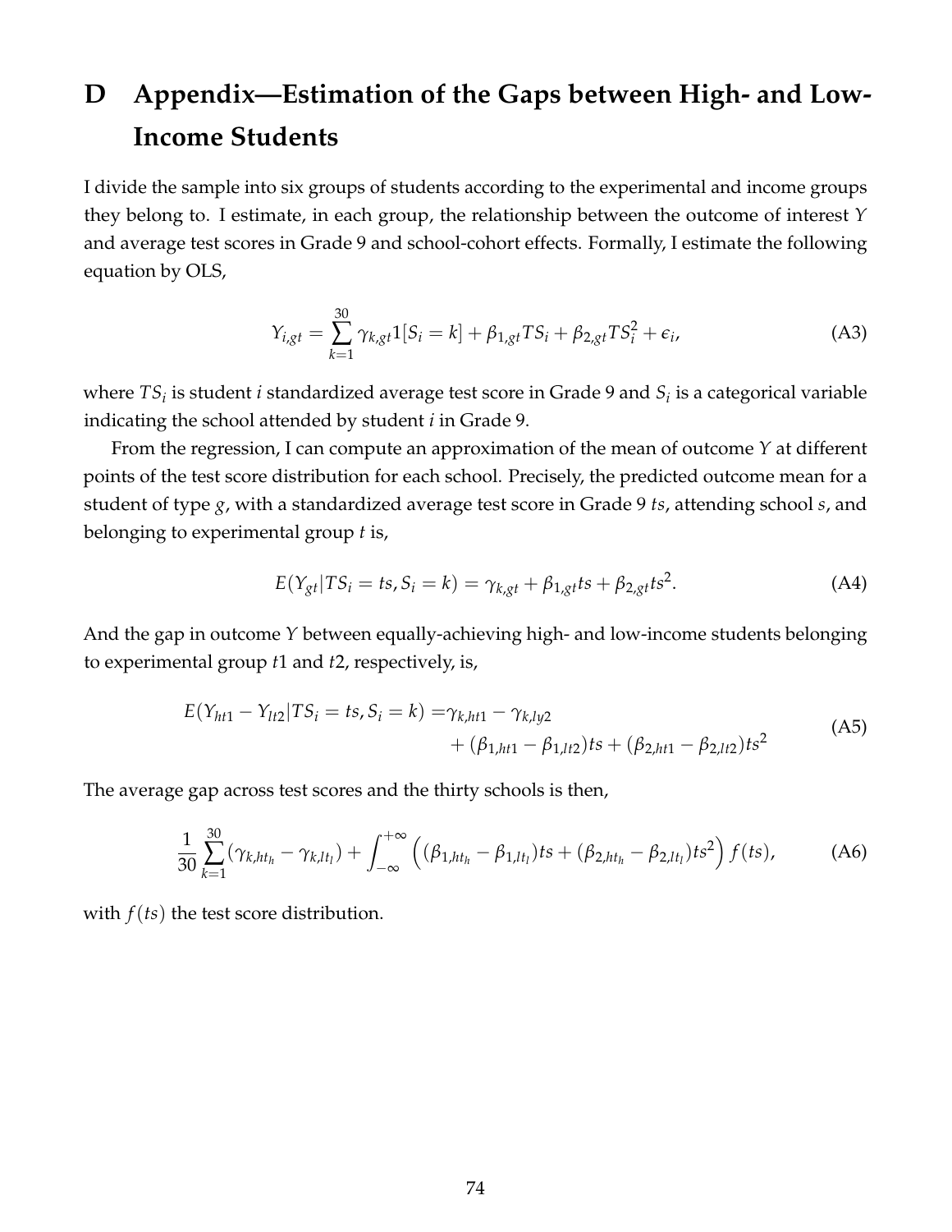# D Appendix—Estimation of the Gaps between High- and Low-Income Students

I divide the sample into six groups of students according to the experimental and income groups they belong to. I estimate, in each group, the relationship between the outcome of interest $Y$ and average test scores in Grade 9 and school-cohort effects. Formally, I estimate the following equation by OLS,

$$Y_{i,gt} = \sum_{k=1}^{30} \gamma_{k,gt} 1[S_i = k] + \beta_{1,gt} TS_i + \beta_{2,gt} TS_i^2 + \epsilon_i, \tag{A3}$$

where $TS_i$ is student $i$ standardized average test score in Grade 9 and $S_i$ is a categorical variable indicating the school attended by student $i$ in Grade 9.

From the regression, I can compute an approximation of the mean of outcome $Y$ at different points of the test score distribution for each school. Precisely, the predicted outcome mean for a student of type $g$, with a standardized average test score in Grade 9 $ts$, attending school $s$, and belonging to experimental group $t$ is,

$$E(Y_{gt} | TS_i = ts, S_i = k) = \gamma_{k,gt} + \beta_{1,gt} ts + \beta_{2,gt} ts^2. \tag{A4}$$

And the gap in outcome $Y$ between equally-achieving high- and low-income students belonging to experimental group $t1$ and $t2$, respectively, is,

$$\begin{aligned} E(Y_{ht1} - Y_{lt2} | TS_i = ts, S_i = k) =& \gamma_{k,ht1} - \gamma_{k,ly2} \\ &+ (\beta_{1,ht1} - \beta_{1,lt2}) ts + (\beta_{2,ht1} - \beta_{2,lt2}) ts^2 \end{aligned} \tag{A5}$$

The average gap across test scores and the thirty schools is then,

$$\frac{1}{30} \sum_{k=1}^{30} (\gamma_{k,ht_h} - \gamma_{k,lt_l}) + \int_{-\infty}^{+\infty} \left( (\beta_{1,ht_h} - \beta_{1,lt_l}) ts + (\beta_{2,ht_h} - \beta_{2,lt_l}) ts^2 \right) f(ts), \tag{A6}$$

with $f(ts)$ the test score distribution.